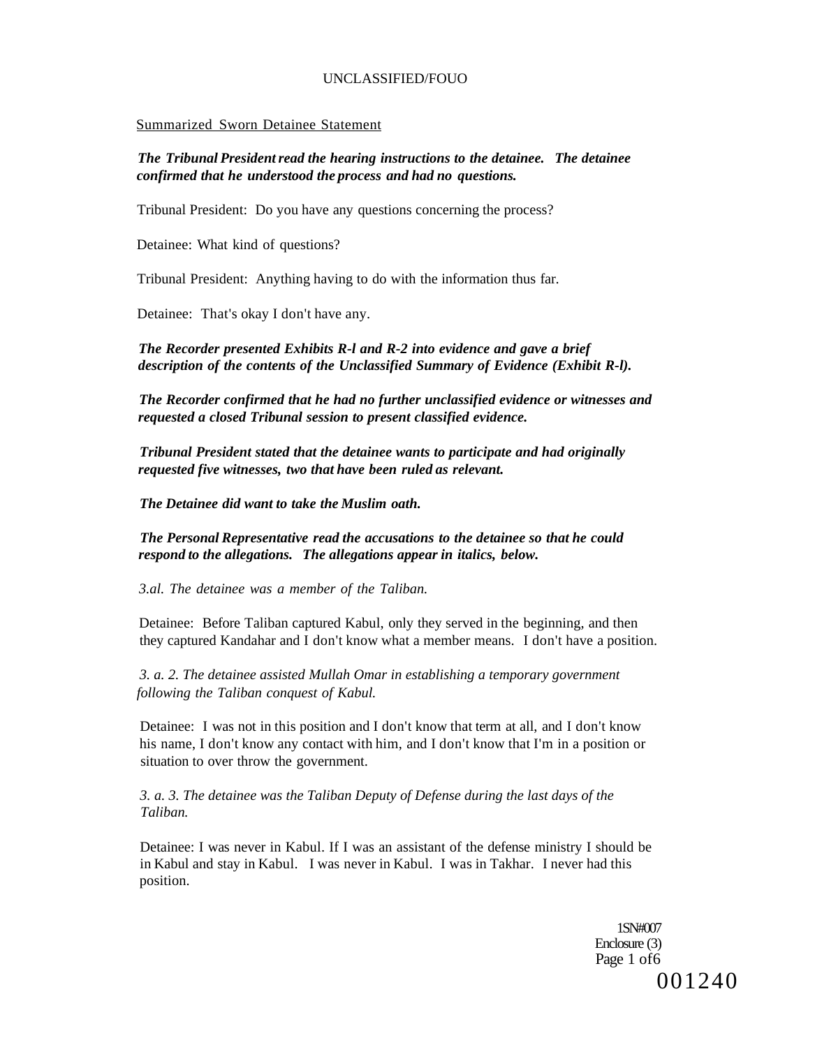Summarized Sworn Detainee Statement

***The Tribunal President read the hearing instructions to the detainee. The detainee confirmed that he understood the process and had no questions.***

Tribunal President: Do you have any questions concerning the process?

Detainee: What kind of questions?

Tribunal President: Anything having to do with the information thus far.

Detainee: That's okay I don't have any.

***The Recorder presented Exhibits R-l and R-2 into evidence and gave a brief description of the contents of the Unclassified Summary of Evidence (Exhibit R-l).***

***The Recorder confirmed that he had no further unclassified evidence or witnesses and requested a closed Tribunal session to present classified evidence.***

***Tribunal President stated that the detainee wants to participate and had originally requested five witnesses, two that have been ruled as relevant.***

***The Detainee did want to take the Muslim oath.***

***The Personal Representative read the accusations to the detainee so that he could respond to the allegations. The allegations appear in italics, below.***

*3.al. The detainee was a member of the Taliban.*

Detainee: Before Taliban captured Kabul, only they served in the beginning, and then they captured Kandahar and I don't know what a member means. I don't have a position.

*3. a. 2. The detainee assisted Mullah Omar in establishing a temporary government following the Taliban conquest of Kabul.*

Detainee: I was not in this position and I don't know that term at all, and I don't know his name, I don't know any contact with him, and I don't know that I'm in a position or situation to over throw the government.

*3. a. 3. The detainee was the Taliban Deputy of Defense during the last days of the Taliban.*

Detainee: I was never in Kabul. If I was an assistant of the defense ministry I should be in Kabul and stay in Kabul. I was never in Kabul. I was in Takhar. I never had this position.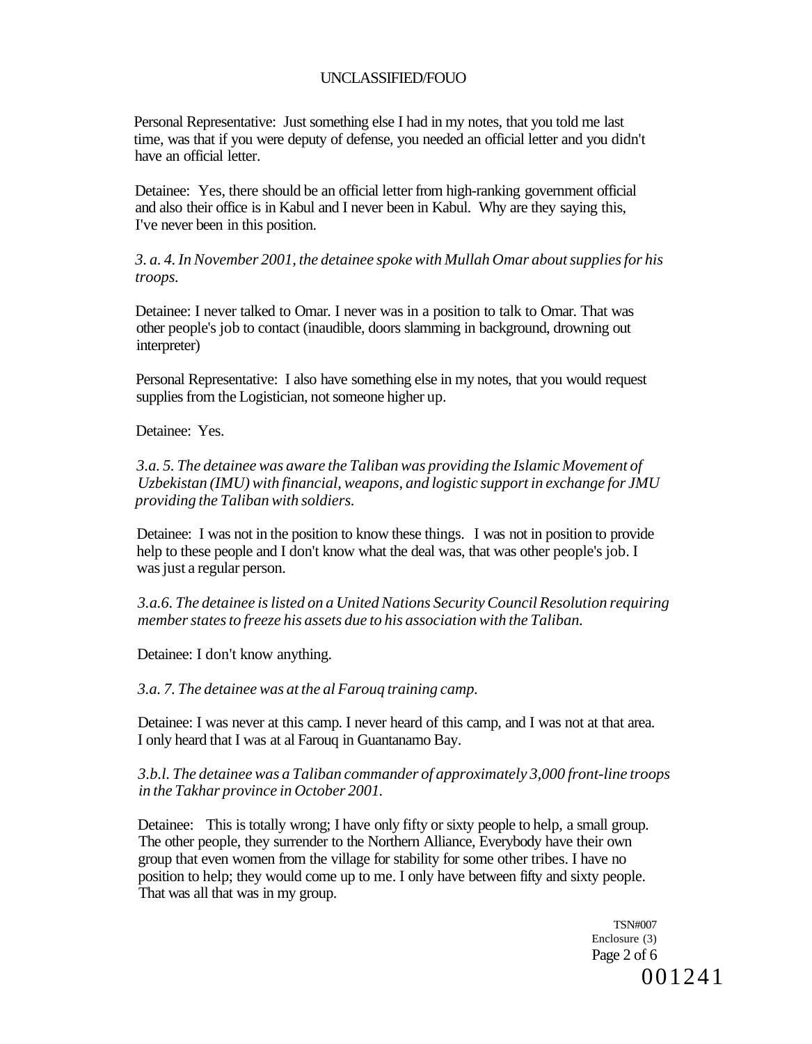Personal Representative: Just something else I had in my notes, that you told me last time, was that if you were deputy of defense, you needed an official letter and you didn't have an official letter.

Detainee: Yes, there should be an official letter from high-ranking government official and also their office is in Kabul and I never been in Kabul. Why are they saying this, I've never been in this position.

*3. a. 4. In November 2001, the detainee spoke with Mullah Omar about supplies for his troops.*

Detainee: I never talked to Omar. I never was in a position to talk to Omar. That was other people's job to contact (inaudible, doors slamming in background, drowning out interpreter)

Personal Representative: I also have something else in my notes, that you would request supplies from the Logistician, not someone higher up.

Detainee: Yes.

*3.a. 5. The detainee was aware the Taliban was providing the Islamic Movement of Uzbekistan (IMU) with financial, weapons, and logistic support in exchange for JMU providing the Taliban with soldiers.*

Detainee: I was not in the position to know these things. I was not in position to provide help to these people and I don't know what the deal was, that was other people's job. I was just a regular person.

*3.a.6. The detainee is listed on a United Nations Security Council Resolution requiring member states to freeze his assets due to his association with the Taliban.*

Detainee: I don't know anything.

*3.a. 7. The detainee was at the al Farouq training camp.*

Detainee: I was never at this camp. I never heard of this camp, and I was not at that area. I only heard that I was at al Farouq in Guantanamo Bay.

*3.b.l. The detainee was a Taliban commander of approximately 3,000 front-line troops in the Takhar province in October 2001.*

Detainee: This is totally wrong; I have only fifty or sixty people to help, a small group. The other people, they surrender to the Northern Alliance, Everybody have their own group that even women from the village for stability for some other tribes. I have no position to help; they would come up to me. I only have between fifty and sixty people. That was all that was in my group.

TSN#007
Enclosure (3)

001241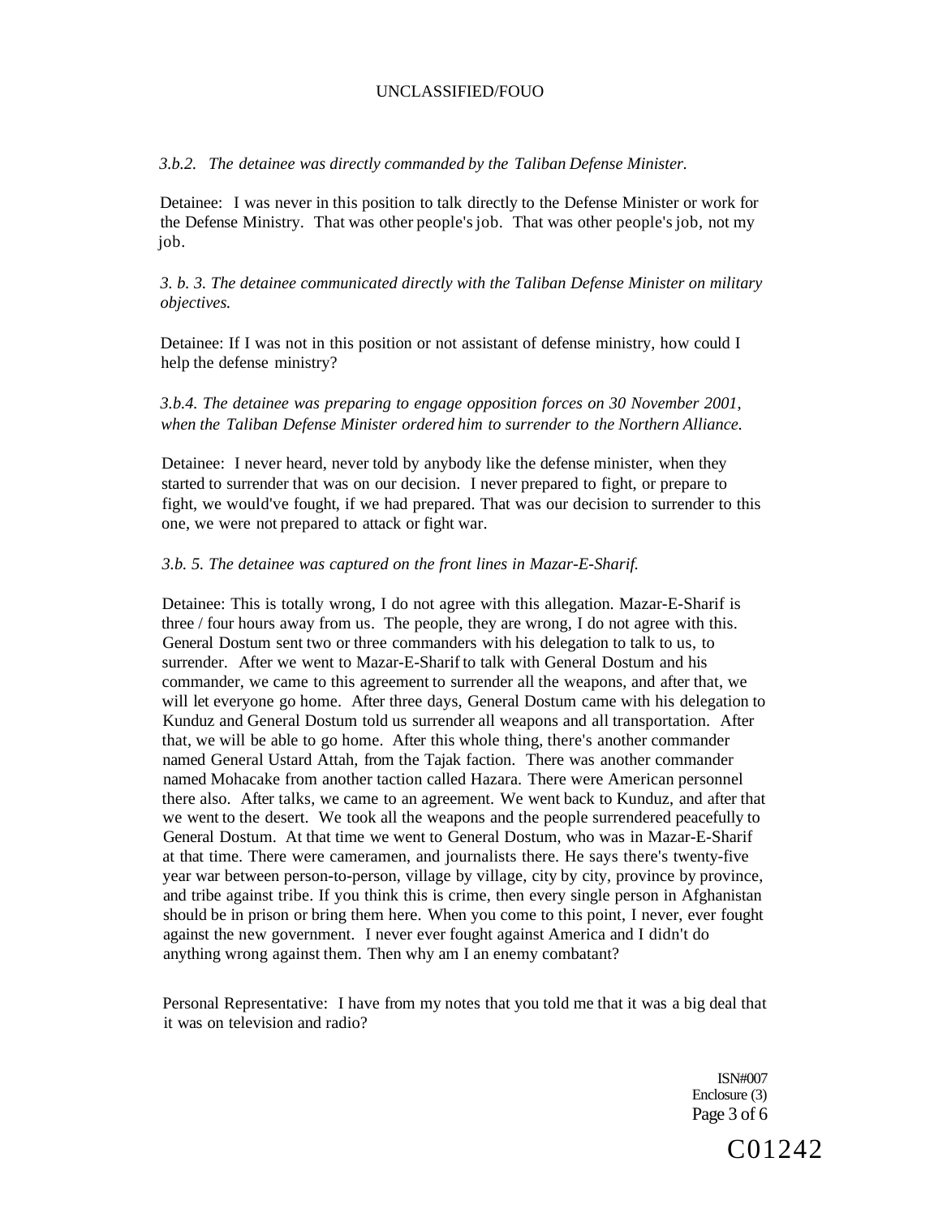*3.b.2. The detainee was directly commanded by the Taliban Defense Minister.*

Detainee: I was never in this position to talk directly to the Defense Minister or work for the Defense Ministry. That was other people's job. That was other people's job, not my job.

*3. b. 3. The detainee communicated directly with the Taliban Defense Minister on military objectives.*

Detainee: If I was not in this position or not assistant of defense ministry, how could I help the defense ministry?

*3.b.4. The detainee was preparing to engage opposition forces on 30 November 2001, when the Taliban Defense Minister ordered him to surrender to the Northern Alliance.*

Detainee: I never heard, never told by anybody like the defense minister, when they started to surrender that was on our decision. I never prepared to fight, or prepare to fight, we would've fought, if we had prepared. That was our decision to surrender to this one, we were not prepared to attack or fight war.

*3.b. 5. The detainee was captured on the front lines in Mazar-E-Sharif.*

Detainee: This is totally wrong, I do not agree with this allegation. Mazar-E-Sharif is three / four hours away from us. The people, they are wrong, I do not agree with this. General Dostum sent two or three commanders with his delegation to talk to us, to surrender. After we went to Mazar-E-Sharif to talk with General Dostum and his commander, we came to this agreement to surrender all the weapons, and after that, we will let everyone go home. After three days, General Dostum came with his delegation to Kunduz and General Dostum told us surrender all weapons and all transportation. After that, we will be able to go home. After this whole thing, there's another commander named General Ustard Attah, from the Tajak faction. There was another commander named Mohacake from another taction called Hazara. There were American personnel there also. After talks, we came to an agreement. We went back to Kunduz, and after that we went to the desert. We took all the weapons and the people surrendered peacefully to General Dostum. At that time we went to General Dostum, who was in Mazar-E-Sharif at that time. There were cameramen, and journalists there. He says there's twenty-five year war between person-to-person, village by village, city by city, province by province, and tribe against tribe. If you think this is crime, then every single person in Afghanistan should be in prison or bring them here. When you come to this point, I never, ever fought against the new government. I never ever fought against America and I didn't do anything wrong against them. Then why am I an enemy combatant?

Personal Representative: I have from my notes that you told me that it was a big deal that it was on television and radio?

ISN#007
Enclosure (3)

C01242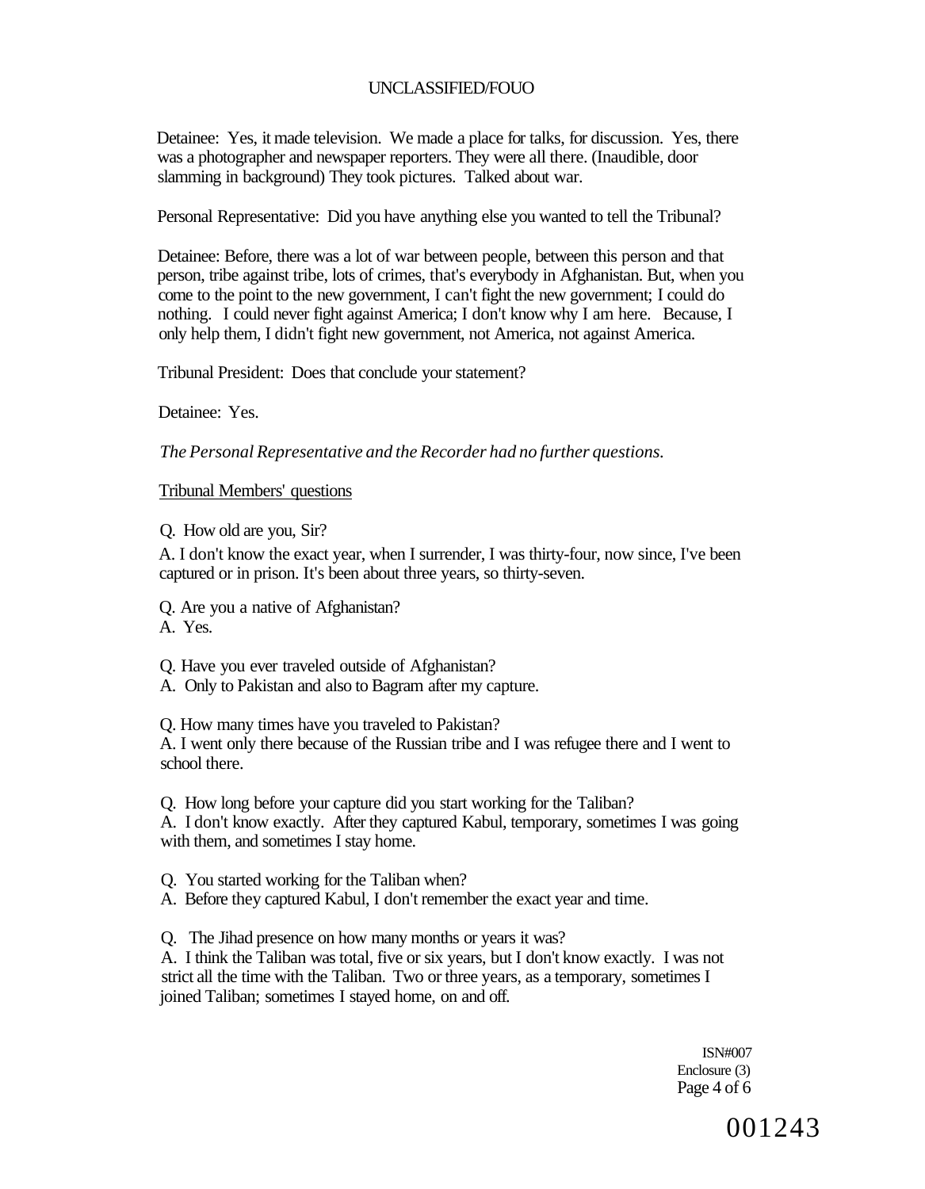Detainee: Yes, it made television. We made a place for talks, for discussion. Yes, there was a photographer and newspaper reporters. They were all there. (Inaudible, door slamming in background) They took pictures. Talked about war.

Personal Representative: Did you have anything else you wanted to tell the Tribunal?

Detainee: Before, there was a lot of war between people, between this person and that person, tribe against tribe, lots of crimes, that's everybody in Afghanistan. But, when you come to the point to the new government, I can't fight the new government; I could do nothing. I could never fight against America; I don't know why I am here. Because, I only help them, I didn't fight new government, not America, not against America.

Tribunal President: Does that conclude your statement?

Detainee: Yes.

*The Personal Representative and the Recorder had no further questions.*

Tribunal Members' questions

Q. How old are you, Sir?

A. I don't know the exact year, when I surrender, I was thirty-four, now since, I've been captured or in prison. It's been about three years, so thirty-seven.

Q. Are you a native of Afghanistan?
A. Yes.

Q. Have you ever traveled outside of Afghanistan?
A. Only to Pakistan and also to Bagram after my capture.

Q. How many times have you traveled to Pakistan?
A. I went only there because of the Russian tribe and I was refugee there and I went to school there.

Q. How long before your capture did you start working for the Taliban?
A. I don't know exactly. After they captured Kabul, temporary, sometimes I was going with them, and sometimes I stay home.

Q. You started working for the Taliban when?
A. Before they captured Kabul, I don't remember the exact year and time.

Q. The Jihad presence on how many months or years it was?
A. I think the Taliban was total, five or six years, but I don't know exactly. I was not strict all the time with the Taliban. Two or three years, as a temporary, sometimes I joined Taliban; sometimes I stayed home, on and off.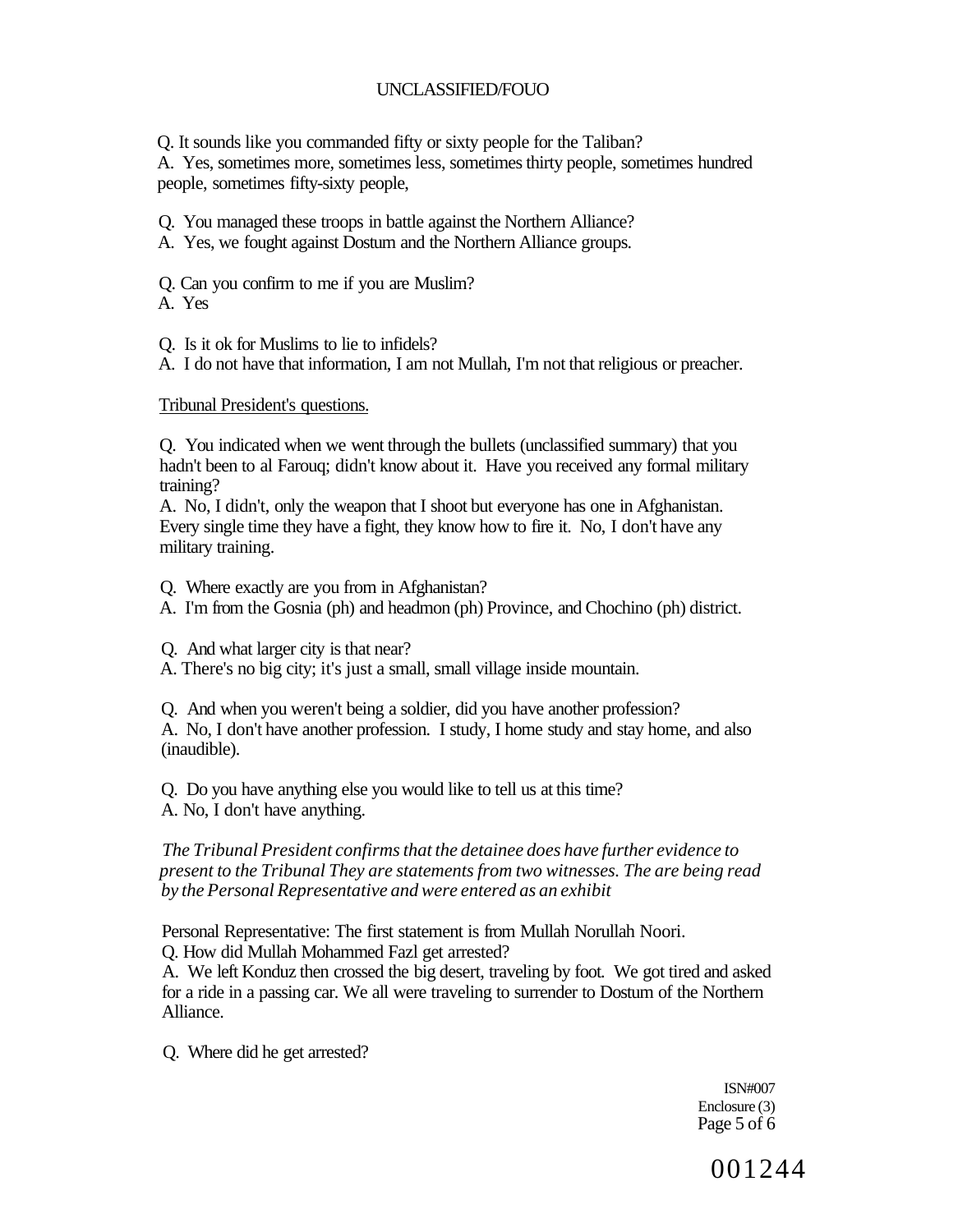Q. It sounds like you commanded fifty or sixty people for the Taliban?
A. Yes, sometimes more, sometimes less, sometimes thirty people, sometimes hundred people, sometimes fifty-sixty people,

Q. You managed these troops in battle against the Northern Alliance?
A. Yes, we fought against Dostum and the Northern Alliance groups.

Q. Can you confirm to me if you are Muslim?
A. Yes

Q. Is it ok for Muslims to lie to infidels?
A. I do not have that information, I am not Mullah, I'm not that religious or preacher.

Tribunal President's questions.

Q. You indicated when we went through the bullets (unclassified summary) that you hadn't been to al Farouq; didn't know about it. Have you received any formal military training?
A. No, I didn't, only the weapon that I shoot but everyone has one in Afghanistan. Every single time they have a fight, they know how to fire it. No, I don't have any military training.

Q. Where exactly are you from in Afghanistan?
A. I'm from the Gosnia (ph) and headmon (ph) Province, and Chochino (ph) district.

Q. And what larger city is that near?
A. There's no big city; it's just a small, small village inside mountain.

Q. And when you weren't being a soldier, did you have another profession?
A. No, I don't have another profession. I study, I home study and stay home, and also (inaudible).

Q. Do you have anything else you would like to tell us at this time?
A. No, I don't have anything.

*The Tribunal President confirms that the detainee does have further evidence to present to the Tribunal They are statements from two witnesses. The are being read by the Personal Representative and were entered as an exhibit*

Personal Representative: The first statement is from Mullah Norullah Noori.
Q. How did Mullah Mohammed Fazl get arrested?
A. We left Konduz then crossed the big desert, traveling by foot. We got tired and asked for a ride in a passing car. We all were traveling to surrender to Dostum of the Northern Alliance.

Q. Where did he get arrested?

ISN#007
Enclosure (3)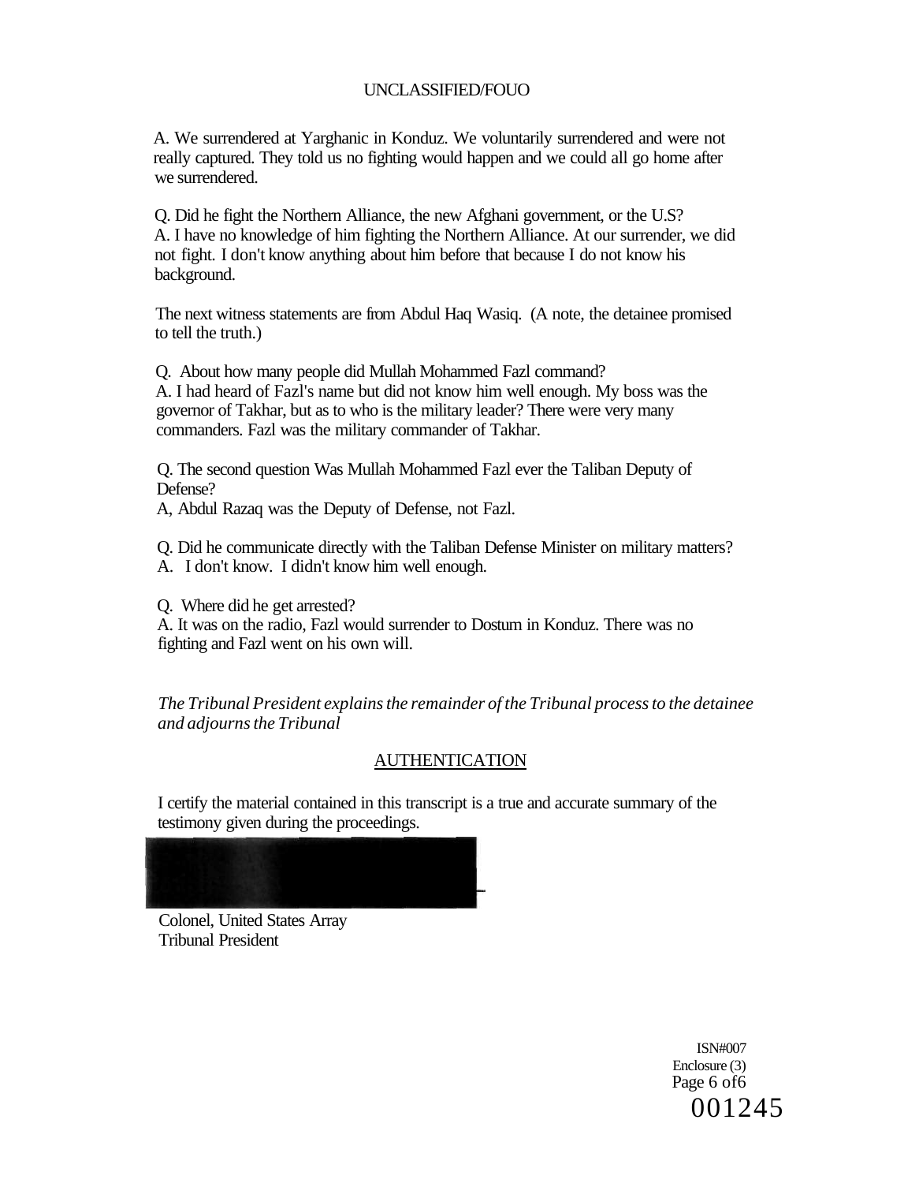A. We surrendered at Yarghanic in Konduz. We voluntarily surrendered and were not really captured. They told us no fighting would happen and we could all go home after we surrendered.

Q. Did he fight the Northern Alliance, the new Afghani government, or the U.S?
A. I have no knowledge of him fighting the Northern Alliance. At our surrender, we did not fight. I don't know anything about him before that because I do not know his background.

The next witness statements are from Abdul Haq Wasiq. (A note, the detainee promised to tell the truth.)

Q. About how many people did Mullah Mohammed Fazl command?
A. I had heard of Fazl's name but did not know him well enough. My boss was the governor of Takhar, but as to who is the military leader? There were very many commanders. Fazl was the military commander of Takhar.

Q. The second question Was Mullah Mohammed Fazl ever the Taliban Deputy of Defense?
A, Abdul Razaq was the Deputy of Defense, not Fazl.

Q. Did he communicate directly with the Taliban Defense Minister on military matters?
A. I don't know. I didn't know him well enough.

Q. Where did he get arrested?
A. It was on the radio, Fazl would surrender to Dostum in Konduz. There was no fighting and Fazl went on his own will.

*The Tribunal President explains the remainder of the Tribunal process to the detainee and adjourns the Tribunal*

## AUTHENTICATION

I certify the material contained in this transcript is a true and accurate summary of the testimony given during the proceedings.

Colonel, United States Array
Tribunal President

ISN#007
Enclosure (3)
Page 6 of6
001245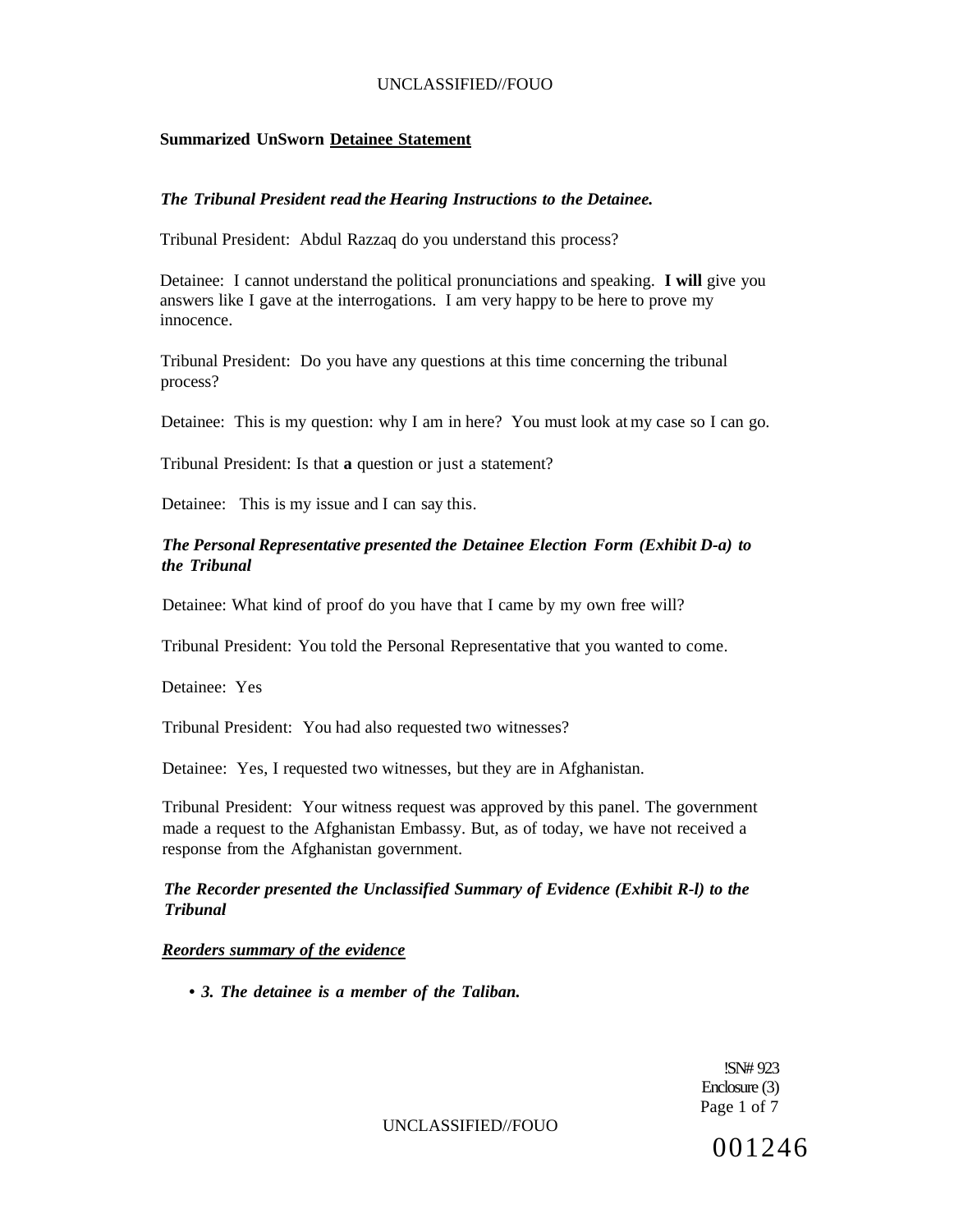**Summarized UnSworn Detainee Statement**

***The Tribunal President read the Hearing Instructions to the Detainee.***

Tribunal President: Abdul Razzaq do you understand this process?

Detainee: I cannot understand the political pronunciations and speaking. **I will** give you answers like I gave at the interrogations. I am very happy to be here to prove my innocence.

Tribunal President: Do you have any questions at this time concerning the tribunal process?

Detainee: This is my question: why I am in here? You must look at my case so I can go.

Tribunal President: Is that **a** question or just a statement?

Detainee: This is my issue and I can say this.

***The Personal Representative presented the Detainee Election Form (Exhibit D-a) to the Tribunal***

Detainee: What kind of proof do you have that I came by my own free will?

Tribunal President: You told the Personal Representative that you wanted to come.

Detainee: Yes

Tribunal President: You had also requested two witnesses?

Detainee: Yes, I requested two witnesses, but they are in Afghanistan.

Tribunal President: Your witness request was approved by this panel. The government made a request to the Afghanistan Embassy. But, as of today, we have not received a response from the Afghanistan government.

***The Recorder presented the Unclassified Summary of Evidence (Exhibit R-l) to the Tribunal***

***Reorders summary of the evidence***

- ***3. The detainee is a member of the Taliban.***

!SN# 923
Enclosure (3)

001246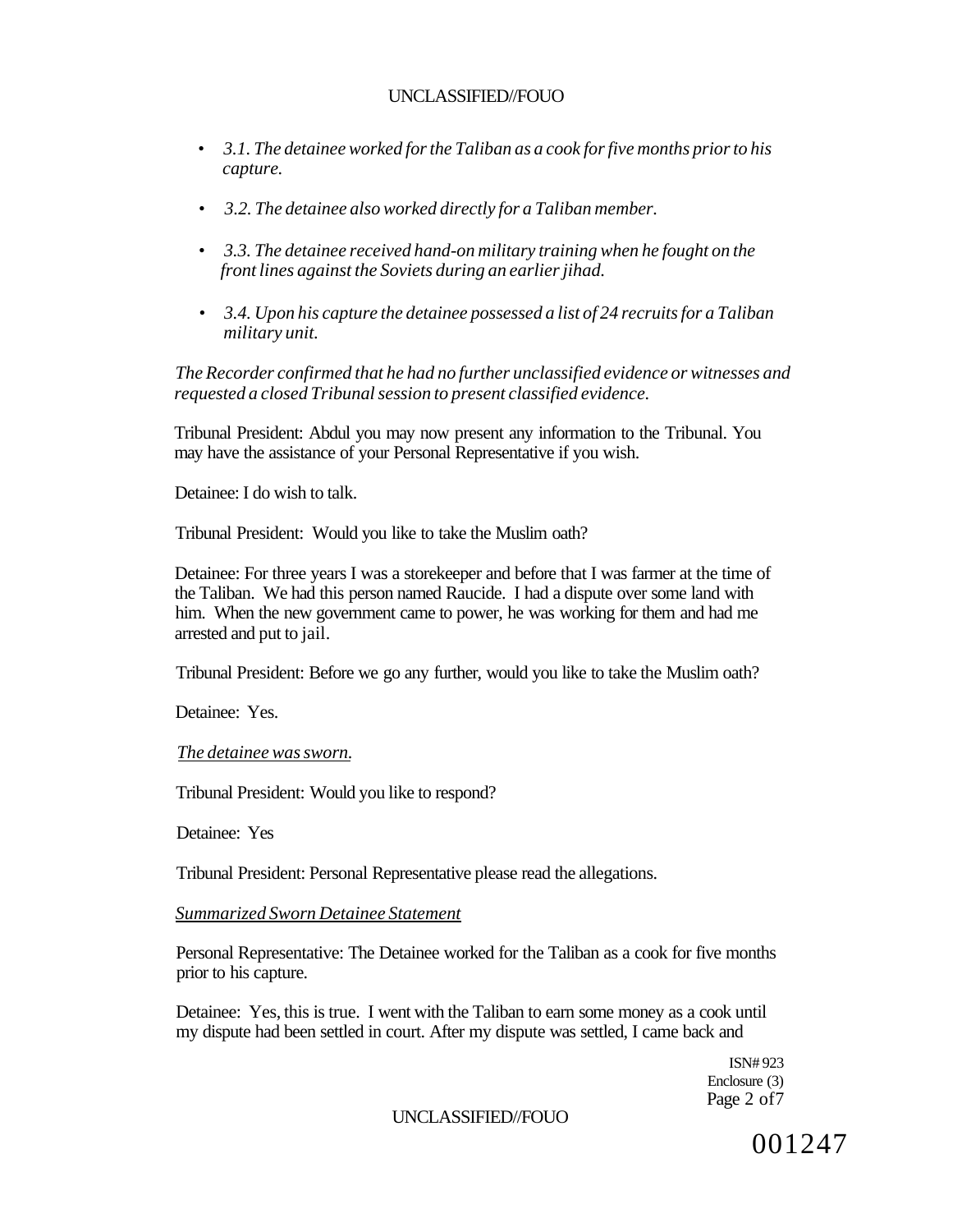- *3.1. The detainee worked for the Taliban as a cook for five months prior to his capture.*
- *3.2. The detainee also worked directly for a Taliban member.*
- *3.3. The detainee received hand-on military training when he fought on the front lines against the Soviets during an earlier jihad.*
- *3.4. Upon his capture the detainee possessed a list of 24 recruits for a Taliban military unit.*

*The Recorder confirmed that he had no further unclassified evidence or witnesses and requested a closed Tribunal session to present classified evidence.*

Tribunal President: Abdul you may now present any information to the Tribunal. You may have the assistance of your Personal Representative if you wish.

Detainee: I do wish to talk.

Tribunal President: Would you like to take the Muslim oath?

Detainee: For three years I was a storekeeper and before that I was farmer at the time of the Taliban. We had this person named Raucide. I had a dispute over some land with him. When the new government came to power, he was working for them and had me arrested and put to jail.

Tribunal President: Before we go any further, would you like to take the Muslim oath?

Detainee: Yes.

*The detainee was sworn.*

Tribunal President: Would you like to respond?

Detainee: Yes

Tribunal President: Personal Representative please read the allegations.

*Summarized Sworn Detainee Statement*

Personal Representative: The Detainee worked for the Taliban as a cook for five months prior to his capture.

Detainee: Yes, this is true. I went with the Taliban to earn some money as a cook until my dispute had been settled in court. After my dispute was settled, I came back and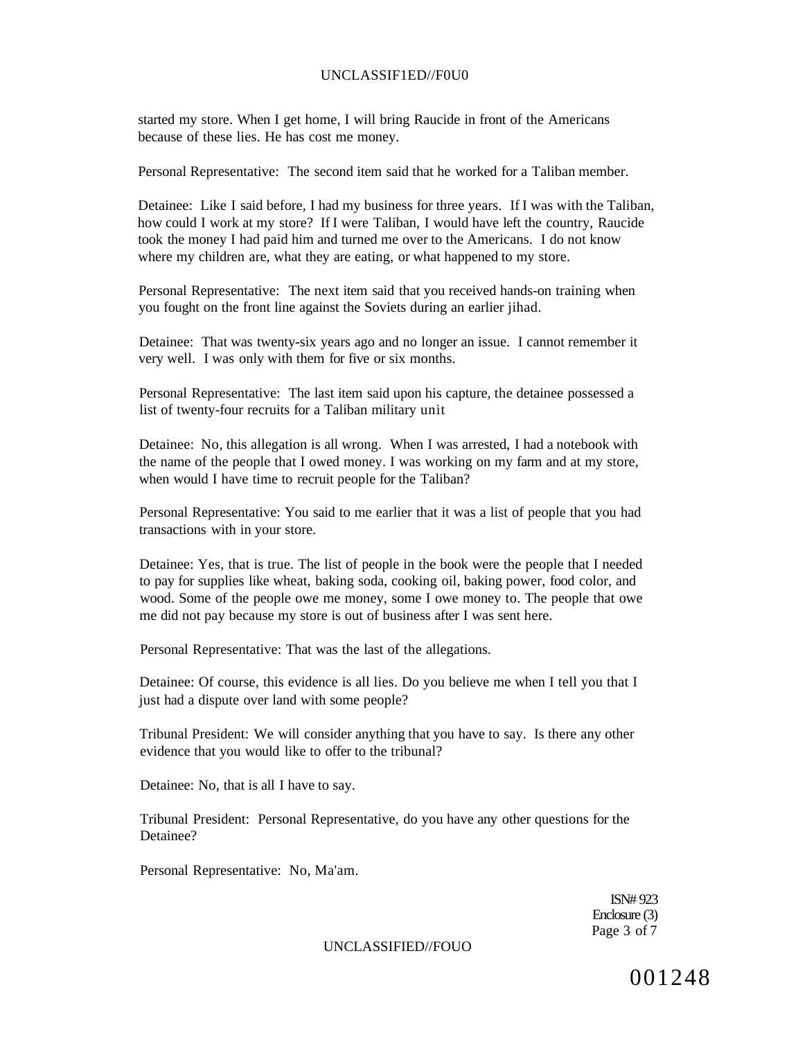started my store. When I get home, I will bring Raucide in front of the Americans because of these lies. He has cost me money.

Personal Representative: The second item said that he worked for a Taliban member.

Detainee: Like I said before, I had my business for three years. If I was with the Taliban, how could I work at my store? If I were Taliban, I would have left the country, Raucide took the money I had paid him and turned me over to the Americans. I do not know where my children are, what they are eating, or what happened to my store.

Personal Representative: The next item said that you received hands-on training when you fought on the front line against the Soviets during an earlier jihad.

Detainee: That was twenty-six years ago and no longer an issue. I cannot remember it very well. I was only with them for five or six months.

Personal Representative: The last item said upon his capture, the detainee possessed a list of twenty-four recruits for a Taliban military unit

Detainee: No, this allegation is all wrong. When I was arrested, I had a notebook with the name of the people that I owed money. I was working on my farm and at my store, when would I have time to recruit people for the Taliban?

Personal Representative: You said to me earlier that it was a list of people that you had transactions with in your store.

Detainee: Yes, that is true. The list of people in the book were the people that I needed to pay for supplies like wheat, baking soda, cooking oil, baking power, food color, and wood. Some of the people owe me money, some I owe money to. The people that owe me did not pay because my store is out of business after I was sent here.

Personal Representative: That was the last of the allegations.

Detainee: Of course, this evidence is all lies. Do you believe me when I tell you that I just had a dispute over land with some people?

Tribunal President: We will consider anything that you have to say. Is there any other evidence that you would like to offer to the tribunal?

Detainee: No, that is all I have to say.

Tribunal President: Personal Representative, do you have any other questions for the Detainee?

Personal Representative: No, Ma'am.

ISN# 923
Enclosure (3)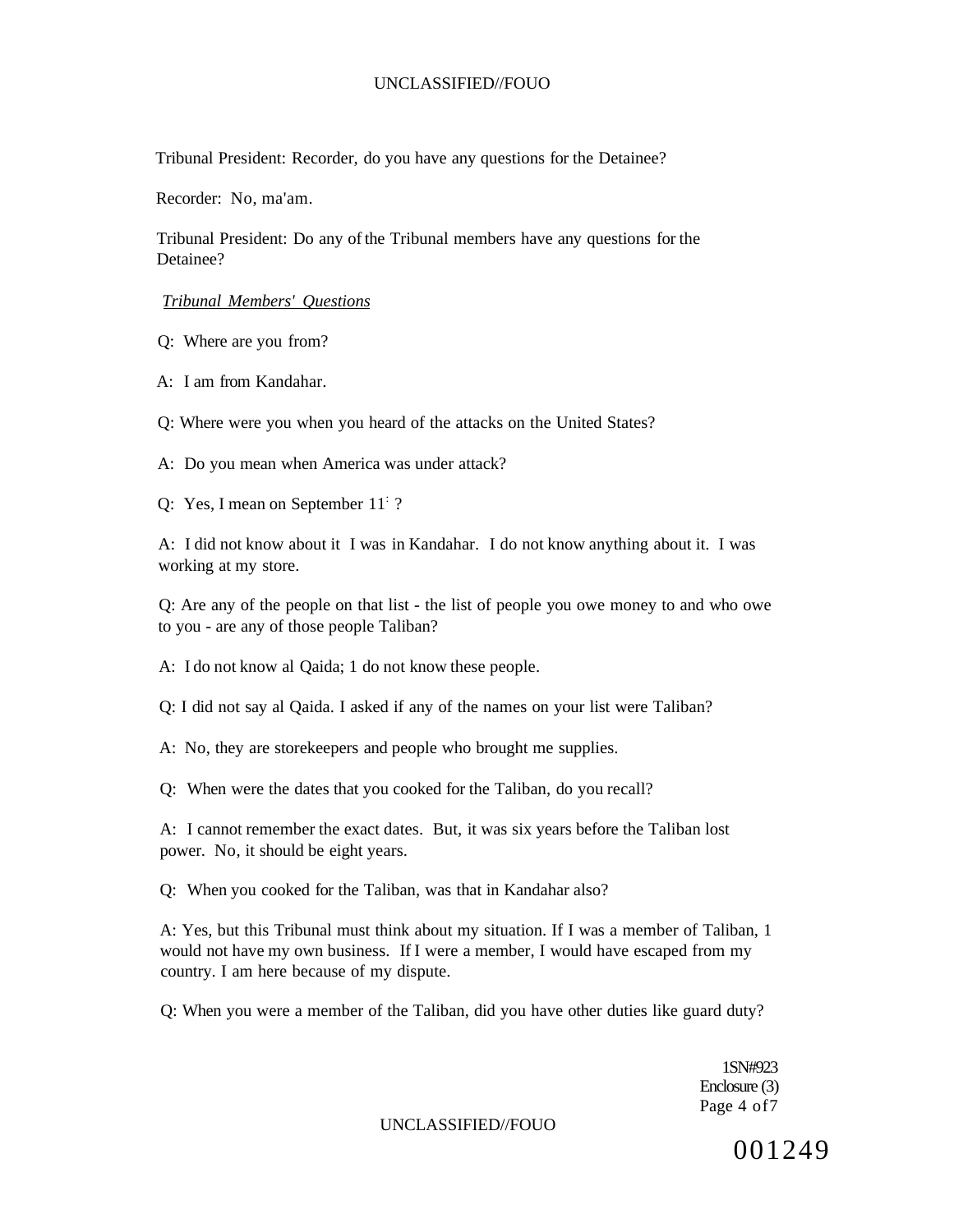Tribunal President: Recorder, do you have any questions for the Detainee?

Recorder: No, ma'am.

Tribunal President: Do any of the Tribunal members have any questions for the Detainee?

*Tribunal Members' Questions*

Q: Where are you from?

A: I am from Kandahar.

Q: Where were you when you heard of the attacks on the United States?

A: Do you mean when America was under attack?

Q: Yes, I mean on September 11: ?

A: I did not know about it I was in Kandahar. I do not know anything about it. I was working at my store.

Q: Are any of the people on that list - the list of people you owe money to and who owe to you - are any of those people Taliban?

A: I do not know al Qaida; 1 do not know these people.

Q: I did not say al Qaida. I asked if any of the names on your list were Taliban?

A: No, they are storekeepers and people who brought me supplies.

Q: When were the dates that you cooked for the Taliban, do you recall?

A: I cannot remember the exact dates. But, it was six years before the Taliban lost power. No, it should be eight years.

Q: When you cooked for the Taliban, was that in Kandahar also?

A: Yes, but this Tribunal must think about my situation. If I was a member of Taliban, 1 would not have my own business. If I were a member, I would have escaped from my country. I am here because of my dispute.

Q: When you were a member of the Taliban, did you have other duties like guard duty?

1SN#923
Enclosure (3)

001249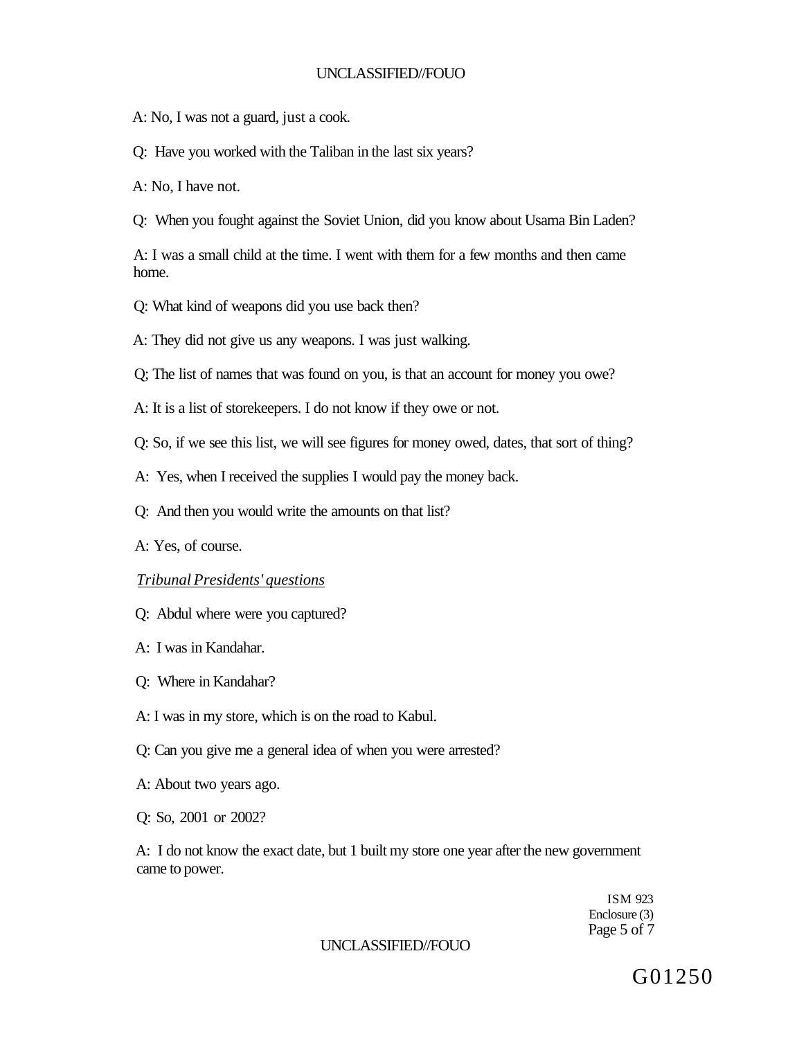A: No, I was not a guard, just a cook.

Q: Have you worked with the Taliban in the last six years?

A: No, I have not.

Q: When you fought against the Soviet Union, did you know about Usama Bin Laden?

A: I was a small child at the time. I went with them for a few months and then came home.

Q: What kind of weapons did you use back then?

A: They did not give us any weapons. I was just walking.

Q; The list of names that was found on you, is that an account for money you owe?

A: It is a list of storekeepers. I do not know if they owe or not.

Q: So, if we see this list, we will see figures for money owed, dates, that sort of thing?

A: Yes, when I received the supplies I would pay the money back.

Q: And then you would write the amounts on that list?

A: Yes, of course.

*Tribunal Presidents' questions*

Q: Abdul where were you captured?

A: I was in Kandahar.

Q: Where in Kandahar?

A: I was in my store, which is on the road to Kabul.

Q: Can you give me a general idea of when you were arrested?

A: About two years ago.

Q: So, 2001 or 2002?

A: I do not know the exact date, but 1 built my store one year after the new government came to power.

ISM 923
Enclosure (3)

G01250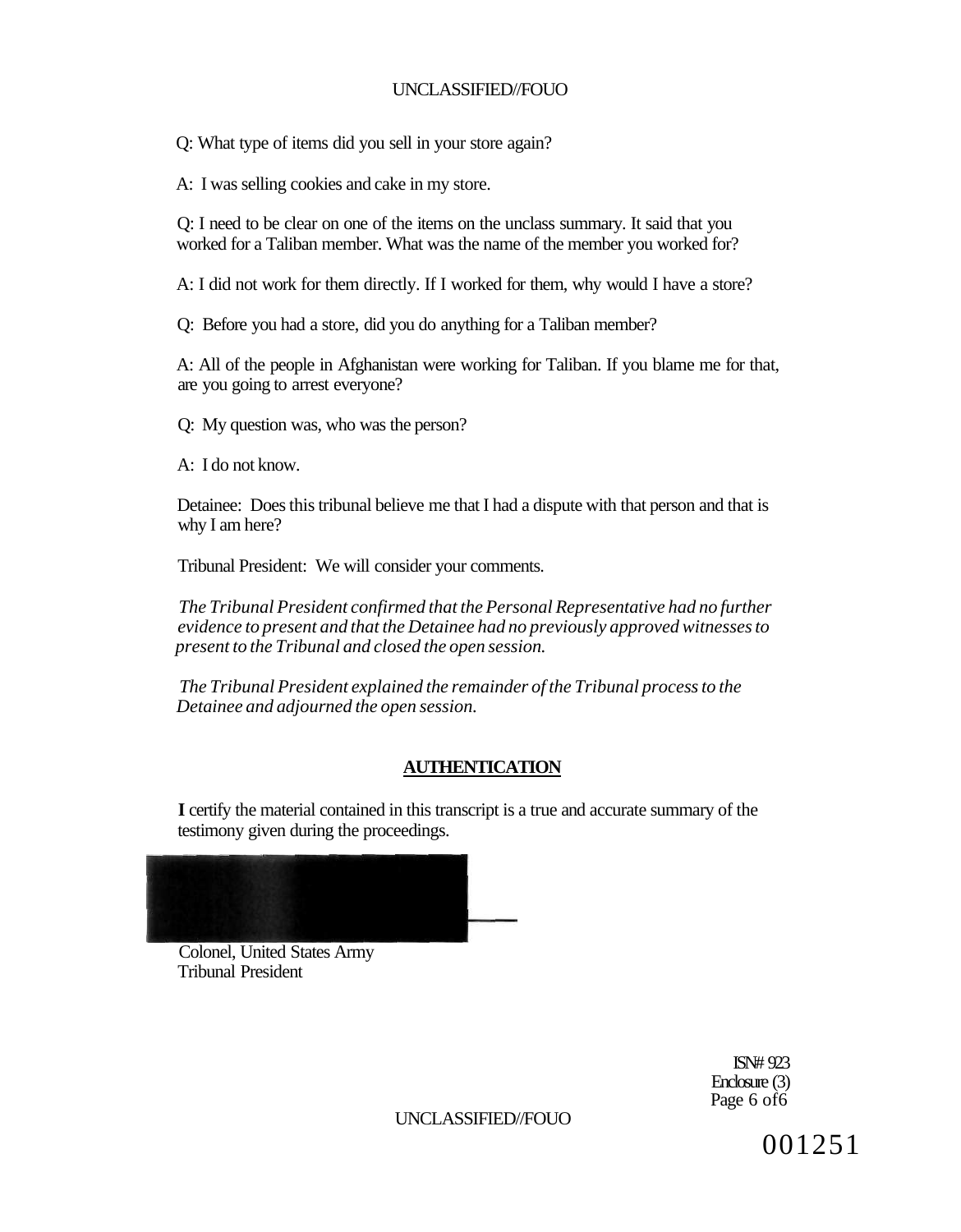Q: What type of items did you sell in your store again?

A: I was selling cookies and cake in my store.

Q: I need to be clear on one of the items on the unclass summary. It said that you worked for a Taliban member. What was the name of the member you worked for?

A: I did not work for them directly. If I worked for them, why would I have a store?

Q: Before you had a store, did you do anything for a Taliban member?

A: All of the people in Afghanistan were working for Taliban. If you blame me for that, are you going to arrest everyone?

Q: My question was, who was the person?

A: I do not know.

Detainee: Does this tribunal believe me that I had a dispute with that person and that is why I am here?

Tribunal President: We will consider your comments.

*The Tribunal President confirmed that the Personal Representative had no further evidence to present and that the Detainee had no previously approved witnesses to present to the Tribunal and closed the open session.*

*The Tribunal President explained the remainder of the Tribunal process to the Detainee and adjourned the open session.*

## AUTHENTICATION

**I** certify the material contained in this transcript is a true and accurate summary of the testimony given during the proceedings.

Colonel, United States Army
Tribunal President

ISN# 923
Enclosure (3)
Page 6 of 6

001251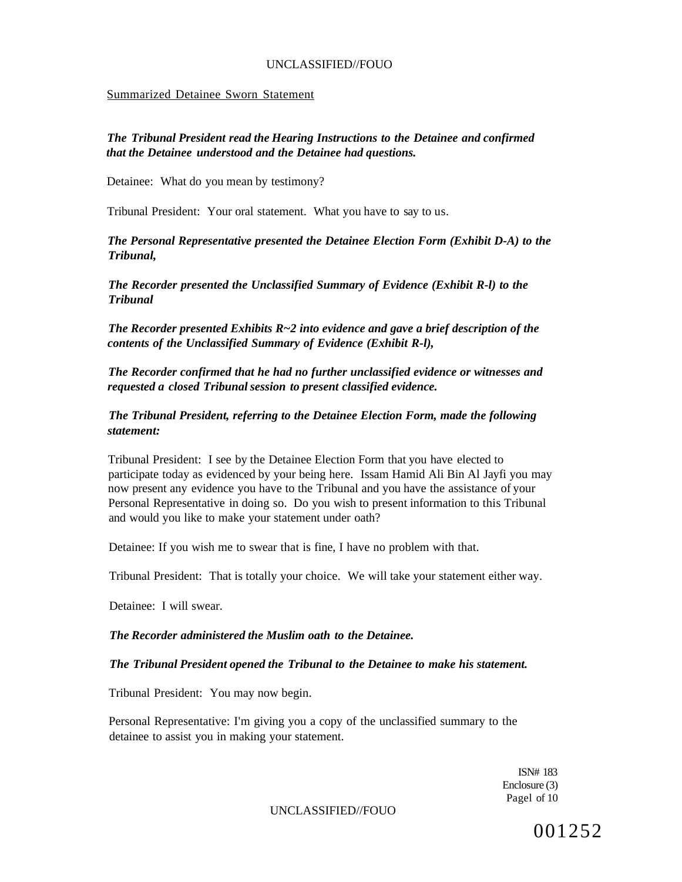Summarized Detainee Sworn Statement

***The Tribunal President read the Hearing Instructions to the Detainee and confirmed that the Detainee understood and the Detainee had questions.***

Detainee: What do you mean by testimony?

Tribunal President: Your oral statement. What you have to say to us.

***The Personal Representative presented the Detainee Election Form (Exhibit D-A) to the Tribunal,***

***The Recorder presented the Unclassified Summary of Evidence (Exhibit R-l) to the Tribunal***

***The Recorder presented Exhibits R~2 into evidence and gave a brief description of the contents of the Unclassified Summary of Evidence (Exhibit R-l),***

***The Recorder confirmed that he had no further unclassified evidence or witnesses and requested a closed Tribunal session to present classified evidence.***

***The Tribunal President, referring to the Detainee Election Form, made the following statement:***

Tribunal President: I see by the Detainee Election Form that you have elected to participate today as evidenced by your being here. Issam Hamid Ali Bin Al Jayfi you may now present any evidence you have to the Tribunal and you have the assistance of your Personal Representative in doing so. Do you wish to present information to this Tribunal and would you like to make your statement under oath?

Detainee: If you wish me to swear that is fine, I have no problem with that.

Tribunal President: That is totally your choice. We will take your statement either way.

Detainee: I will swear.

***The Recorder administered the Muslim oath to the Detainee.***

***The Tribunal President opened the Tribunal to the Detainee to make his statement.***

Tribunal President: You may now begin.

Personal Representative: I'm giving you a copy of the unclassified summary to the detainee to assist you in making your statement.

ISN# 183
Enclosure (3)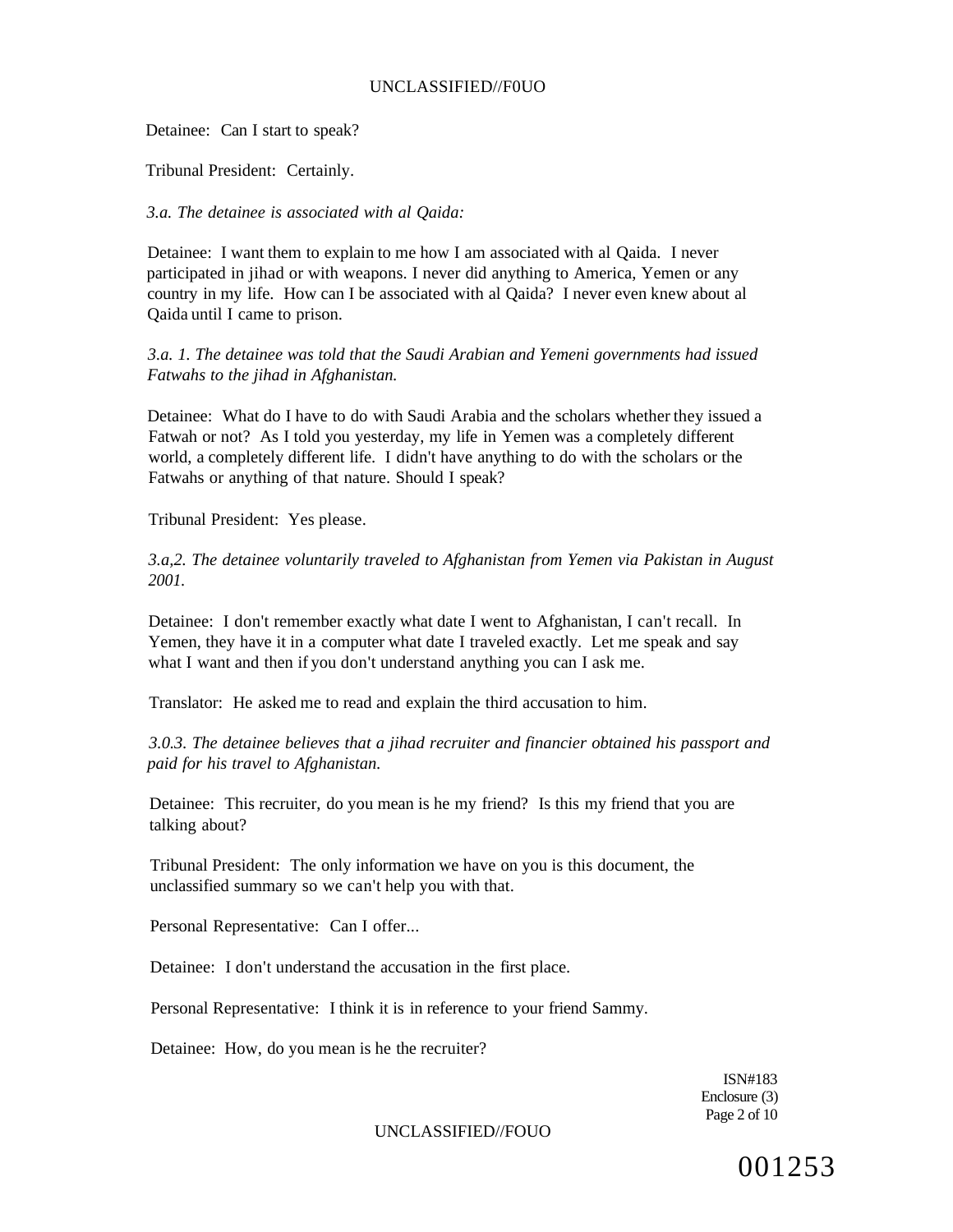Detainee: Can I start to speak?

Tribunal President: Certainly.

*3.a. The detainee is associated with al Qaida:*

Detainee: I want them to explain to me how I am associated with al Qaida. I never participated in jihad or with weapons. I never did anything to America, Yemen or any country in my life. How can I be associated with al Qaida? I never even knew about al Qaida until I came to prison.

*3.a. 1. The detainee was told that the Saudi Arabian and Yemeni governments had issued Fatwahs to the jihad in Afghanistan.*

Detainee: What do I have to do with Saudi Arabia and the scholars whether they issued a Fatwah or not? As I told you yesterday, my life in Yemen was a completely different world, a completely different life. I didn't have anything to do with the scholars or the Fatwahs or anything of that nature. Should I speak?

Tribunal President: Yes please.

*3.a,2. The detainee voluntarily traveled to Afghanistan from Yemen via Pakistan in August 2001.*

Detainee: I don't remember exactly what date I went to Afghanistan, I can't recall. In Yemen, they have it in a computer what date I traveled exactly. Let me speak and say what I want and then if you don't understand anything you can I ask me.

Translator: He asked me to read and explain the third accusation to him.

*3.0.3. The detainee believes that a jihad recruiter and financier obtained his passport and paid for his travel to Afghanistan.*

Detainee: This recruiter, do you mean is he my friend? Is this my friend that you are talking about?

Tribunal President: The only information we have on you is this document, the unclassified summary so we can't help you with that.

Personal Representative: Can I offer...

Detainee: I don't understand the accusation in the first place.

Personal Representative: I think it is in reference to your friend Sammy.

Detainee: How, do you mean is he the recruiter?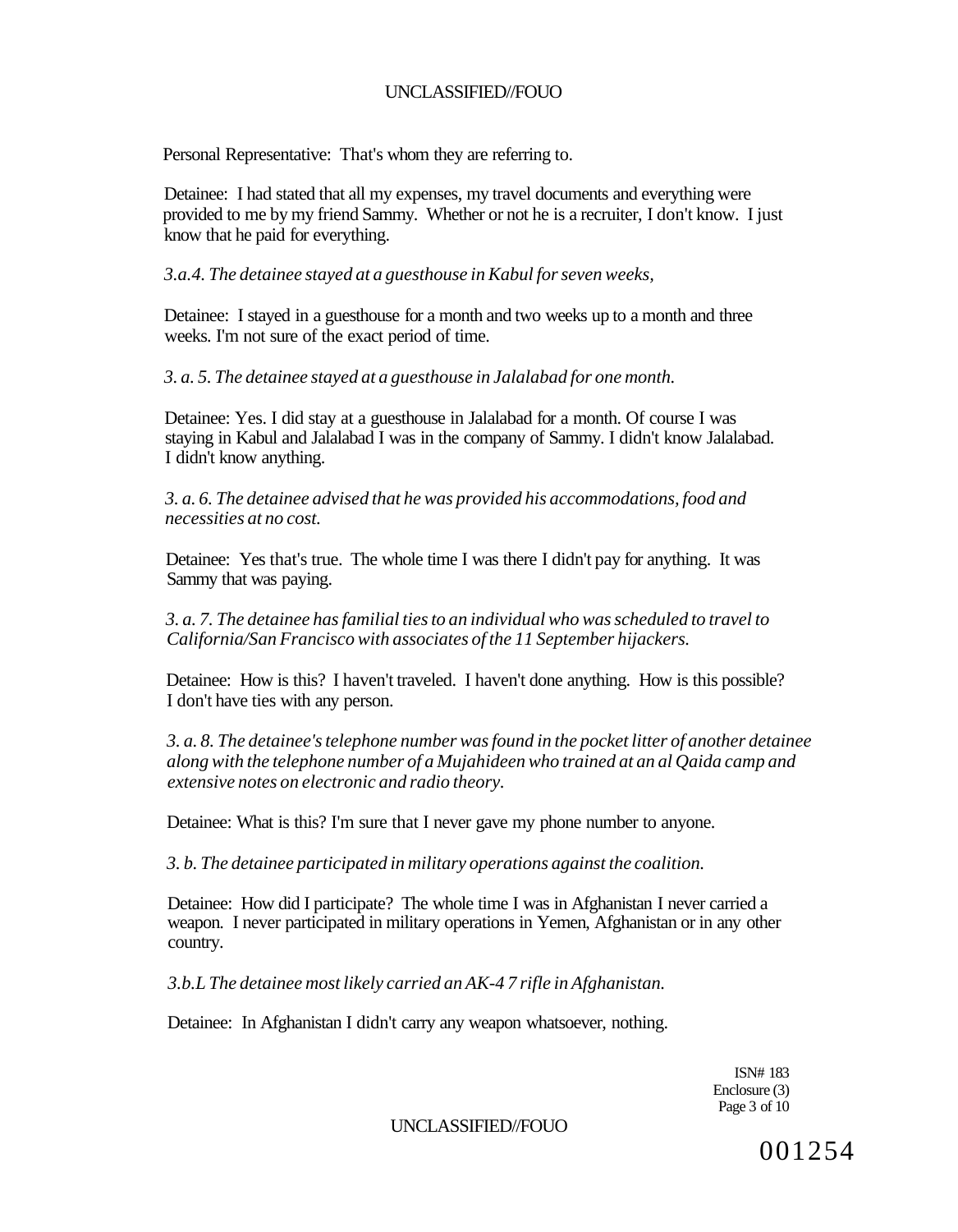Personal Representative: That's whom they are referring to.

Detainee: I had stated that all my expenses, my travel documents and everything were provided to me by my friend Sammy. Whether or not he is a recruiter, I don't know. I just know that he paid for everything.

*3.a.4. The detainee stayed at a guesthouse in Kabul for seven weeks,*

Detainee: I stayed in a guesthouse for a month and two weeks up to a month and three weeks. I'm not sure of the exact period of time.

*3. a. 5. The detainee stayed at a guesthouse in Jalalabad for one month.*

Detainee: Yes. I did stay at a guesthouse in Jalalabad for a month. Of course I was staying in Kabul and Jalalabad I was in the company of Sammy. I didn't know Jalalabad. I didn't know anything.

*3. a. 6. The detainee advised that he was provided his accommodations, food and necessities at no cost.*

Detainee: Yes that's true. The whole time I was there I didn't pay for anything. It was Sammy that was paying.

*3. a. 7. The detainee has familial ties to an individual who was scheduled to travel to California/San Francisco with associates of the 11 September hijackers.*

Detainee: How is this? I haven't traveled. I haven't done anything. How is this possible? I don't have ties with any person.

*3. a. 8. The detainee's telephone number was found in the pocket litter of another detainee along with the telephone number of a Mujahideen who trained at an al Qaida camp and extensive notes on electronic and radio theory.*

Detainee: What is this? I'm sure that I never gave my phone number to anyone.

*3. b. The detainee participated in military operations against the coalition.*

Detainee: How did I participate? The whole time I was in Afghanistan I never carried a weapon. I never participated in military operations in Yemen, Afghanistan or in any other country.

*3.b.L The detainee most likely carried an AK-4 7 rifle in Afghanistan.*

Detainee: In Afghanistan I didn't carry any weapon whatsoever, nothing.

ISN# 183
Enclosure (3)

001254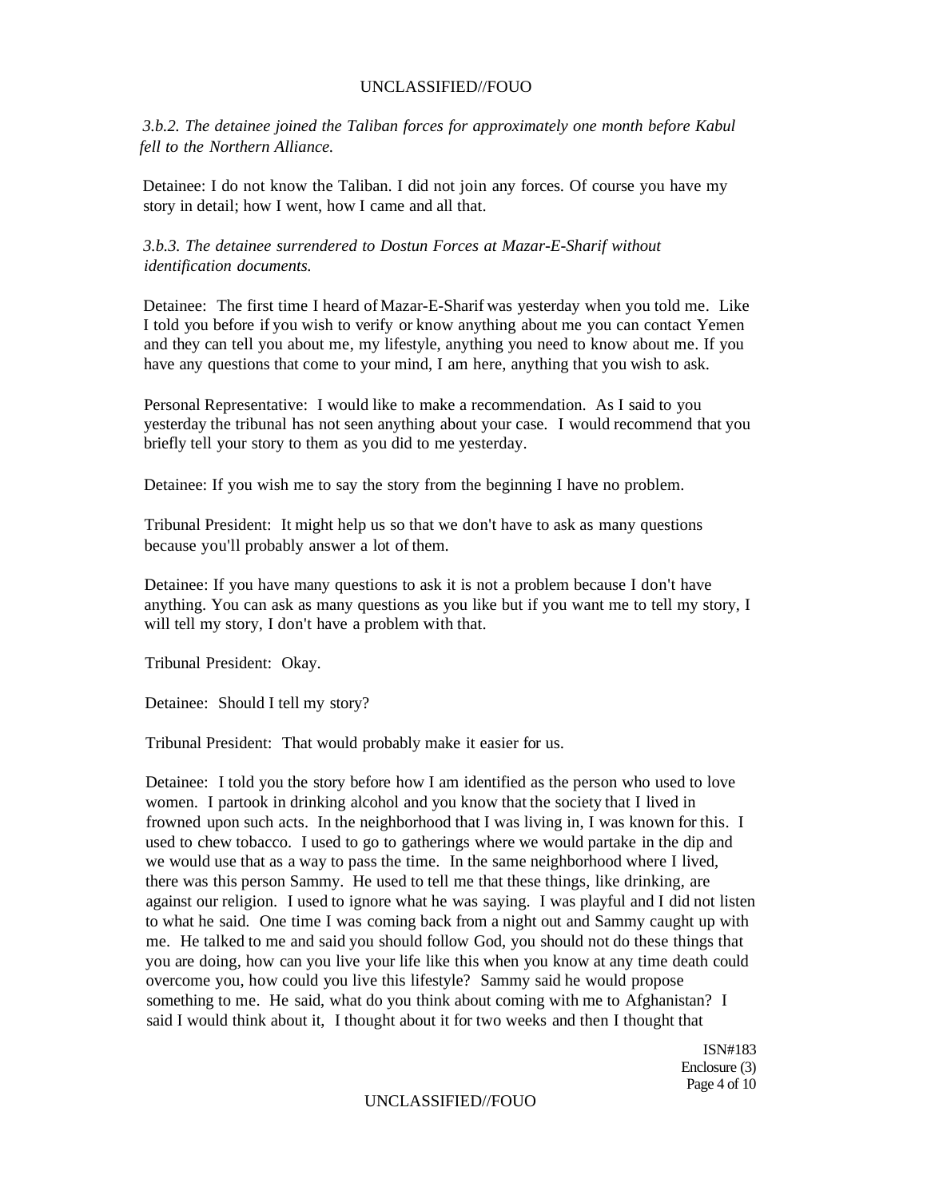*3.b.2. The detainee joined the Taliban forces for approximately one month before Kabul fell to the Northern Alliance.*

Detainee: I do not know the Taliban. I did not join any forces. Of course you have my story in detail; how I went, how I came and all that.

*3.b.3. The detainee surrendered to Dostun Forces at Mazar-E-Sharif without identification documents.*

Detainee: The first time I heard of Mazar-E-Sharif was yesterday when you told me. Like I told you before if you wish to verify or know anything about me you can contact Yemen and they can tell you about me, my lifestyle, anything you need to know about me. If you have any questions that come to your mind, I am here, anything that you wish to ask.

Personal Representative: I would like to make a recommendation. As I said to you yesterday the tribunal has not seen anything about your case. I would recommend that you briefly tell your story to them as you did to me yesterday.

Detainee: If you wish me to say the story from the beginning I have no problem.

Tribunal President: It might help us so that we don't have to ask as many questions because you'll probably answer a lot of them.

Detainee: If you have many questions to ask it is not a problem because I don't have anything. You can ask as many questions as you like but if you want me to tell my story, I will tell my story, I don't have a problem with that.

Tribunal President: Okay.

Detainee: Should I tell my story?

Tribunal President: That would probably make it easier for us.

Detainee: I told you the story before how I am identified as the person who used to love women. I partook in drinking alcohol and you know that the society that I lived in frowned upon such acts. In the neighborhood that I was living in, I was known for this. I used to chew tobacco. I used to go to gatherings where we would partake in the dip and we would use that as a way to pass the time. In the same neighborhood where I lived, there was this person Sammy. He used to tell me that these things, like drinking, are against our religion. I used to ignore what he was saying. I was playful and I did not listen to what he said. One time I was coming back from a night out and Sammy caught up with me. He talked to me and said you should follow God, you should not do these things that you are doing, how can you live your life like this when you know at any time death could overcome you, how could you live this lifestyle? Sammy said he would propose something to me. He said, what do you think about coming with me to Afghanistan? I said I would think about it, I thought about it for two weeks and then I thought that

ISN#183
Enclosure (3)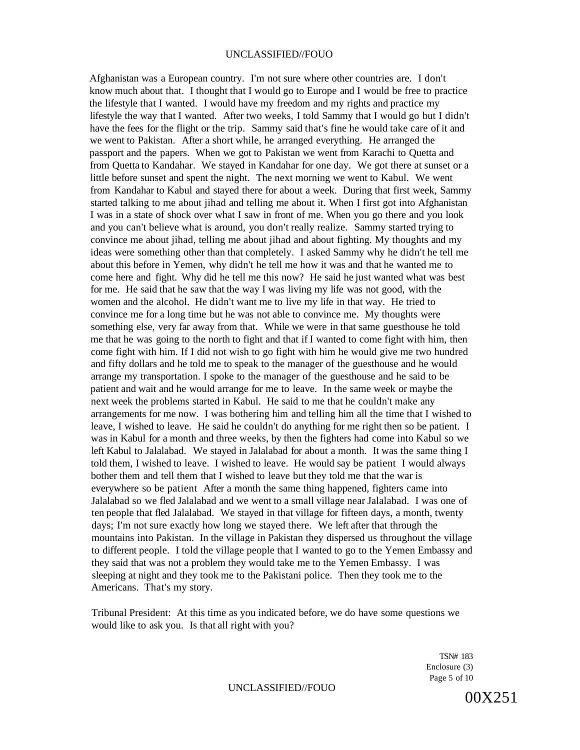Afghanistan was a European country. I'm not sure where other countries are. I don't know much about that. I thought that I would go to Europe and I would be free to practice the lifestyle that I wanted. I would have my freedom and my rights and practice my lifestyle the way that I wanted. After two weeks, I told Sammy that I would go but I didn't have the fees for the flight or the trip. Sammy said that's fine he would take care of it and we went to Pakistan. After a short while, he arranged everything. He arranged the passport and the papers. When we got to Pakistan we went from Karachi to Quetta and from Quetta to Kandahar. We stayed in Kandahar for one day. We got there at sunset or a little before sunset and spent the night. The next morning we went to Kabul. We went from Kandahar to Kabul and stayed there for about a week. During that first week, Sammy started talking to me about jihad and telling me about it. When I first got into Afghanistan I was in a state of shock over what I saw in front of me. When you go there and you look and you can't believe what is around, you don't really realize. Sammy started trying to convince me about jihad, telling me about jihad and about fighting. My thoughts and my ideas were something other than that completely. I asked Sammy why he didn't he tell me about this before in Yemen, why didn't he tell me how it was and that he wanted me to come here and fight. Why did he tell me this now? He said he just wanted what was best for me. He said that he saw that the way I was living my life was not good, with the women and the alcohol. He didn't want me to live my life in that way. He tried to convince me for a long time but he was not able to convince me. My thoughts were something else, very far away from that. While we were in that same guesthouse he told me that he was going to the north to fight and that if I wanted to come fight with him, then come fight with him. If I did not wish to go fight with him he would give me two hundred and fifty dollars and he told me to speak to the manager of the guesthouse and he would arrange my transportation. I spoke to the manager of the guesthouse and he said to be patient and wait and he would arrange for me to leave. In the same week or maybe the next week the problems started in Kabul. He said to me that he couldn't make any arrangements for me now. I was bothering him and telling him all the time that I wished to leave, I wished to leave. He said he couldn't do anything for me right then so be patient. I was in Kabul for a month and three weeks, by then the fighters had come into Kabul so we left Kabul to Jalalabad. We stayed in Jalalabad for about a month. It was the same thing I told them, I wished to leave. I wished to leave. He would say be patient I would always bother them and tell them that I wished to leave but they told me that the war is everywhere so be patient After a month the same thing happened, fighters came into Jalalabad so we fled Jalalabad and we went to a small village near Jalalabad. I was one of ten people that fled Jalalabad. We stayed in that village for fifteen days, a month, twenty days; I'm not sure exactly how long we stayed there. We left after that through the mountains into Pakistan. In the village in Pakistan they dispersed us throughout the village to different people. I told the village people that I wanted to go to the Yemen Embassy and they said that was not a problem they would take me to the Yemen Embassy. I was sleeping at night and they took me to the Pakistani police. Then they took me to the Americans. That's my story.

Tribunal President: At this time as you indicated before, we do have some questions we would like to ask you. Is that all right with you?

TSN# 183
Enclosure (3)

00X251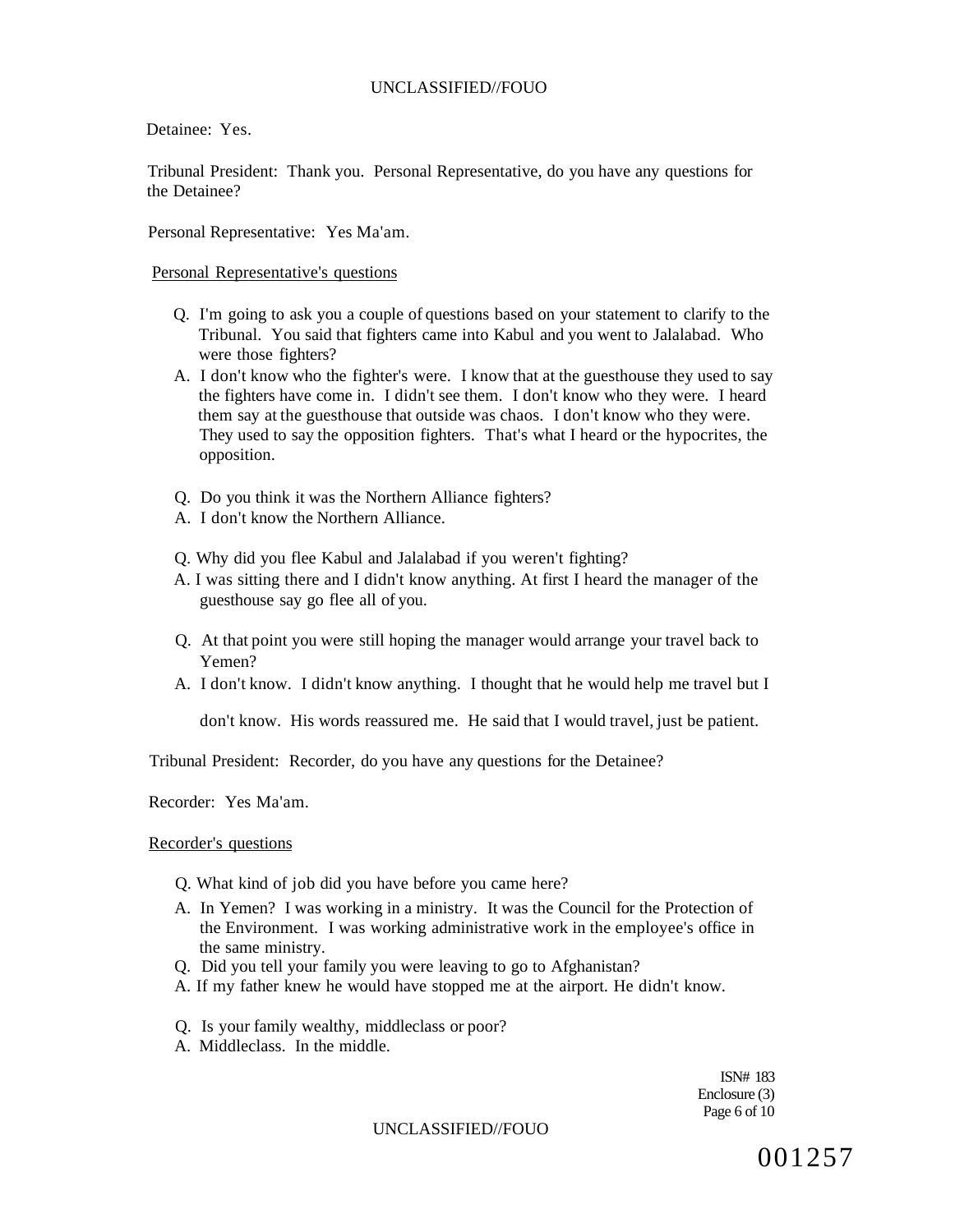Detainee: Yes.

Tribunal President: Thank you. Personal Representative, do you have any questions for the Detainee?

Personal Representative: Yes Ma'am.

Personal Representative's questions

Q. I'm going to ask you a couple of questions based on your statement to clarify to the Tribunal. You said that fighters came into Kabul and you went to Jalalabad. Who were those fighters?

A. I don't know who the fighter's were. I know that at the guesthouse they used to say the fighters have come in. I didn't see them. I don't know who they were. I heard them say at the guesthouse that outside was chaos. I don't know who they were. They used to say the opposition fighters. That's what I heard or the hypocrites, the opposition.

Q. Do you think it was the Northern Alliance fighters?

A. I don't know the Northern Alliance.

Q. Why did you flee Kabul and Jalalabad if you weren't fighting?

A. I was sitting there and I didn't know anything. At first I heard the manager of the guesthouse say go flee all of you.

Q. At that point you were still hoping the manager would arrange your travel back to Yemen?

A. I don't know. I didn't know anything. I thought that he would help me travel but I don't know. His words reassured me. He said that I would travel, just be patient.

Tribunal President: Recorder, do you have any questions for the Detainee?

Recorder: Yes Ma'am.

Recorder's questions

Q. What kind of job did you have before you came here?

A. In Yemen? I was working in a ministry. It was the Council for the Protection of the Environment. I was working administrative work in the employee's office in the same ministry.

Q. Did you tell your family you were leaving to go to Afghanistan?

A. If my father knew he would have stopped me at the airport. He didn't know.

Q. Is your family wealthy, middleclass or poor?

A. Middleclass. In the middle.

ISN# 183
Enclosure (3)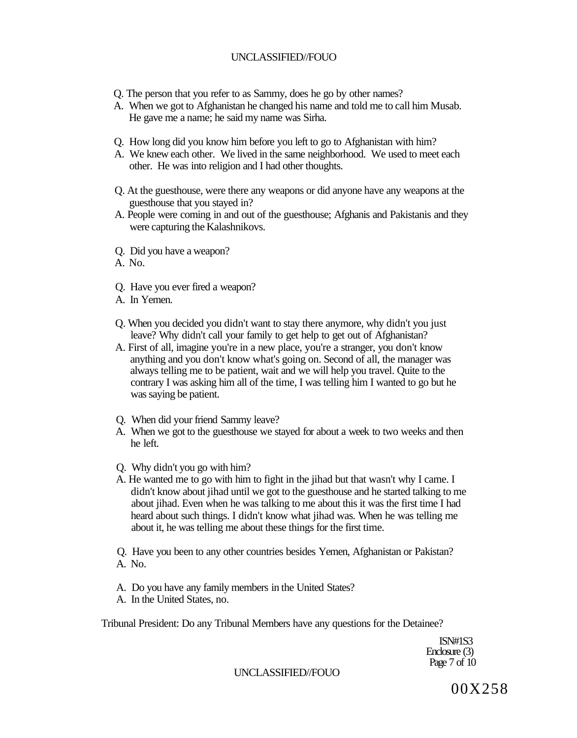Q. The person that you refer to as Sammy, does he go by other names?

A. When we got to Afghanistan he changed his name and told me to call him Musab. He gave me a name; he said my name was Sirha.

Q. How long did you know him before you left to go to Afghanistan with him?

A. We knew each other. We lived in the same neighborhood. We used to meet each other. He was into religion and I had other thoughts.

Q. At the guesthouse, were there any weapons or did anyone have any weapons at the guesthouse that you stayed in?

A. People were coming in and out of the guesthouse; Afghanis and Pakistanis and they were capturing the Kalashnikovs.

Q. Did you have a weapon?

A. No.

Q. Have you ever fired a weapon?

A. In Yemen.

Q. When you decided you didn't want to stay there anymore, why didn't you just leave? Why didn't call your family to get help to get out of Afghanistan?

A. First of all, imagine you're in a new place, you're a stranger, you don't know anything and you don't know what's going on. Second of all, the manager was always telling me to be patient, wait and we will help you travel. Quite to the contrary I was asking him all of the time, I was telling him I wanted to go but he was saying be patient.

Q. When did your friend Sammy leave?

A. When we got to the guesthouse we stayed for about a week to two weeks and then he left.

Q. Why didn't you go with him?

A. He wanted me to go with him to fight in the jihad but that wasn't why I came. I didn't know about jihad until we got to the guesthouse and he started talking to me about jihad. Even when he was talking to me about this it was the first time I had heard about such things. I didn't know what jihad was. When he was telling me about it, he was telling me about these things for the first time.

Q. Have you been to any other countries besides Yemen, Afghanistan or Pakistan?

A. No.

A. Do you have any family members in the United States?

A. In the United States, no.

Tribunal President: Do any Tribunal Members have any questions for the Detainee?

ISN#1S3
Enclosure (3)

00X258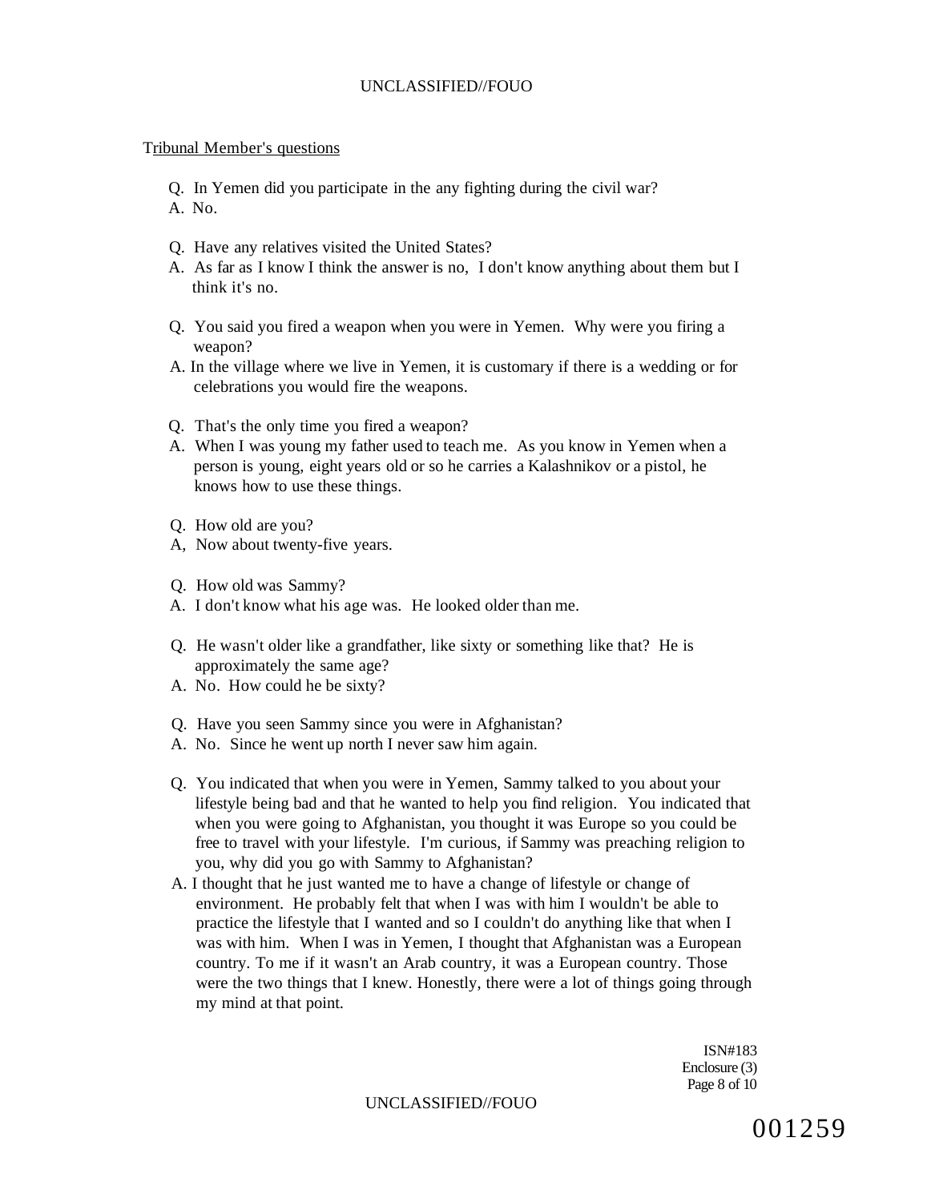Tribunal Member's questions

Q. In Yemen did you participate in the any fighting during the civil war?
A. No.

Q. Have any relatives visited the United States?
A. As far as I know I think the answer is no, I don't know anything about them but I think it's no.

Q. You said you fired a weapon when you were in Yemen. Why were you firing a weapon?
A. In the village where we live in Yemen, it is customary if there is a wedding or for celebrations you would fire the weapons.

Q. That's the only time you fired a weapon?
A. When I was young my father used to teach me. As you know in Yemen when a person is young, eight years old or so he carries a Kalashnikov or a pistol, he knows how to use these things.

Q. How old are you?
A, Now about twenty-five years.

Q. How old was Sammy?
A. I don't know what his age was. He looked older than me.

Q. He wasn't older like a grandfather, like sixty or something like that? He is approximately the same age?
A. No. How could he be sixty?

Q. Have you seen Sammy since you were in Afghanistan?
A. No. Since he went up north I never saw him again.

Q. You indicated that when you were in Yemen, Sammy talked to you about your lifestyle being bad and that he wanted to help you find religion. You indicated that when you were going to Afghanistan, you thought it was Europe so you could be free to travel with your lifestyle. I'm curious, if Sammy was preaching religion to you, why did you go with Sammy to Afghanistan?
A. I thought that he just wanted me to have a change of lifestyle or change of environment. He probably felt that when I was with him I wouldn't be able to practice the lifestyle that I wanted and so I couldn't do anything like that when I was with him. When I was in Yemen, I thought that Afghanistan was a European country. To me if it wasn't an Arab country, it was a European country. Those were the two things that I knew. Honestly, there were a lot of things going through my mind at that point.

ISN#183
Enclosure (3)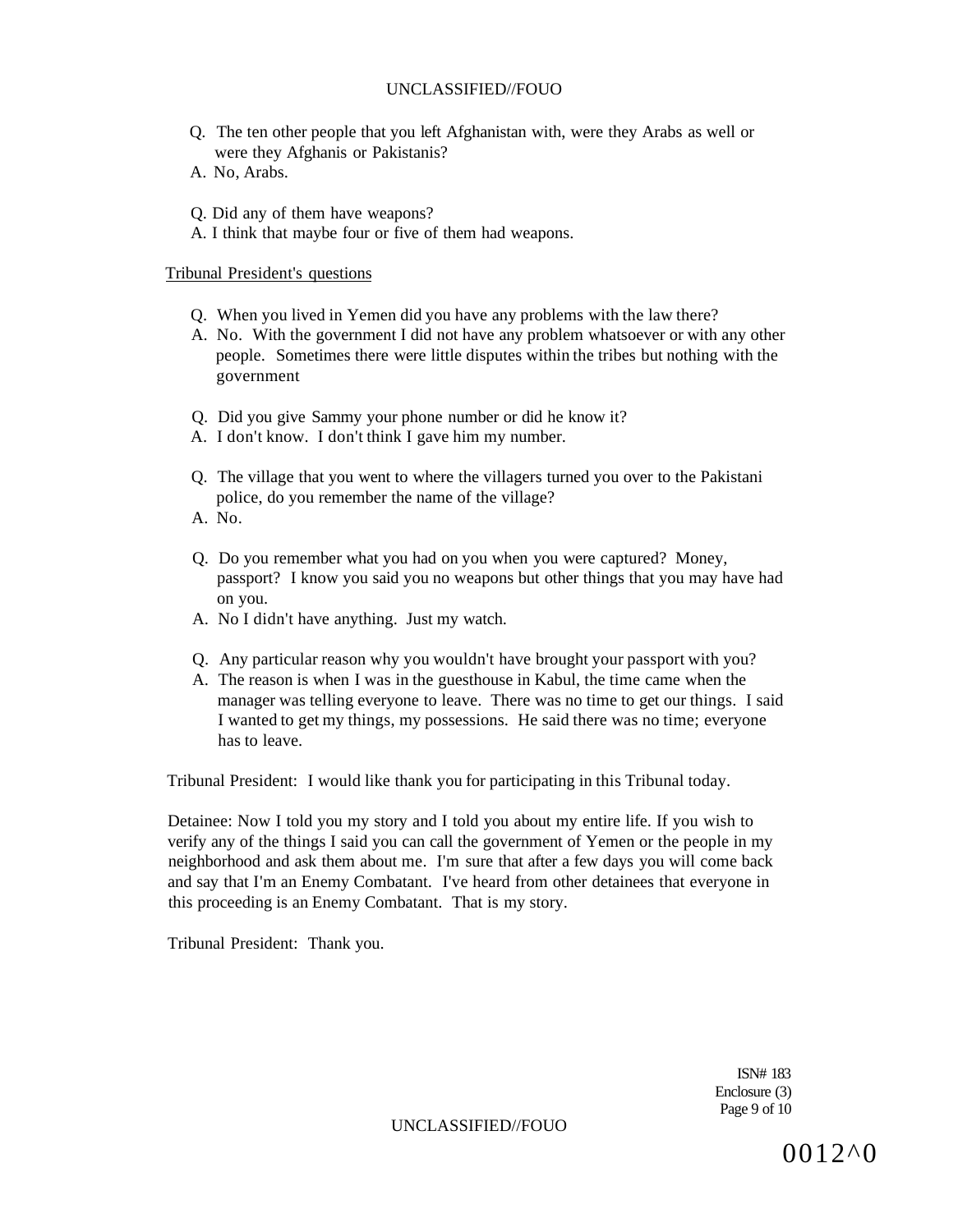Q. The ten other people that you left Afghanistan with, were they Arabs as well or were they Afghanis or Pakistanis?

A. No, Arabs.

Q. Did any of them have weapons?

A. I think that maybe four or five of them had weapons.

Tribunal President's questions

Q. When you lived in Yemen did you have any problems with the law there?

A. No. With the government I did not have any problem whatsoever or with any other people. Sometimes there were little disputes within the tribes but nothing with the government

Q. Did you give Sammy your phone number or did he know it?

A. I don't know. I don't think I gave him my number.

Q. The village that you went to where the villagers turned you over to the Pakistani police, do you remember the name of the village?

A. No.

Q. Do you remember what you had on you when you were captured? Money, passport? I know you said you no weapons but other things that you may have had on you.

A. No I didn't have anything. Just my watch.

Q. Any particular reason why you wouldn't have brought your passport with you?

A. The reason is when I was in the guesthouse in Kabul, the time came when the manager was telling everyone to leave. There was no time to get our things. I said I wanted to get my things, my possessions. He said there was no time; everyone has to leave.

Tribunal President: I would like thank you for participating in this Tribunal today.

Detainee: Now I told you my story and I told you about my entire life. If you wish to verify any of the things I said you can call the government of Yemen or the people in my neighborhood and ask them about me. I'm sure that after a few days you will come back and say that I'm an Enemy Combatant. I've heard from other detainees that everyone in this proceeding is an Enemy Combatant. That is my story.

Tribunal President: Thank you.

ISN# 183
Enclosure (3)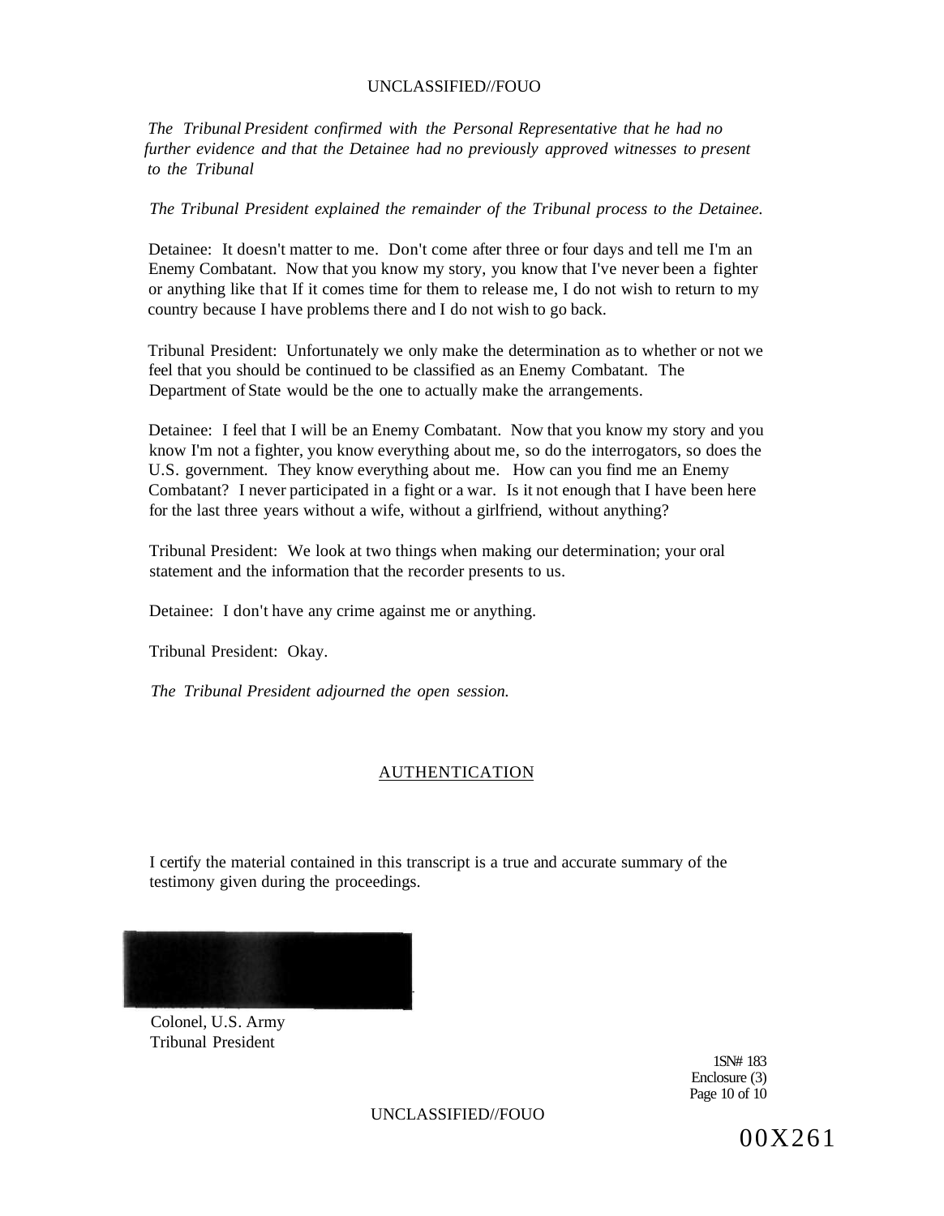*The Tribunal President confirmed with the Personal Representative that he had no further evidence and that the Detainee had no previously approved witnesses to present to the Tribunal*

*The Tribunal President explained the remainder of the Tribunal process to the Detainee.*

Detainee: It doesn't matter to me. Don't come after three or four days and tell me I'm an Enemy Combatant. Now that you know my story, you know that I've never been a fighter or anything like that If it comes time for them to release me, I do not wish to return to my country because I have problems there and I do not wish to go back.

Tribunal President: Unfortunately we only make the determination as to whether or not we feel that you should be continued to be classified as an Enemy Combatant. The Department of State would be the one to actually make the arrangements.

Detainee: I feel that I will be an Enemy Combatant. Now that you know my story and you know I'm not a fighter, you know everything about me, so do the interrogators, so does the U.S. government. They know everything about me. How can you find me an Enemy Combatant? I never participated in a fight or a war. Is it not enough that I have been here for the last three years without a wife, without a girlfriend, without anything?

Tribunal President: We look at two things when making our determination; your oral statement and the information that the recorder presents to us.

Detainee: I don't have any crime against me or anything.

Tribunal President: Okay.

*The Tribunal President adjourned the open session.*

## AUTHENTICATION

I certify the material contained in this transcript is a true and accurate summary of the testimony given during the proceedings.

Colonel, U.S. Army
Tribunal President

ISN# 183
Enclosure (3)
Page 10 of 10

00X261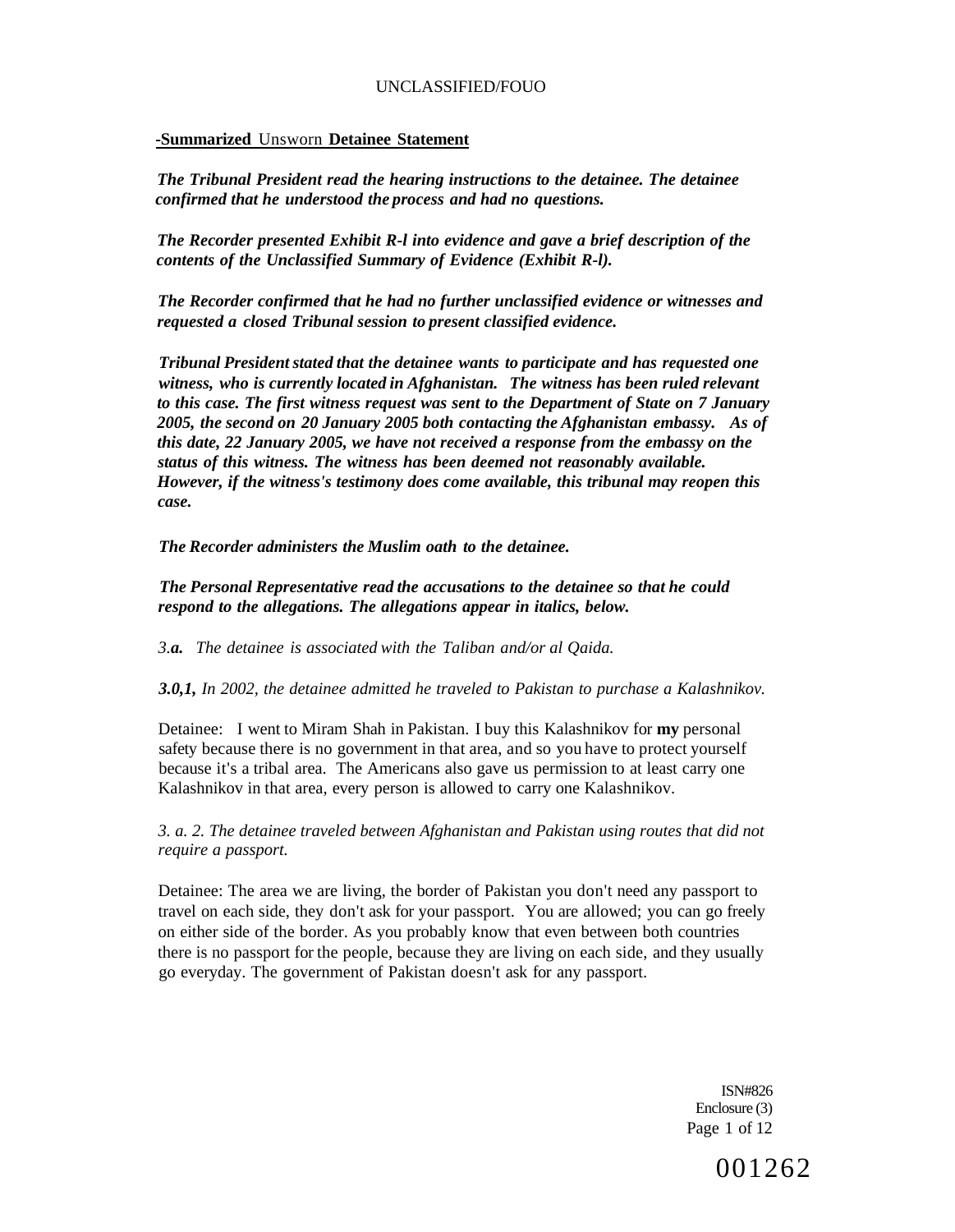**-Summarized** Unsworn **Detainee Statement**

***The Tribunal President read the hearing instructions to the detainee. The detainee confirmed that he understood the process and had no questions.***

***The Recorder presented Exhibit R-l into evidence and gave a brief description of the contents of the Unclassified Summary of Evidence (Exhibit R-l).***

***The Recorder confirmed that he had no further unclassified evidence or witnesses and requested a closed Tribunal session to present classified evidence.***

***Tribunal President stated that the detainee wants to participate and has requested one witness, who is currently located in Afghanistan. The witness has been ruled relevant to this case. The first witness request was sent to the Department of State on 7 January 2005, the second on 20 January 2005 both contacting the Afghanistan embassy. As of this date, 22 January 2005, we have not received a response from the embassy on the status of this witness. The witness has been deemed not reasonably available. However, if the witness's testimony does come available, this tribunal may reopen this case.***

***The Recorder administers the Muslim oath to the detainee.***

***The Personal Representative read the accusations to the detainee so that he could respond to the allegations. The allegations appear in italics, below.***

*3.**a.** The detainee is associated with the Taliban and/or al Qaida.*

***3.0,1,*** *In 2002, the detainee admitted he traveled to Pakistan to purchase a Kalashnikov.*

Detainee: I went to Miram Shah in Pakistan. I buy this Kalashnikov for **my** personal safety because there is no government in that area, and so you have to protect yourself because it's a tribal area. The Americans also gave us permission to at least carry one Kalashnikov in that area, every person is allowed to carry one Kalashnikov.

*3. a. 2. The detainee traveled between Afghanistan and Pakistan using routes that did not require a passport.*

Detainee: The area we are living, the border of Pakistan you don't need any passport to travel on each side, they don't ask for your passport. You are allowed; you can go freely on either side of the border. As you probably know that even between both countries there is no passport for the people, because they are living on each side, and they usually go everyday. The government of Pakistan doesn't ask for any passport.

ISN#826
Enclosure (3)

001262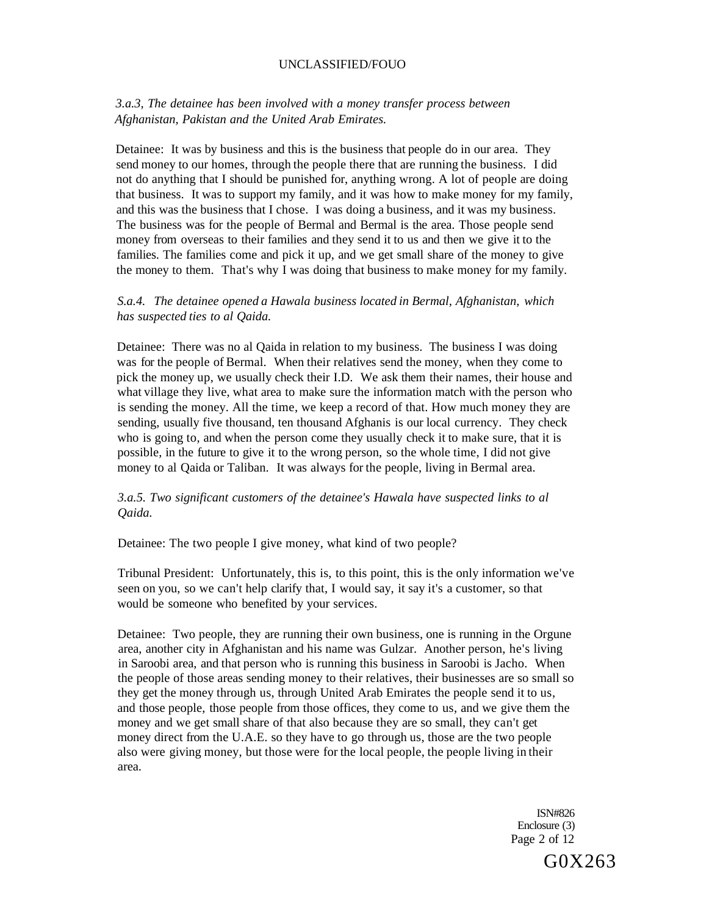*3.a.3, The detainee has been involved with a money transfer process between Afghanistan, Pakistan and the United Arab Emirates.*

Detainee: It was by business and this is the business that people do in our area. They send money to our homes, through the people there that are running the business. I did not do anything that I should be punished for, anything wrong. A lot of people are doing that business. It was to support my family, and it was how to make money for my family, and this was the business that I chose. I was doing a business, and it was my business. The business was for the people of Bermal and Bermal is the area. Those people send money from overseas to their families and they send it to us and then we give it to the families. The families come and pick it up, and we get small share of the money to give the money to them. That's why I was doing that business to make money for my family.

*S.a.4. The detainee opened a Hawala business located in Bermal, Afghanistan, which has suspected ties to al Qaida.*

Detainee: There was no al Qaida in relation to my business. The business I was doing was for the people of Bermal. When their relatives send the money, when they come to pick the money up, we usually check their I.D. We ask them their names, their house and what village they live, what area to make sure the information match with the person who is sending the money. All the time, we keep a record of that. How much money they are sending, usually five thousand, ten thousand Afghanis is our local currency. They check who is going to, and when the person come they usually check it to make sure, that it is possible, in the future to give it to the wrong person, so the whole time, I did not give money to al Qaida or Taliban. It was always for the people, living in Bermal area.

*3.a.5. Two significant customers of the detainee's Hawala have suspected links to al Qaida.*

Detainee: The two people I give money, what kind of two people?

Tribunal President: Unfortunately, this is, to this point, this is the only information we've seen on you, so we can't help clarify that, I would say, it say it's a customer, so that would be someone who benefited by your services.

Detainee: Two people, they are running their own business, one is running in the Orgune area, another city in Afghanistan and his name was Gulzar. Another person, he's living in Saroobi area, and that person who is running this business in Saroobi is Jacho. When the people of those areas sending money to their relatives, their businesses are so small so they get the money through us, through United Arab Emirates the people send it to us, and those people, those people from those offices, they come to us, and we give them the money and we get small share of that also because they are so small, they can't get money direct from the U.A.E. so they have to go through us, those are the two people also were giving money, but those were for the local people, the people living in their area.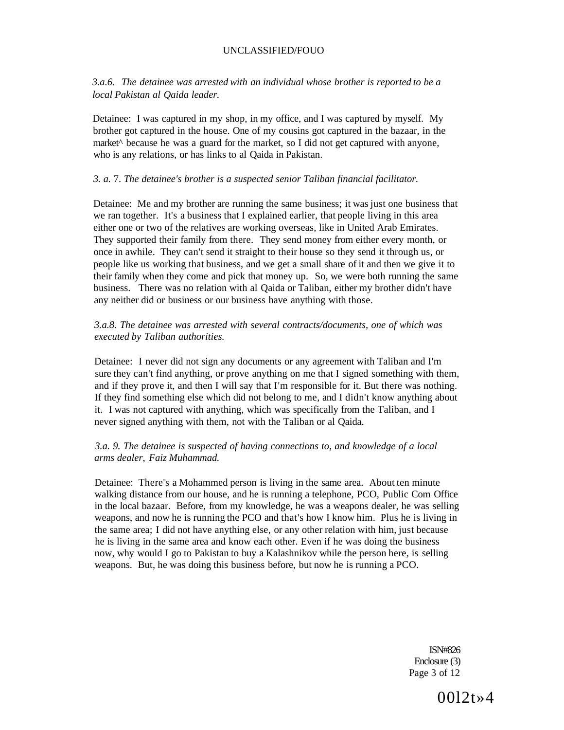*3.a.6. The detainee was arrested with an individual whose brother is reported to be a local Pakistan al Qaida leader.*

Detainee: I was captured in my shop, in my office, and I was captured by myself. My brother got captured in the house. One of my cousins got captured in the bazaar, in the market^ because he was a guard for the market, so I did not get captured with anyone, who is any relations, or has links to al Qaida in Pakistan.

*3. a. 7. The detainee's brother is a suspected senior Taliban financial facilitator.*

Detainee: Me and my brother are running the same business; it was just one business that we ran together. It's a business that I explained earlier, that people living in this area either one or two of the relatives are working overseas, like in United Arab Emirates. They supported their family from there. They send money from either every month, or once in awhile. They can't send it straight to their house so they send it through us, or people like us working that business, and we get a small share of it and then we give it to their family when they come and pick that money up. So, we were both running the same business. There was no relation with al Qaida or Taliban, either my brother didn't have any neither did or business or our business have anything with those.

*3.a.8. The detainee was arrested with several contracts/documents, one of which was executed by Taliban authorities.*

Detainee: I never did not sign any documents or any agreement with Taliban and I'm sure they can't find anything, or prove anything on me that I signed something with them, and if they prove it, and then I will say that I'm responsible for it. But there was nothing. If they find something else which did not belong to me, and I didn't know anything about it. I was not captured with anything, which was specifically from the Taliban, and I never signed anything with them, not with the Taliban or al Qaida.

*3.a. 9. The detainee is suspected of having connections to, and knowledge of a local arms dealer, Faiz Muhammad.*

Detainee: There's a Mohammed person is living in the same area. About ten minute walking distance from our house, and he is running a telephone, PCO, Public Com Office in the local bazaar. Before, from my knowledge, he was a weapons dealer, he was selling weapons, and now he is running the PCO and that's how I know him. Plus he is living in the same area; I did not have anything else, or any other relation with him, just because he is living in the same area and know each other. Even if he was doing the business now, why would I go to Pakistan to buy a Kalashnikov while the person here, is selling weapons. But, he was doing this business before, but now he is running a PCO.

ISN#826
Enclosure (3)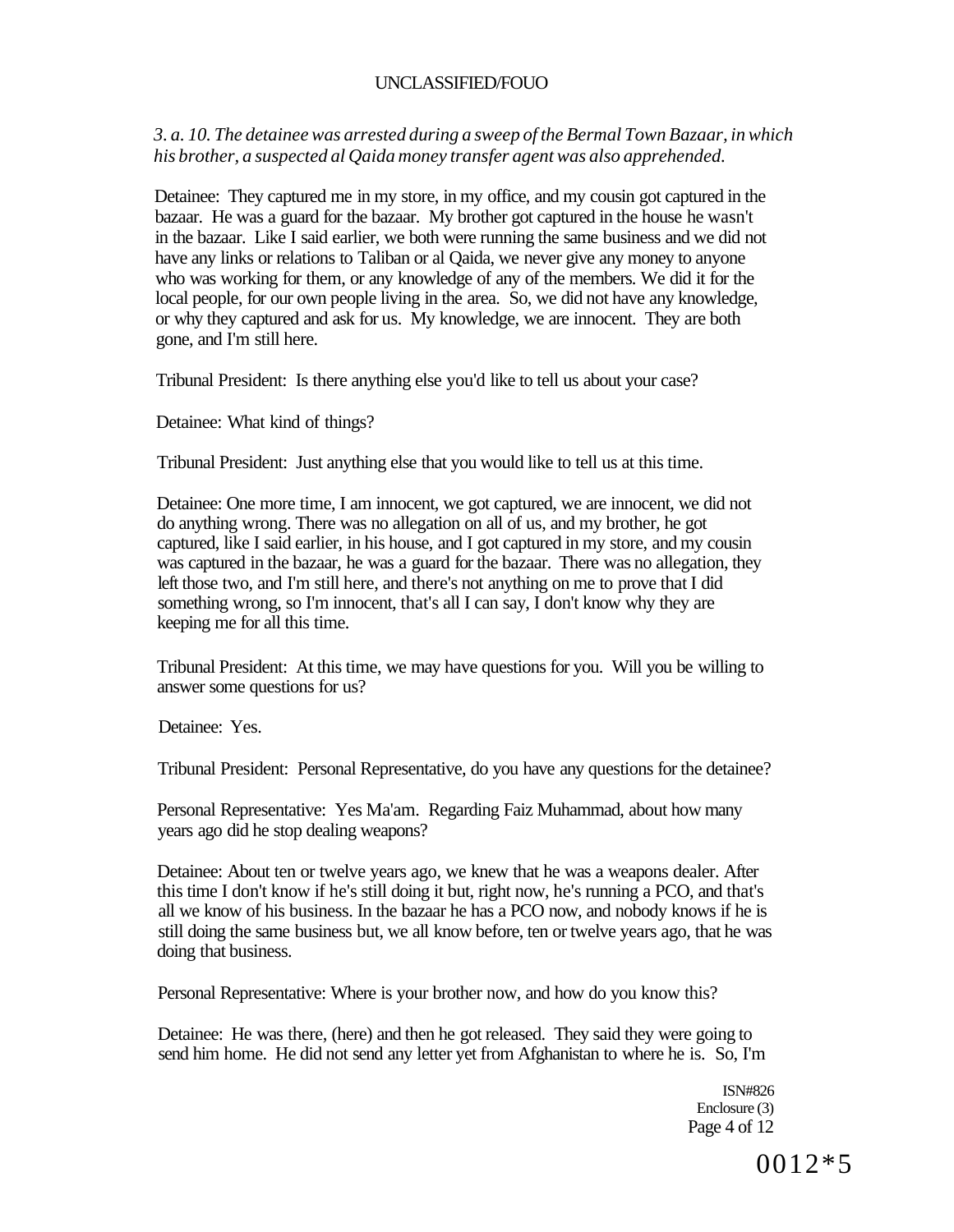*3. a. 10. The detainee was arrested during a sweep of the Bermal Town Bazaar, in which his brother, a suspected al Qaida money transfer agent was also apprehended.*

Detainee: They captured me in my store, in my office, and my cousin got captured in the bazaar. He was a guard for the bazaar. My brother got captured in the house he wasn't in the bazaar. Like I said earlier, we both were running the same business and we did not have any links or relations to Taliban or al Qaida, we never give any money to anyone who was working for them, or any knowledge of any of the members. We did it for the local people, for our own people living in the area. So, we did not have any knowledge, or why they captured and ask for us. My knowledge, we are innocent. They are both gone, and I'm still here.

Tribunal President: Is there anything else you'd like to tell us about your case?

Detainee: What kind of things?

Tribunal President: Just anything else that you would like to tell us at this time.

Detainee: One more time, I am innocent, we got captured, we are innocent, we did not do anything wrong. There was no allegation on all of us, and my brother, he got captured, like I said earlier, in his house, and I got captured in my store, and my cousin was captured in the bazaar, he was a guard for the bazaar. There was no allegation, they left those two, and I'm still here, and there's not anything on me to prove that I did something wrong, so I'm innocent, that's all I can say, I don't know why they are keeping me for all this time.

Tribunal President: At this time, we may have questions for you. Will you be willing to answer some questions for us?

Detainee: Yes.

Tribunal President: Personal Representative, do you have any questions for the detainee?

Personal Representative: Yes Ma'am. Regarding Faiz Muhammad, about how many years ago did he stop dealing weapons?

Detainee: About ten or twelve years ago, we knew that he was a weapons dealer. After this time I don't know if he's still doing it but, right now, he's running a PCO, and that's all we know of his business. In the bazaar he has a PCO now, and nobody knows if he is still doing the same business but, we all know before, ten or twelve years ago, that he was doing that business.

Personal Representative: Where is your brother now, and how do you know this?

Detainee: He was there, (here) and then he got released. They said they were going to send him home. He did not send any letter yet from Afghanistan to where he is. So, I'm

ISN#826
Enclosure (3)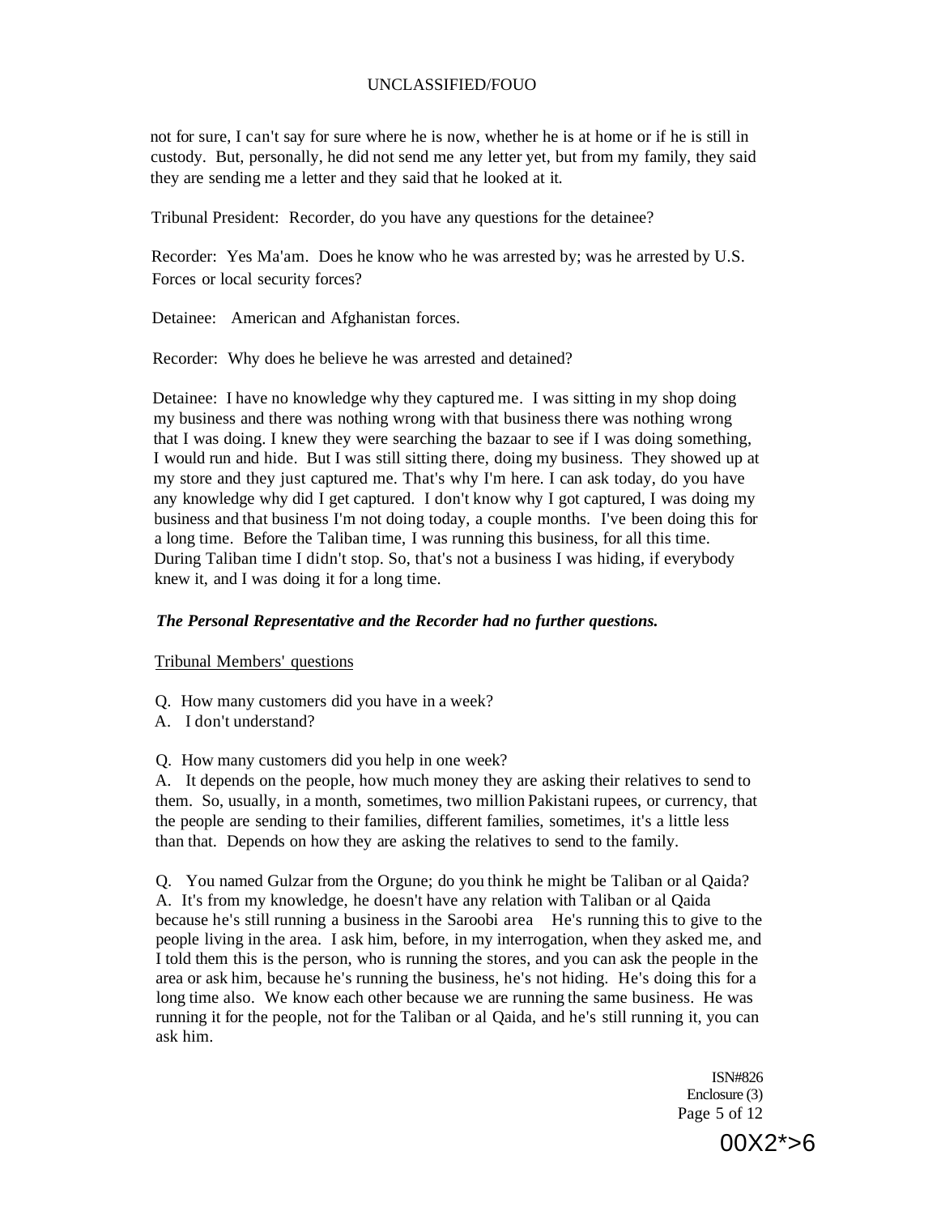not for sure, I can't say for sure where he is now, whether he is at home or if he is still in custody. But, personally, he did not send me any letter yet, but from my family, they said they are sending me a letter and they said that he looked at it.

Tribunal President: Recorder, do you have any questions for the detainee?

Recorder: Yes Ma'am. Does he know who he was arrested by; was he arrested by U.S. Forces or local security forces?

Detainee: American and Afghanistan forces.

Recorder: Why does he believe he was arrested and detained?

Detainee: I have no knowledge why they captured me. I was sitting in my shop doing my business and there was nothing wrong with that business there was nothing wrong that I was doing. I knew they were searching the bazaar to see if I was doing something, I would run and hide. But I was still sitting there, doing my business. They showed up at my store and they just captured me. That's why I'm here. I can ask today, do you have any knowledge why did I get captured. I don't know why I got captured, I was doing my business and that business I'm not doing today, a couple months. I've been doing this for a long time. Before the Taliban time, I was running this business, for all this time. During Taliban time I didn't stop. So, that's not a business I was hiding, if everybody knew it, and I was doing it for a long time.

***The Personal Representative and the Recorder had no further questions.***

Tribunal Members' questions

Q. How many customers did you have in a week?
A. I don't understand?

Q. How many customers did you help in one week?
A. It depends on the people, how much money they are asking their relatives to send to them. So, usually, in a month, sometimes, two million Pakistani rupees, or currency, that the people are sending to their families, different families, sometimes, it's a little less than that. Depends on how they are asking the relatives to send to the family.

Q. You named Gulzar from the Orgune; do you think he might be Taliban or al Qaida?
A. It's from my knowledge, he doesn't have any relation with Taliban or al Qaida because he's still running a business in the Saroobi area He's running this to give to the people living in the area. I ask him, before, in my interrogation, when they asked me, and I told them this is the person, who is running the stores, and you can ask the people in the area or ask him, because he's running the business, he's not hiding. He's doing this for a long time also. We know each other because we are running the same business. He was running it for the people, not for the Taliban or al Qaida, and he's still running it, you can ask him.

ISN#826
Enclosure (3)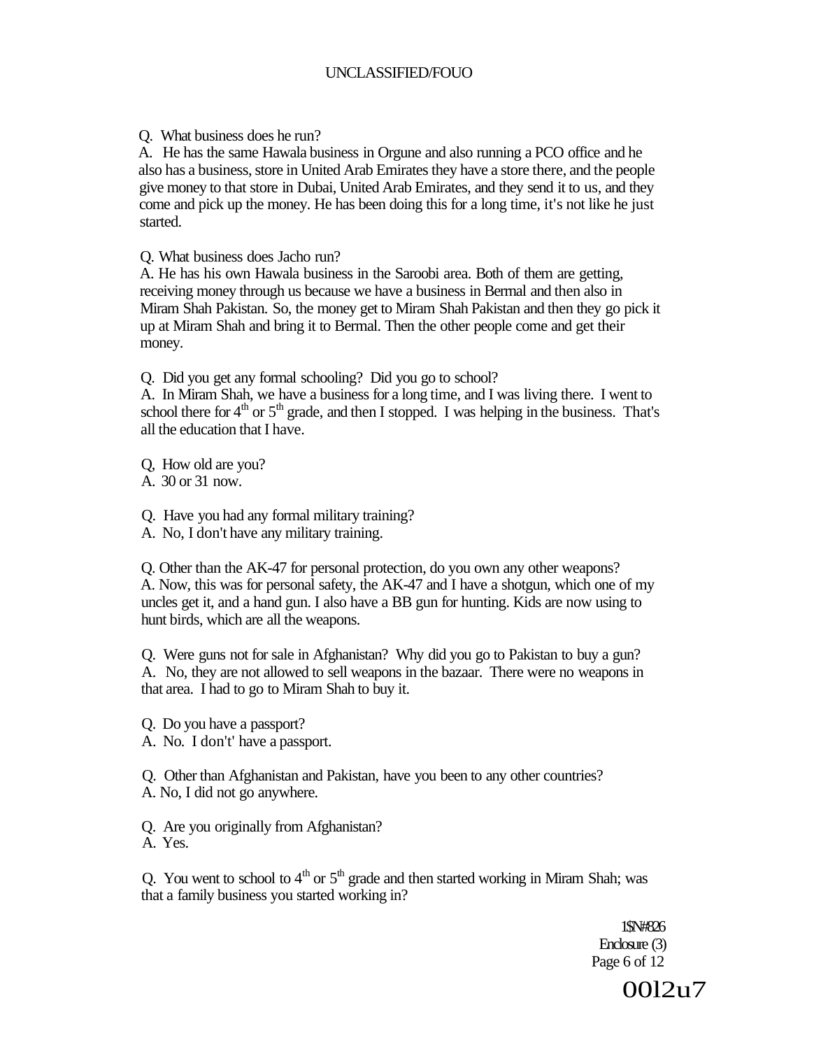Q. What business does he run?
A. He has the same Hawala business in Orgune and also running a PCO office and he also has a business, store in United Arab Emirates they have a store there, and the people give money to that store in Dubai, United Arab Emirates, and they send it to us, and they come and pick up the money. He has been doing this for a long time, it's not like he just started.

Q. What business does Jacho run?
A. He has his own Hawala business in the Saroobi area. Both of them are getting, receiving money through us because we have a business in Bermal and then also in Miram Shah Pakistan. So, the money get to Miram Shah Pakistan and then they go pick it up at Miram Shah and bring it to Bermal. Then the other people come and get their money.

Q. Did you get any formal schooling? Did you go to school?
A. In Miram Shah, we have a business for a long time, and I was living there. I went to school there for 4th or 5th grade, and then I stopped. I was helping in the business. That's all the education that I have.

Q, How old are you?
A. 30 or 31 now.

Q. Have you had any formal military training?
A. No, I don't have any military training.

Q. Other than the AK-47 for personal protection, do you own any other weapons?
A. Now, this was for personal safety, the AK-47 and I have a shotgun, which one of my uncles get it, and a hand gun. I also have a BB gun for hunting. Kids are now using to hunt birds, which are all the weapons.

Q. Were guns not for sale in Afghanistan? Why did you go to Pakistan to buy a gun?
A. No, they are not allowed to sell weapons in the bazaar. There were no weapons in that area. I had to go to Miram Shah to buy it.

Q. Do you have a passport?
A. No. I don't' have a passport.

Q. Other than Afghanistan and Pakistan, have you been to any other countries?
A. No, I did not go anywhere.

Q. Are you originally from Afghanistan?
A. Yes.

Q. You went to school to 4th or 5th grade and then started working in Miram Shah; was that a family business you started working in?

1$N#826
Enclosure (3)

00l2u7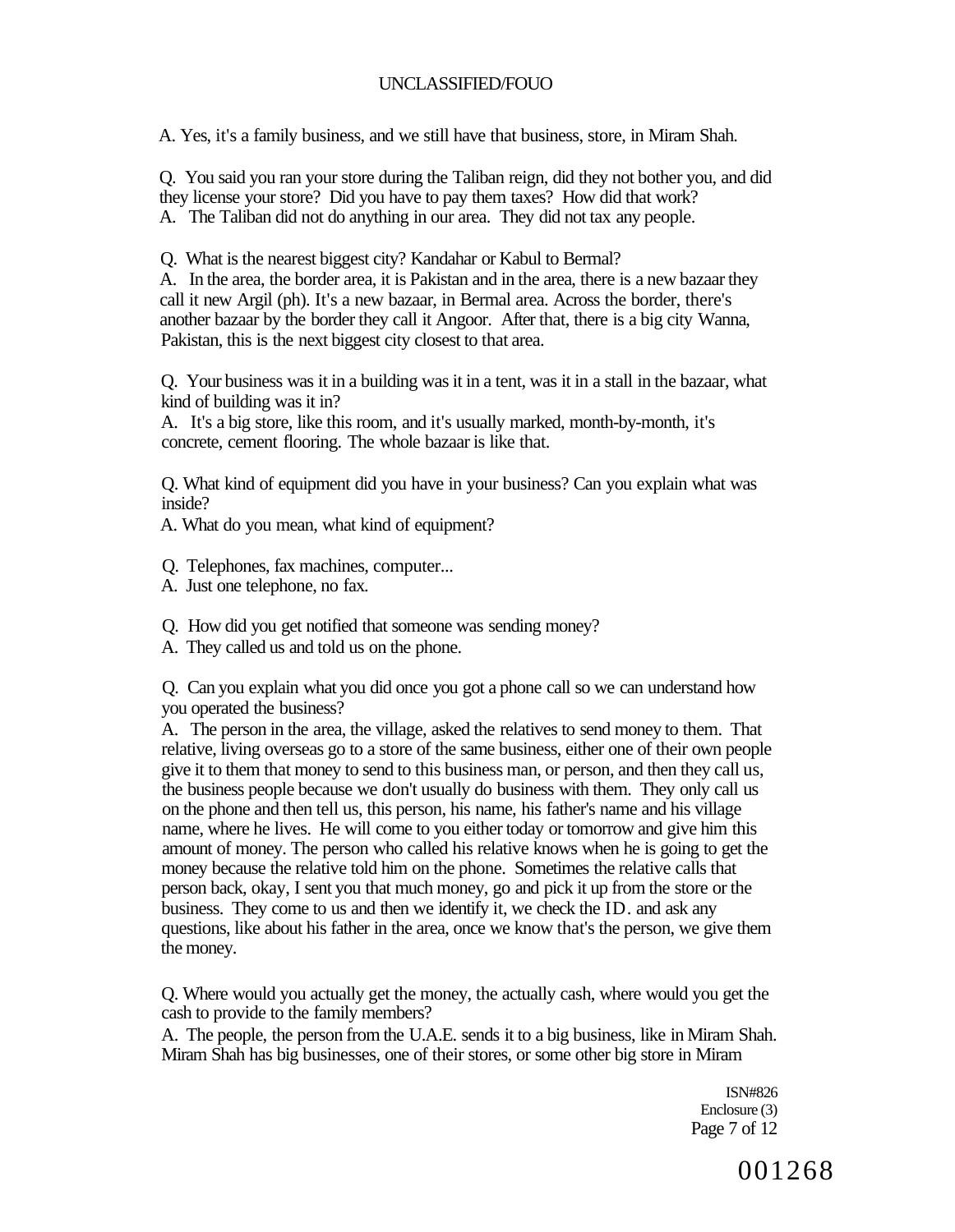A. Yes, it's a family business, and we still have that business, store, in Miram Shah.

Q. You said you ran your store during the Taliban reign, did they not bother you, and did they license your store? Did you have to pay them taxes? How did that work?
A. The Taliban did not do anything in our area. They did not tax any people.

Q. What is the nearest biggest city? Kandahar or Kabul to Bermal?
A. In the area, the border area, it is Pakistan and in the area, there is a new bazaar they call it new Argil (ph). It's a new bazaar, in Bermal area. Across the border, there's another bazaar by the border they call it Angoor. After that, there is a big city Wanna, Pakistan, this is the next biggest city closest to that area.

Q. Your business was it in a building was it in a tent, was it in a stall in the bazaar, what kind of building was it in?
A. It's a big store, like this room, and it's usually marked, month-by-month, it's concrete, cement flooring. The whole bazaar is like that.

Q. What kind of equipment did you have in your business? Can you explain what was inside?
A. What do you mean, what kind of equipment?

Q. Telephones, fax machines, computer...
A. Just one telephone, no fax.

Q. How did you get notified that someone was sending money?
A. They called us and told us on the phone.

Q. Can you explain what you did once you got a phone call so we can understand how you operated the business?
A. The person in the area, the village, asked the relatives to send money to them. That relative, living overseas go to a store of the same business, either one of their own people give it to them that money to send to this business man, or person, and then they call us, the business people because we don't usually do business with them. They only call us on the phone and then tell us, this person, his name, his father's name and his village name, where he lives. He will come to you either today or tomorrow and give him this amount of money. The person who called his relative knows when he is going to get the money because the relative told him on the phone. Sometimes the relative calls that person back, okay, I sent you that much money, go and pick it up from the store or the business. They come to us and then we identify it, we check the ID. and ask any questions, like about his father in the area, once we know that's the person, we give them the money.

Q. Where would you actually get the money, the actually cash, where would you get the cash to provide to the family members?
A. The people, the person from the U.A.E. sends it to a big business, like in Miram Shah. Miram Shah has big businesses, one of their stores, or some other big store in Miram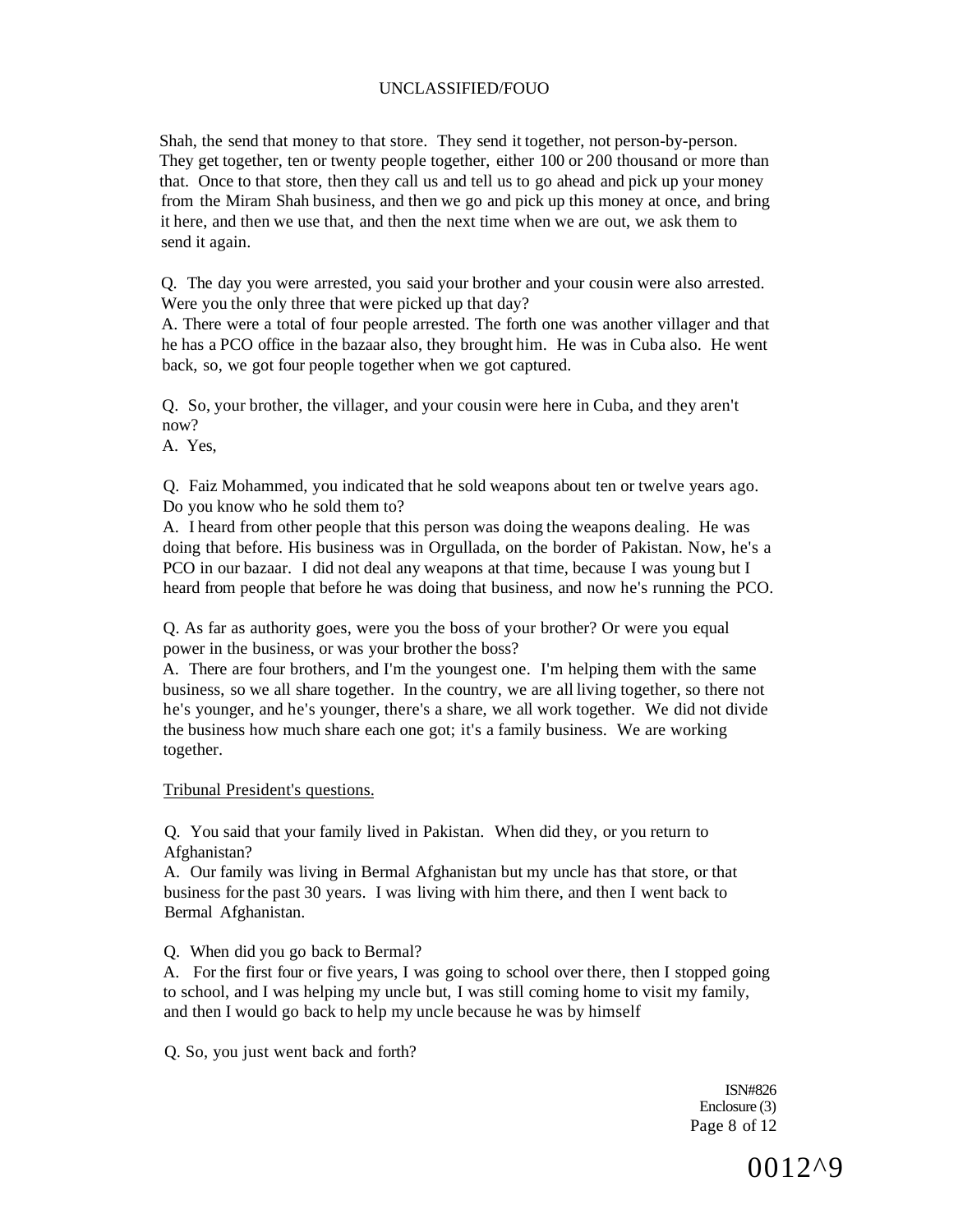Shah, the send that money to that store. They send it together, not person-by-person. They get together, ten or twenty people together, either 100 or 200 thousand or more than that. Once to that store, then they call us and tell us to go ahead and pick up your money from the Miram Shah business, and then we go and pick up this money at once, and bring it here, and then we use that, and then the next time when we are out, we ask them to send it again.

Q. The day you were arrested, you said your brother and your cousin were also arrested. Were you the only three that were picked up that day?
A. There were a total of four people arrested. The forth one was another villager and that he has a PCO office in the bazaar also, they brought him. He was in Cuba also. He went back, so, we got four people together when we got captured.

Q. So, your brother, the villager, and your cousin were here in Cuba, and they aren't now?
A. Yes,

Q. Faiz Mohammed, you indicated that he sold weapons about ten or twelve years ago. Do you know who he sold them to?
A. I heard from other people that this person was doing the weapons dealing. He was doing that before. His business was in Orgullada, on the border of Pakistan. Now, he's a PCO in our bazaar. I did not deal any weapons at that time, because I was young but I heard from people that before he was doing that business, and now he's running the PCO.

Q. As far as authority goes, were you the boss of your brother? Or were you equal power in the business, or was your brother the boss?
A. There are four brothers, and I'm the youngest one. I'm helping them with the same business, so we all share together. In the country, we are all living together, so there not he's younger, and he's younger, there's a share, we all work together. We did not divide the business how much share each one got; it's a family business. We are working together.

Tribunal President's questions.

Q. You said that your family lived in Pakistan. When did they, or you return to Afghanistan?
A. Our family was living in Bermal Afghanistan but my uncle has that store, or that business for the past 30 years. I was living with him there, and then I went back to Bermal Afghanistan.

Q. When did you go back to Bermal?
A. For the first four or five years, I was going to school over there, then I stopped going to school, and I was helping my uncle but, I was still coming home to visit my family, and then I would go back to help my uncle because he was by himself

Q. So, you just went back and forth?

ISN#826
Enclosure (3)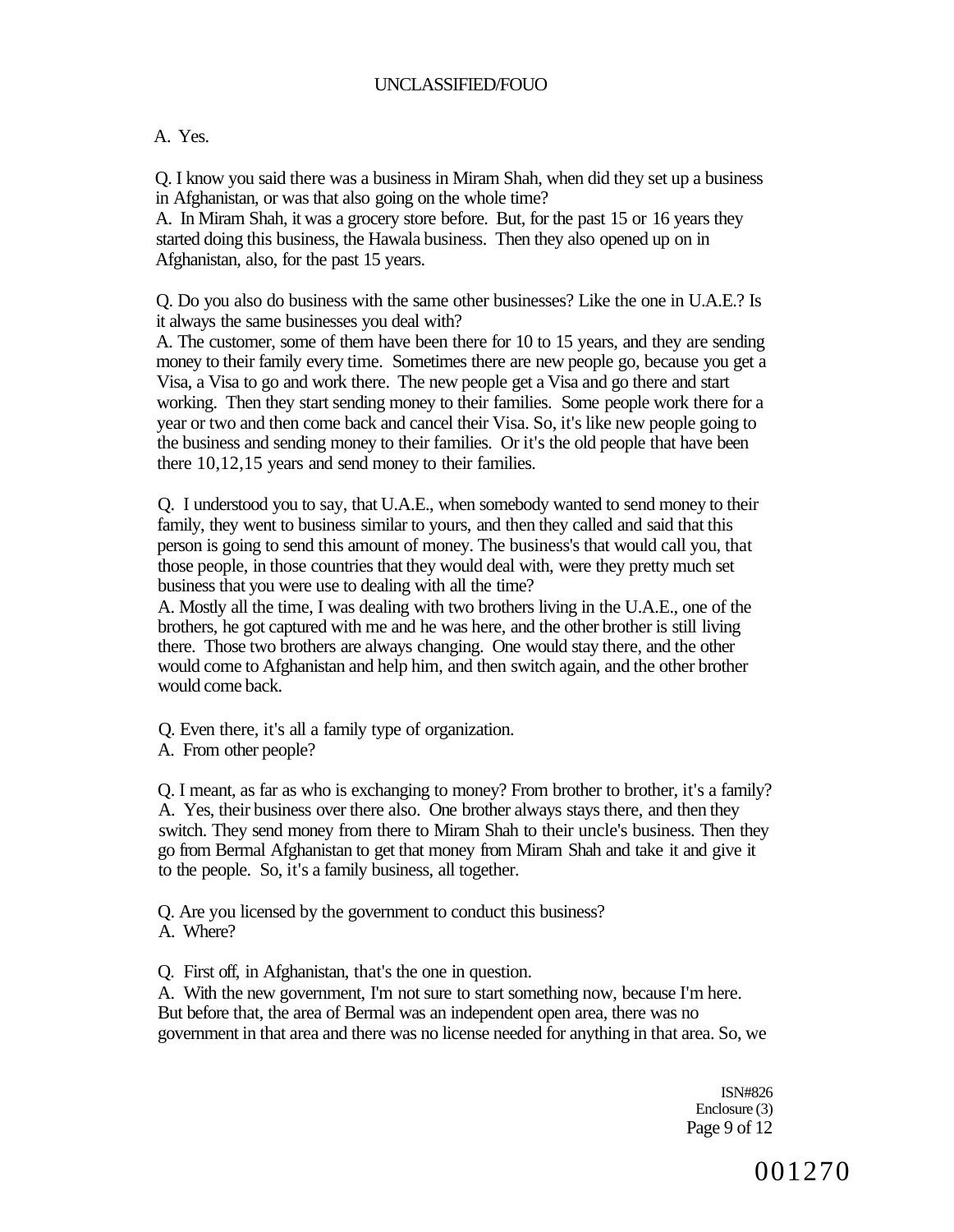A. Yes.

Q. I know you said there was a business in Miram Shah, when did they set up a business in Afghanistan, or was that also going on the whole time?
A. In Miram Shah, it was a grocery store before. But, for the past 15 or 16 years they started doing this business, the Hawala business. Then they also opened up on in Afghanistan, also, for the past 15 years.

Q. Do you also do business with the same other businesses? Like the one in U.A.E.? Is it always the same businesses you deal with?
A. The customer, some of them have been there for 10 to 15 years, and they are sending money to their family every time. Sometimes there are new people go, because you get a Visa, a Visa to go and work there. The new people get a Visa and go there and start working. Then they start sending money to their families. Some people work there for a year or two and then come back and cancel their Visa. So, it's like new people going to the business and sending money to their families. Or it's the old people that have been there 10,12,15 years and send money to their families.

Q. I understood you to say, that U.A.E., when somebody wanted to send money to their family, they went to business similar to yours, and then they called and said that this person is going to send this amount of money. The business's that would call you, that those people, in those countries that they would deal with, were they pretty much set business that you were use to dealing with all the time?
A. Mostly all the time, I was dealing with two brothers living in the U.A.E., one of the brothers, he got captured with me and he was here, and the other brother is still living there. Those two brothers are always changing. One would stay there, and the other would come to Afghanistan and help him, and then switch again, and the other brother would come back.

Q. Even there, it's all a family type of organization.
A. From other people?

Q. I meant, as far as who is exchanging to money? From brother to brother, it's a family?
A. Yes, their business over there also. One brother always stays there, and then they switch. They send money from there to Miram Shah to their uncle's business. Then they go from Bermal Afghanistan to get that money from Miram Shah and take it and give it to the people. So, it's a family business, all together.

Q. Are you licensed by the government to conduct this business?
A. Where?

Q. First off, in Afghanistan, that's the one in question.
A. With the new government, I'm not sure to start something now, because I'm here. But before that, the area of Bermal was an independent open area, there was no government in that area and there was no license needed for anything in that area. So, we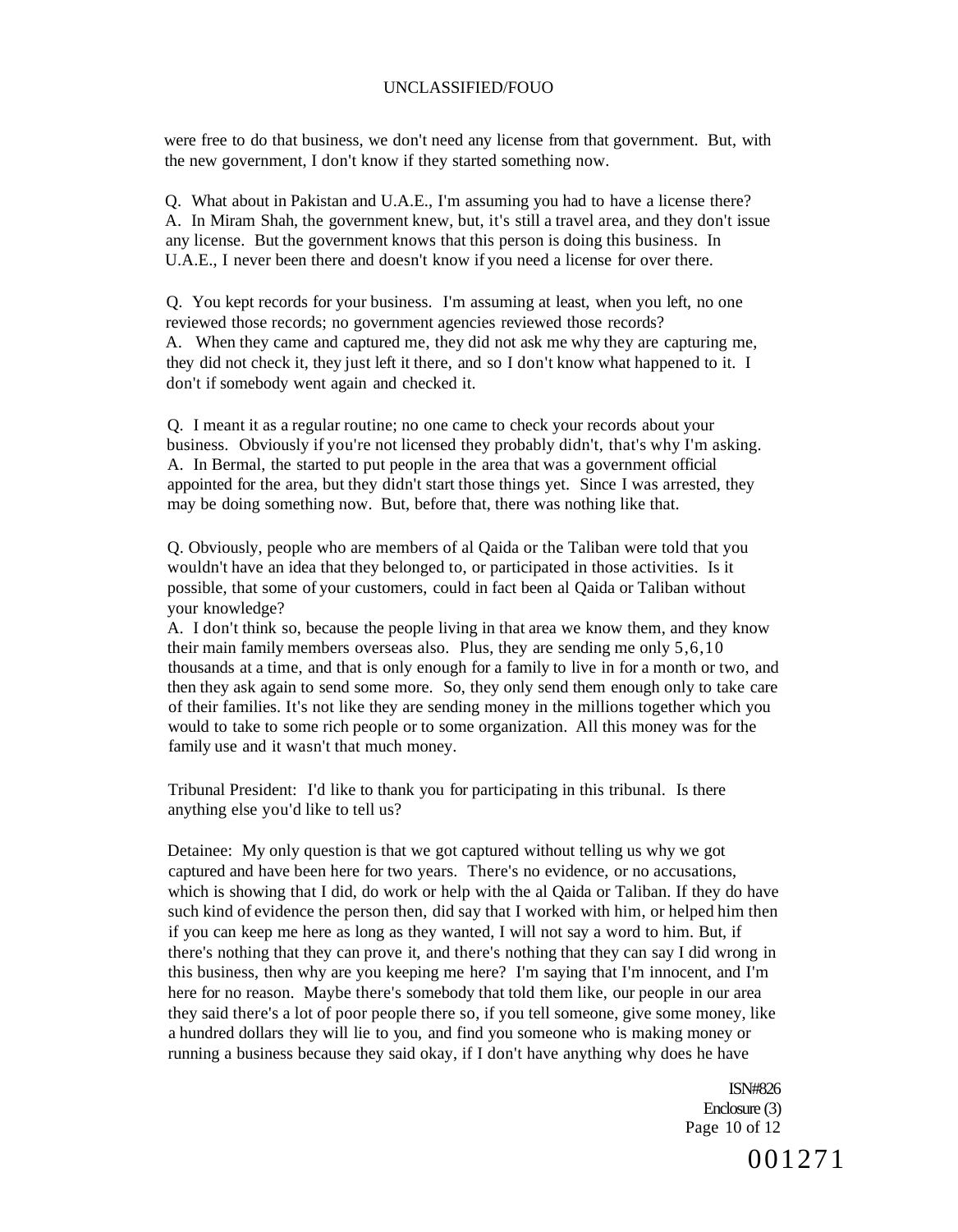were free to do that business, we don't need any license from that government. But, with the new government, I don't know if they started something now.

Q. What about in Pakistan and U.A.E., I'm assuming you had to have a license there?
A. In Miram Shah, the government knew, but, it's still a travel area, and they don't issue any license. But the government knows that this person is doing this business. In U.A.E., I never been there and doesn't know if you need a license for over there.

Q. You kept records for your business. I'm assuming at least, when you left, no one reviewed those records; no government agencies reviewed those records?
A. When they came and captured me, they did not ask me why they are capturing me, they did not check it, they just left it there, and so I don't know what happened to it. I don't if somebody went again and checked it.

Q. I meant it as a regular routine; no one came to check your records about your business. Obviously if you're not licensed they probably didn't, that's why I'm asking.
A. In Bermal, the started to put people in the area that was a government official appointed for the area, but they didn't start those things yet. Since I was arrested, they may be doing something now. But, before that, there was nothing like that.

Q. Obviously, people who are members of al Qaida or the Taliban were told that you wouldn't have an idea that they belonged to, or participated in those activities. Is it possible, that some of your customers, could in fact been al Qaida or Taliban without your knowledge?
A. I don't think so, because the people living in that area we know them, and they know their main family members overseas also. Plus, they are sending me only 5,6,10 thousands at a time, and that is only enough for a family to live in for a month or two, and then they ask again to send some more. So, they only send them enough only to take care of their families. It's not like they are sending money in the millions together which you would to take to some rich people or to some organization. All this money was for the family use and it wasn't that much money.

Tribunal President: I'd like to thank you for participating in this tribunal. Is there anything else you'd like to tell us?

Detainee: My only question is that we got captured without telling us why we got captured and have been here for two years. There's no evidence, or no accusations, which is showing that I did, do work or help with the al Qaida or Taliban. If they do have such kind of evidence the person then, did say that I worked with him, or helped him then if you can keep me here as long as they wanted, I will not say a word to him. But, if there's nothing that they can prove it, and there's nothing that they can say I did wrong in this business, then why are you keeping me here? I'm saying that I'm innocent, and I'm here for no reason. Maybe there's somebody that told them like, our people in our area they said there's a lot of poor people there so, if you tell someone, give some money, like a hundred dollars they will lie to you, and find you someone who is making money or running a business because they said okay, if I don't have anything why does he have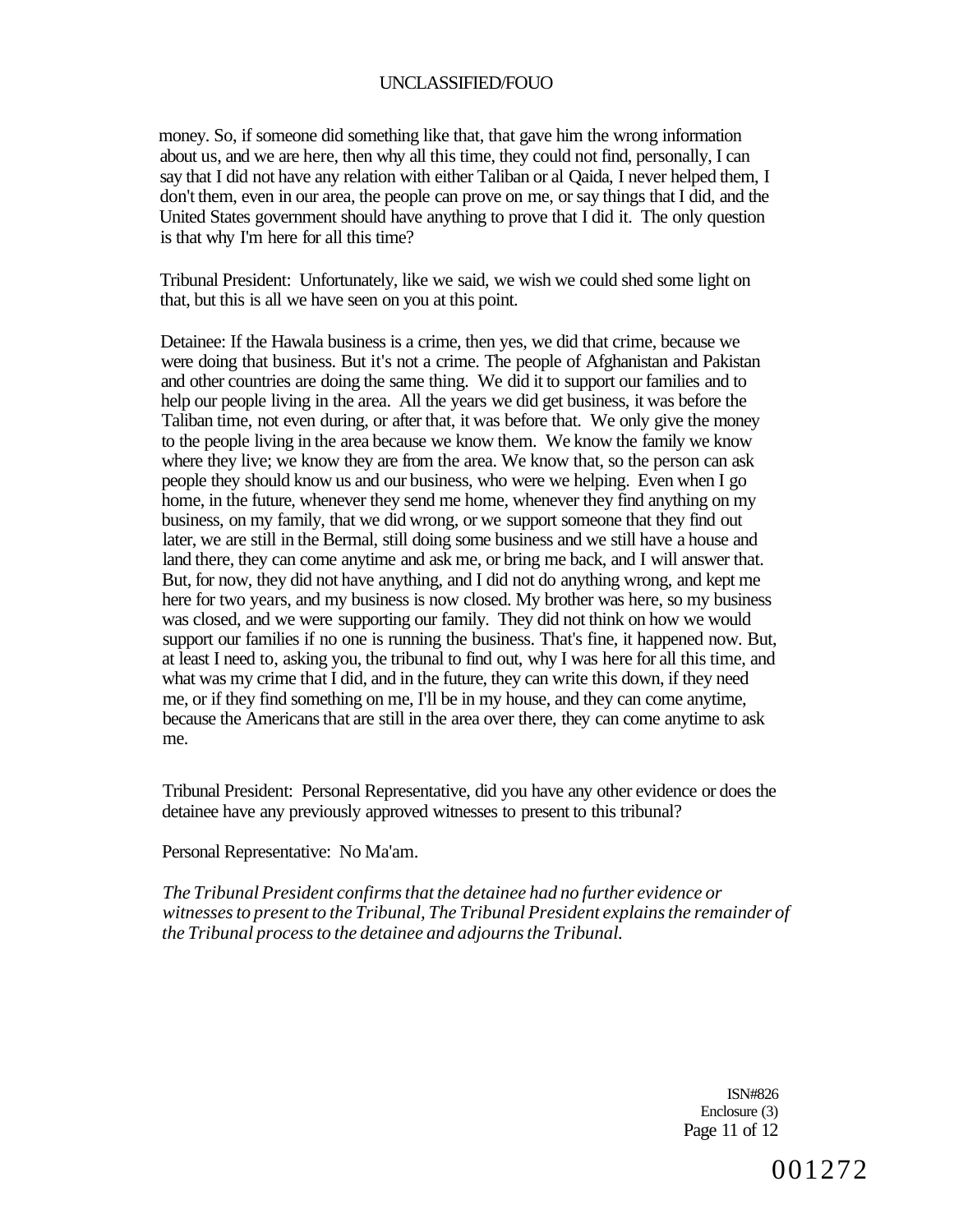money. So, if someone did something like that, that gave him the wrong information about us, and we are here, then why all this time, they could not find, personally, I can say that I did not have any relation with either Taliban or al Qaida, I never helped them, I don't them, even in our area, the people can prove on me, or say things that I did, and the United States government should have anything to prove that I did it. The only question is that why I'm here for all this time?

Tribunal President: Unfortunately, like we said, we wish we could shed some light on that, but this is all we have seen on you at this point.

Detainee: If the Hawala business is a crime, then yes, we did that crime, because we were doing that business. But it's not a crime. The people of Afghanistan and Pakistan and other countries are doing the same thing. We did it to support our families and to help our people living in the area. All the years we did get business, it was before the Taliban time, not even during, or after that, it was before that. We only give the money to the people living in the area because we know them. We know the family we know where they live; we know they are from the area. We know that, so the person can ask people they should know us and our business, who were we helping. Even when I go home, in the future, whenever they send me home, whenever they find anything on my business, on my family, that we did wrong, or we support someone that they find out later, we are still in the Bermal, still doing some business and we still have a house and land there, they can come anytime and ask me, or bring me back, and I will answer that. But, for now, they did not have anything, and I did not do anything wrong, and kept me here for two years, and my business is now closed. My brother was here, so my business was closed, and we were supporting our family. They did not think on how we would support our families if no one is running the business. That's fine, it happened now. But, at least I need to, asking you, the tribunal to find out, why I was here for all this time, and what was my crime that I did, and in the future, they can write this down, if they need me, or if they find something on me, I'll be in my house, and they can come anytime, because the Americans that are still in the area over there, they can come anytime to ask me.

Tribunal President: Personal Representative, did you have any other evidence or does the detainee have any previously approved witnesses to present to this tribunal?

Personal Representative: No Ma'am.

*The Tribunal President confirms that the detainee had no further evidence or witnesses to present to the Tribunal, The Tribunal President explains the remainder of the Tribunal process to the detainee and adjourns the Tribunal.*

ISN#826
Enclosure (3)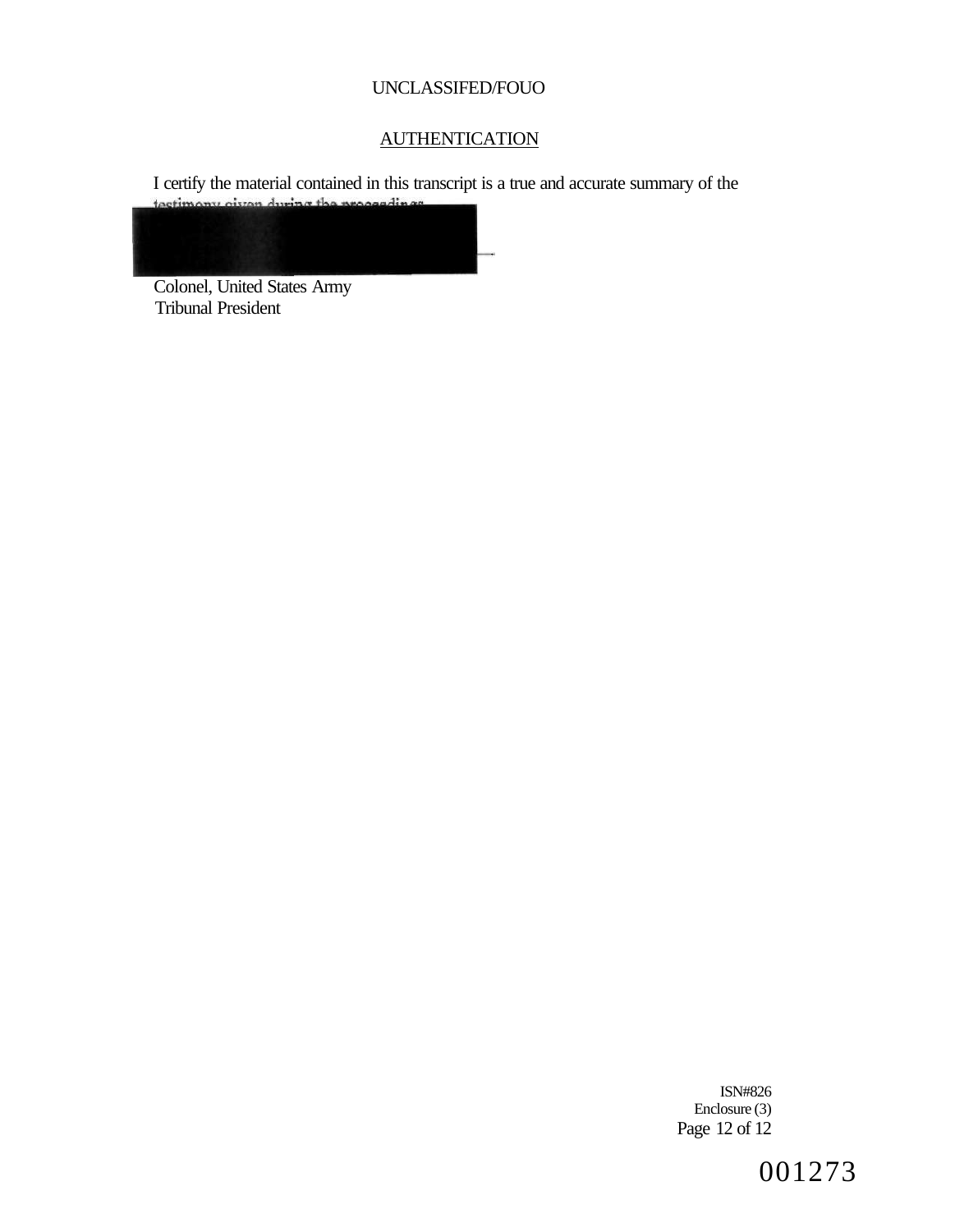UNCLASSIFED/FOUO

## AUTHENTICATION

I certify the material contained in this transcript is a true and accurate summary of the testimony given during the proceedings.

Colonel, United States Army
Tribunal President

ISN#826
Enclosure (3)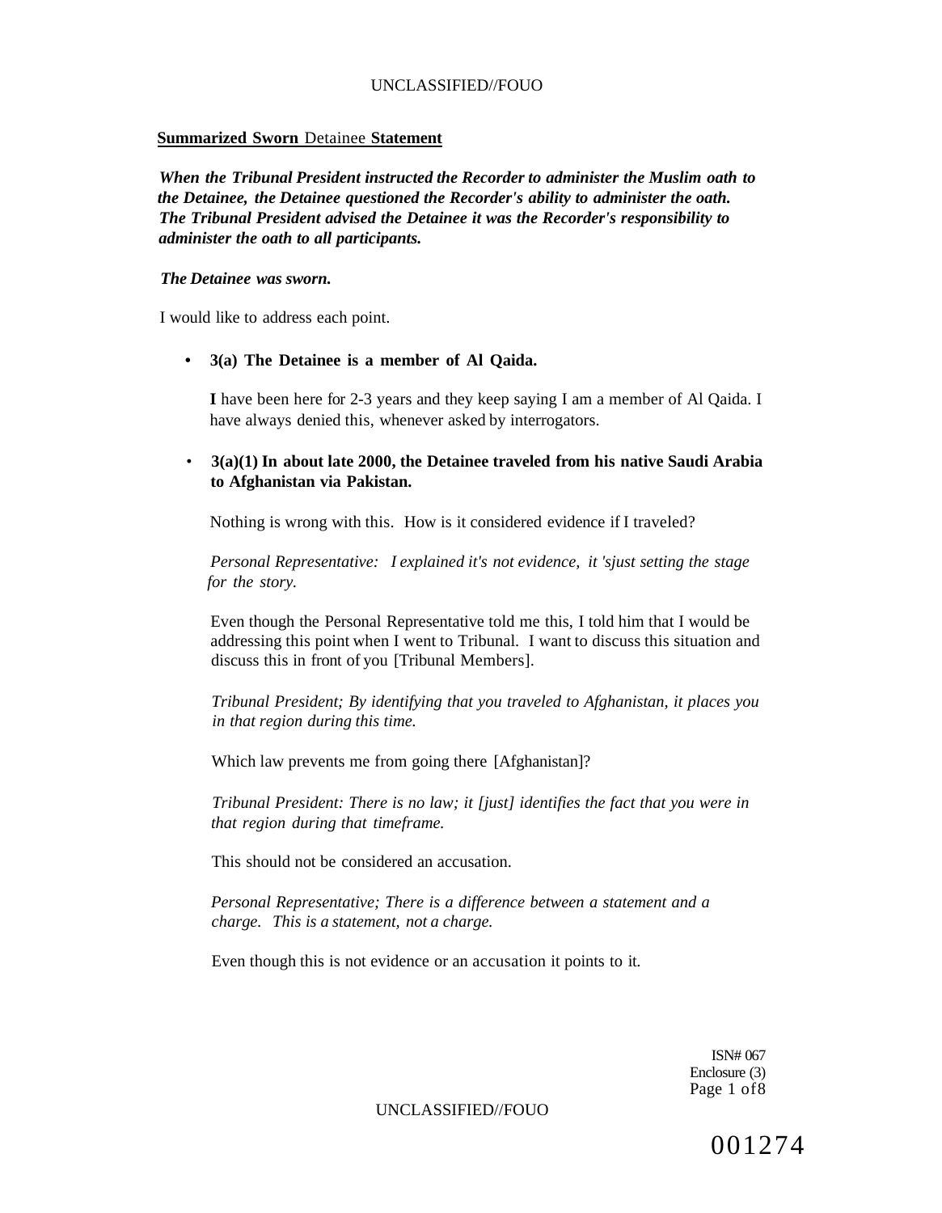**Summarized Sworn** Detainee **Statement**

***When the Tribunal President instructed the Recorder to administer the Muslim oath to the Detainee, the Detainee questioned the Recorder's ability to administer the oath. The Tribunal President advised the Detainee it was the Recorder's responsibility to administer the oath to all participants.***

***The Detainee was sworn.***

I would like to address each point.

- **3(a) The Detainee is a member of Al Qaida.**

  **I** have been here for 2-3 years and they keep saying I am a member of Al Qaida. I have always denied this, whenever asked by interrogators.

- **3(a)(1) In about late 2000, the Detainee traveled from his native Saudi Arabia to Afghanistan via Pakistan.**

  Nothing is wrong with this. How is it considered evidence if I traveled?

  *Personal Representative: I explained it's not evidence, it 'sjust setting the stage for the story.*

  Even though the Personal Representative told me this, I told him that I would be addressing this point when I went to Tribunal. I want to discuss this situation and discuss this in front of you [Tribunal Members].

  *Tribunal President; By identifying that you traveled to Afghanistan, it places you in that region during this time.*

  Which law prevents me from going there [Afghanistan]?

  *Tribunal President: There is no law; it [just] identifies the fact that you were in that region during that timeframe.*

  This should not be considered an accusation.

  *Personal Representative; There is a difference between a statement and a charge. This is a statement, not a charge.*

  Even though this is not evidence or an accusation it points to it.

ISN# 067
Enclosure (3)

001274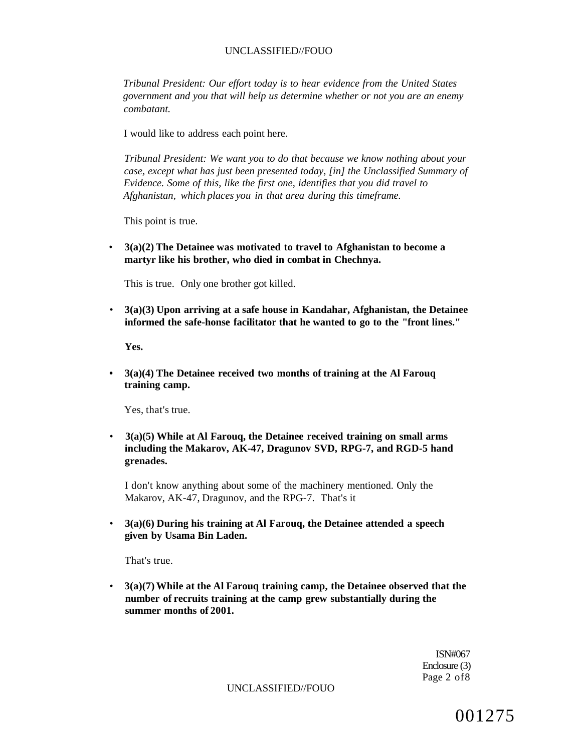*Tribunal President: Our effort today is to hear evidence from the United States government and you that will help us determine whether or not you are an enemy combatant.*

I would like to address each point here.

*Tribunal President: We want you to do that because we know nothing about your case, except what has just been presented today, [in] the Unclassified Summary of Evidence. Some of this, like the first one, identifies that you did travel to Afghanistan, which places you in that area during this timeframe.*

This point is true.

- **3(a)(2) The Detainee was motivated to travel to Afghanistan to become a martyr like his brother, who died in combat in Chechnya.**

  This is true. Only one brother got killed.

- **3(a)(3) Upon arriving at a safe house in Kandahar, Afghanistan, the Detainee informed the safe-honse facilitator that he wanted to go to the "front lines."**

  **Yes.**

- **3(a)(4) The Detainee received two months of training at the Al Farouq training camp.**

  Yes, that's true.

- **3(a)(5) While at Al Farouq, the Detainee received training on small arms including the Makarov, AK-47, Dragunov SVD, RPG-7, and RGD-5 hand grenades.**

  I don't know anything about some of the machinery mentioned. Only the Makarov, AK-47, Dragunov, and the RPG-7. That's it

- **3(a)(6) During his training at Al Farouq, the Detainee attended a speech given by Usama Bin Laden.**

  That's true.

- **3(a)(7) While at the Al Farouq training camp, the Detainee observed that the number of recruits training at the camp grew substantially during the summer months of 2001.**

ISN#067
Enclosure (3)

001275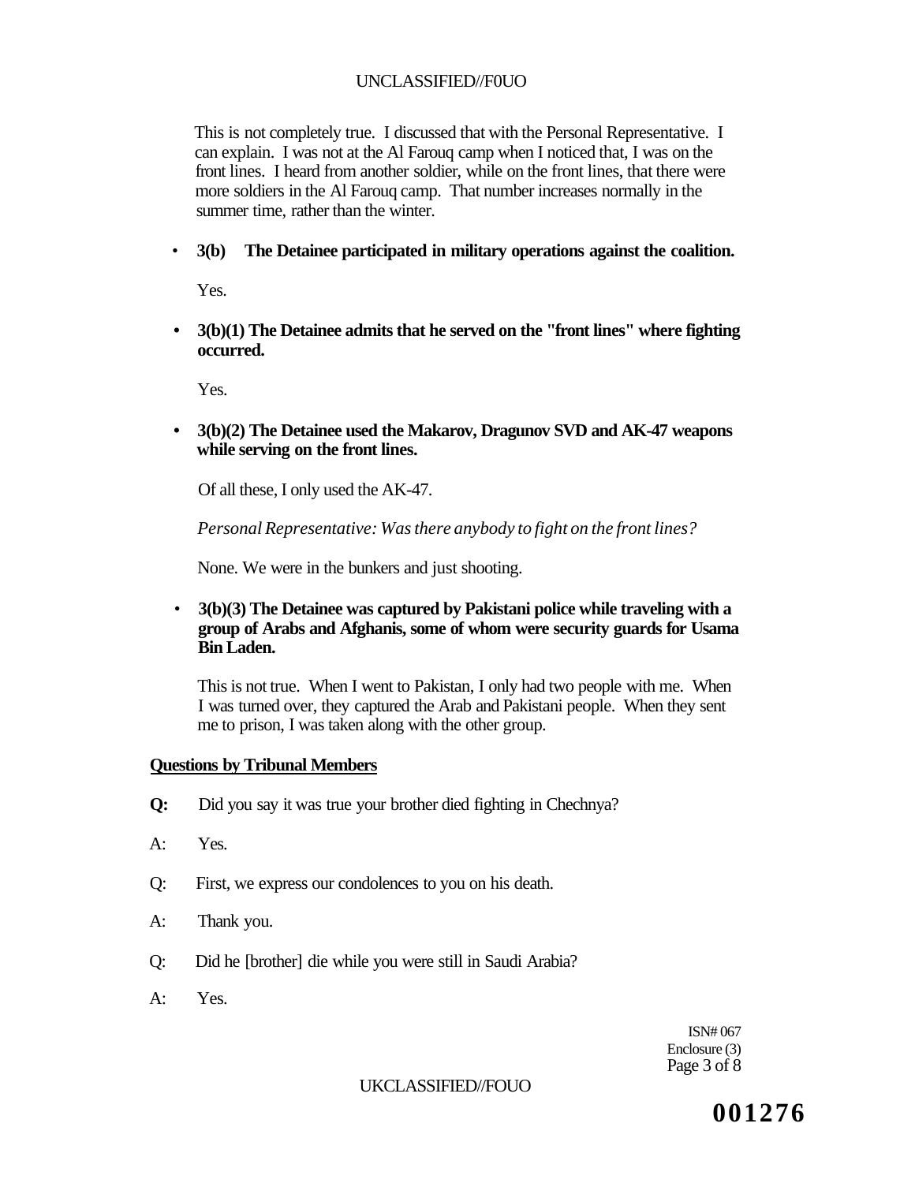This is not completely true. I discussed that with the Personal Representative. I can explain. I was not at the Al Farouq camp when I noticed that, I was on the front lines. I heard from another soldier, while on the front lines, that there were more soldiers in the Al Farouq camp. That number increases normally in the summer time, rather than the winter.

- **3(b) The Detainee participated in military operations against the coalition.**

  Yes.

- **3(b)(1) The Detainee admits that he served on the "front lines" where fighting occurred.**

  Yes.

- **3(b)(2) The Detainee used the Makarov, Dragunov SVD and AK-47 weapons while serving on the front lines.**

  Of all these, I only used the AK-47.

  *Personal Representative: Was there anybody to fight on the front lines?*

  None. We were in the bunkers and just shooting.

- **3(b)(3) The Detainee was captured by Pakistani police while traveling with a group of Arabs and Afghanis, some of whom were security guards for Usama Bin Laden.**

  This is not true. When I went to Pakistan, I only had two people with me. When I was turned over, they captured the Arab and Pakistani people. When they sent me to prison, I was taken along with the other group.

**Questions by Tribunal Members**

**Q:** Did you say it was true your brother died fighting in Chechnya?

A: Yes.

Q: First, we express our condolences to you on his death.

A: Thank you.

Q: Did he [brother] die while you were still in Saudi Arabia?

A: Yes.

ISN# 067
Enclosure (3)

001276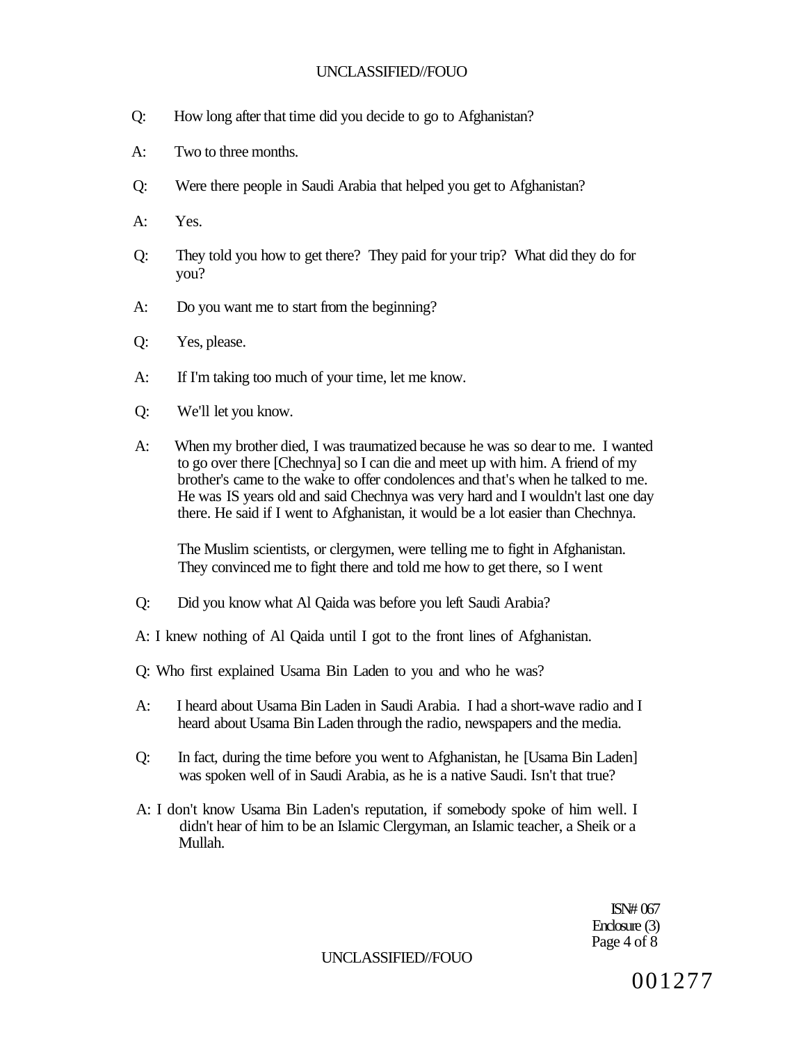Q: How long after that time did you decide to go to Afghanistan?

A: Two to three months.

Q: Were there people in Saudi Arabia that helped you get to Afghanistan?

A: Yes.

Q: They told you how to get there? They paid for your trip? What did they do for you?

A: Do you want me to start from the beginning?

Q: Yes, please.

A: If I'm taking too much of your time, let me know.

Q: We'll let you know.

A: When my brother died, I was traumatized because he was so dear to me. I wanted to go over there [Chechnya] so I can die and meet up with him. A friend of my brother's came to the wake to offer condolences and that's when he talked to me. He was IS years old and said Chechnya was very hard and I wouldn't last one day there. He said if I went to Afghanistan, it would be a lot easier than Chechnya.

The Muslim scientists, or clergymen, were telling me to fight in Afghanistan. They convinced me to fight there and told me how to get there, so I went

Q: Did you know what Al Qaida was before you left Saudi Arabia?

A: I knew nothing of Al Qaida until I got to the front lines of Afghanistan.

Q: Who first explained Usama Bin Laden to you and who he was?

A: I heard about Usama Bin Laden in Saudi Arabia. I had a short-wave radio and I heard about Usama Bin Laden through the radio, newspapers and the media.

Q: In fact, during the time before you went to Afghanistan, he [Usama Bin Laden] was spoken well of in Saudi Arabia, as he is a native Saudi. Isn't that true?

A: I don't know Usama Bin Laden's reputation, if somebody spoke of him well. I didn't hear of him to be an Islamic Clergyman, an Islamic teacher, a Sheik or a Mullah.

ISN# 067
Enclosure (3)

001277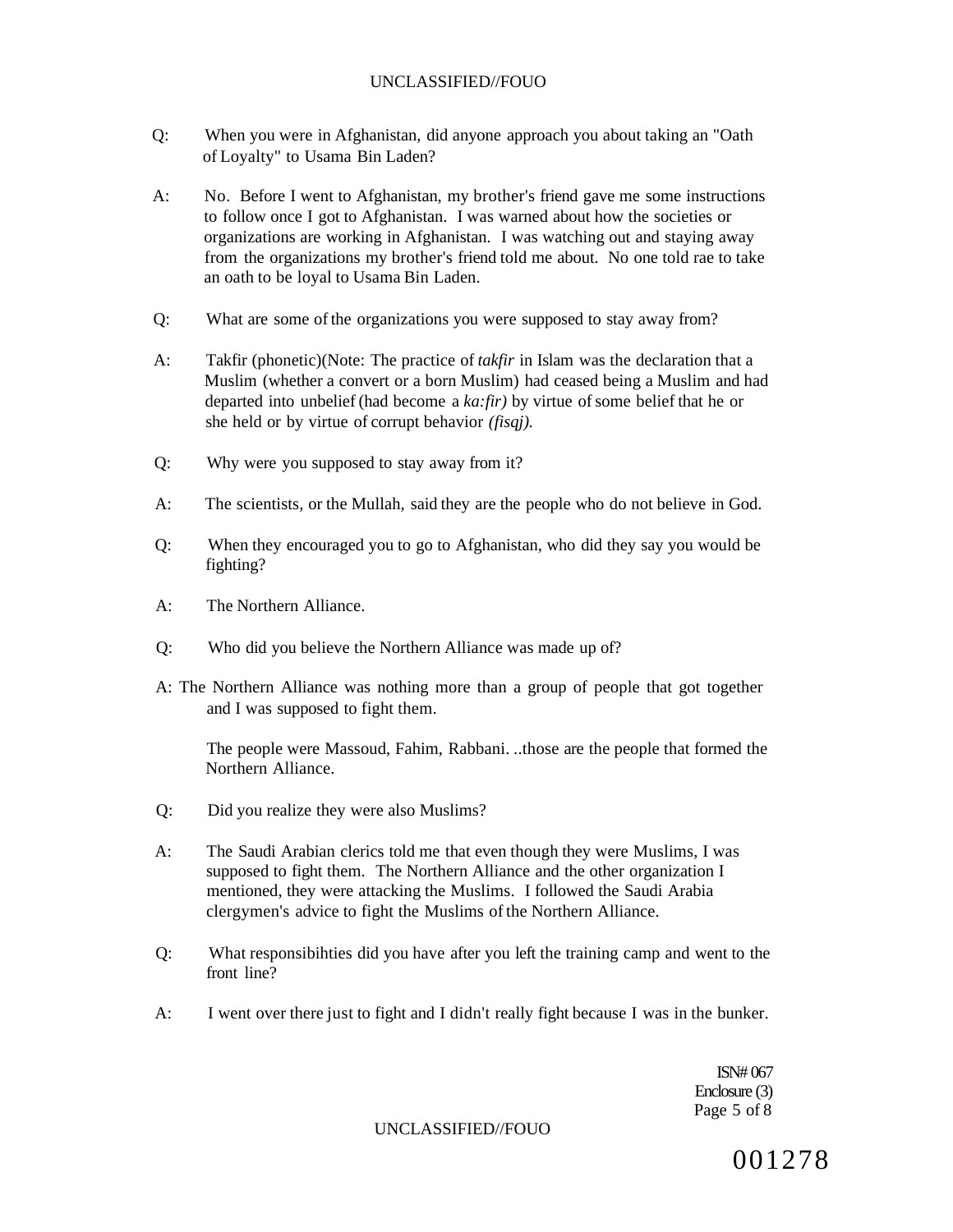Q: When you were in Afghanistan, did anyone approach you about taking an "Oath of Loyalty" to Usama Bin Laden?

A: No. Before I went to Afghanistan, my brother's friend gave me some instructions to follow once I got to Afghanistan. I was warned about how the societies or organizations are working in Afghanistan. I was watching out and staying away from the organizations my brother's friend told me about. No one told rae to take an oath to be loyal to Usama Bin Laden.

Q: What are some of the organizations you were supposed to stay away from?

A: Takfir (phonetic)(Note: The practice of *takfir* in Islam was the declaration that a Muslim (whether a convert or a born Muslim) had ceased being a Muslim and had departed into unbelief (had become a *ka:fir)* by virtue of some belief that he or she held or by virtue of corrupt behavior *(fisqj).*

Q: Why were you supposed to stay away from it?

A: The scientists, or the Mullah, said they are the people who do not believe in God.

Q: When they encouraged you to go to Afghanistan, who did they say you would be fighting?

A: The Northern Alliance.

Q: Who did you believe the Northern Alliance was made up of?

A: The Northern Alliance was nothing more than a group of people that got together and I was supposed to fight them.

The people were Massoud, Fahim, Rabbani. ..those are the people that formed the Northern Alliance.

Q: Did you realize they were also Muslims?

A: The Saudi Arabian clerics told me that even though they were Muslims, I was supposed to fight them. The Northern Alliance and the other organization I mentioned, they were attacking the Muslims. I followed the Saudi Arabia clergymen's advice to fight the Muslims of the Northern Alliance.

Q: What responsibihties did you have after you left the training camp and went to the front line?

A: I went over there just to fight and I didn't really fight because I was in the bunker.

ISN# 067
Enclosure (3)

001278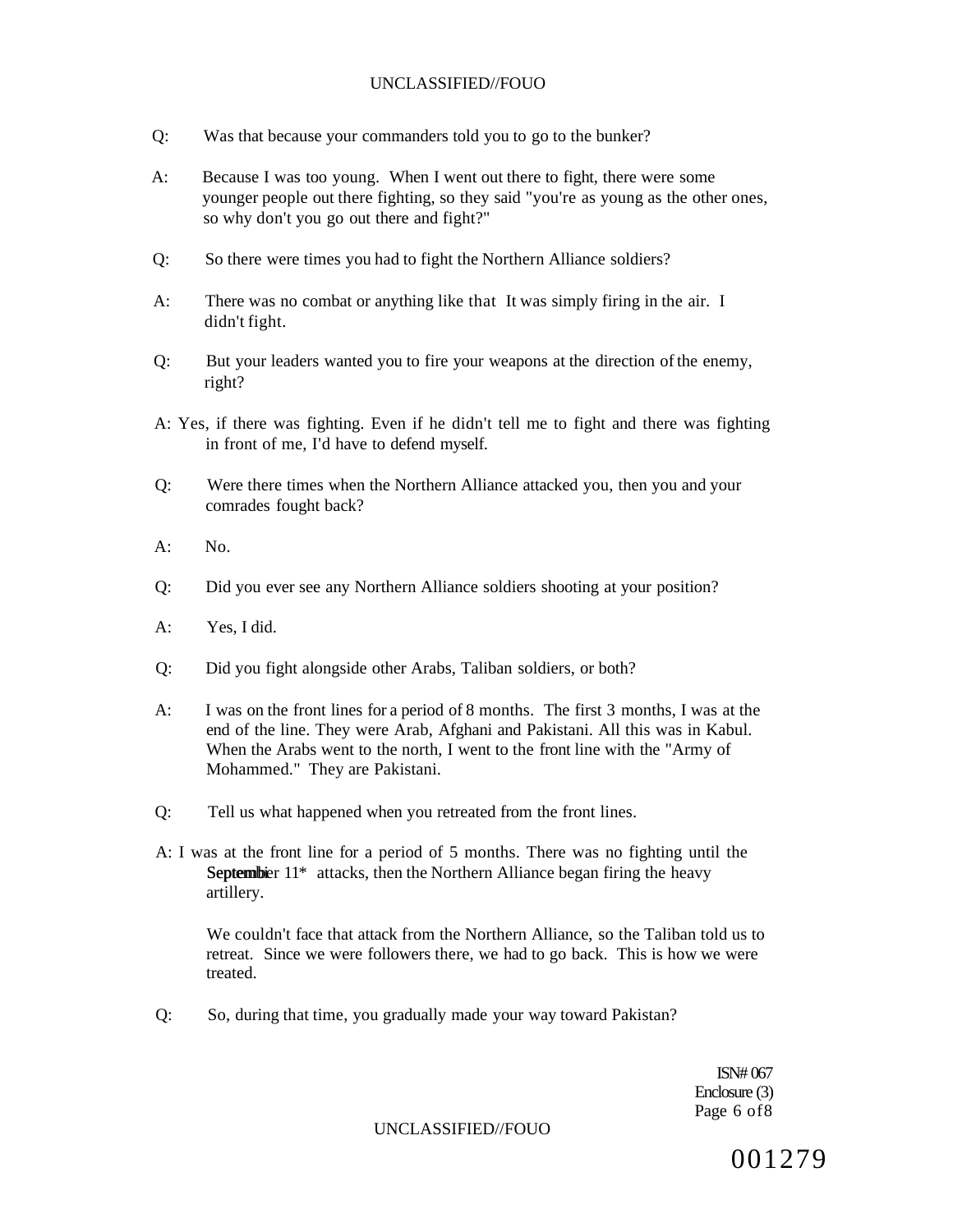Q: Was that because your commanders told you to go to the bunker?

A: Because I was too young. When I went out there to fight, there were some younger people out there fighting, so they said "you're as young as the other ones, so why don't you go out there and fight?"

Q: So there were times you had to fight the Northern Alliance soldiers?

A: There was no combat or anything like that It was simply firing in the air. I didn't fight.

Q: But your leaders wanted you to fire your weapons at the direction of the enemy, right?

A: Yes, if there was fighting. Even if he didn't tell me to fight and there was fighting in front of me, I'd have to defend myself.

Q: Were there times when the Northern Alliance attacked you, then you and your comrades fought back?

A: No.

Q: Did you ever see any Northern Alliance soldiers shooting at your position?

A: Yes, I did.

Q: Did you fight alongside other Arabs, Taliban soldiers, or both?

A: I was on the front lines for a period of 8 months. The first 3 months, I was at the end of the line. They were Arab, Afghani and Pakistani. All this was in Kabul. When the Arabs went to the north, I went to the front line with the "Army of Mohammed." They are Pakistani.

Q: Tell us what happened when you retreated from the front lines.

A: I was at the front line for a period of 5 months. There was no fighting until the **Septembi**er 11* attacks, then the Northern Alliance began firing the heavy artillery.

We couldn't face that attack from the Northern Alliance, so the Taliban told us to retreat. Since we were followers there, we had to go back. This is how we were treated.

Q: So, during that time, you gradually made your way toward Pakistan?

ISN# 067
Enclosure (3)

001279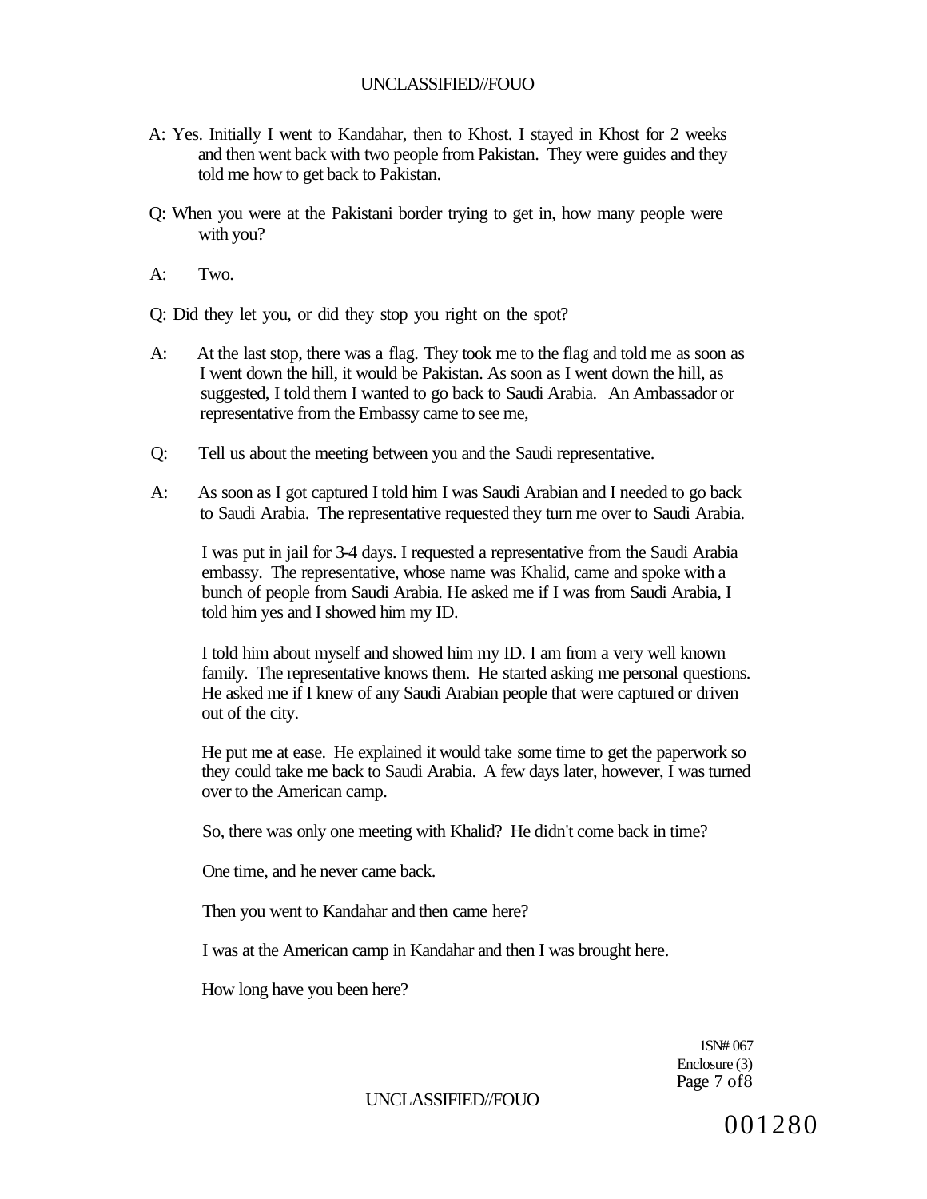A: Yes. Initially I went to Kandahar, then to Khost. I stayed in Khost for 2 weeks and then went back with two people from Pakistan. They were guides and they told me how to get back to Pakistan.

Q: When you were at the Pakistani border trying to get in, how many people were with you?

A: Two.

Q: Did they let you, or did they stop you right on the spot?

A: At the last stop, there was a flag. They took me to the flag and told me as soon as I went down the hill, it would be Pakistan. As soon as I went down the hill, as suggested, I told them I wanted to go back to Saudi Arabia. An Ambassador or representative from the Embassy came to see me,

Q: Tell us about the meeting between you and the Saudi representative.

A: As soon as I got captured I told him I was Saudi Arabian and I needed to go back to Saudi Arabia. The representative requested they turn me over to Saudi Arabia.

I was put in jail for 3-4 days. I requested a representative from the Saudi Arabia embassy. The representative, whose name was Khalid, came and spoke with a bunch of people from Saudi Arabia. He asked me if I was from Saudi Arabia, I told him yes and I showed him my ID.

I told him about myself and showed him my ID. I am from a very well known family. The representative knows them. He started asking me personal questions. He asked me if I knew of any Saudi Arabian people that were captured or driven out of the city.

He put me at ease. He explained it would take some time to get the paperwork so they could take me back to Saudi Arabia. A few days later, however, I was turned over to the American camp.

So, there was only one meeting with Khalid? He didn't come back in time?

One time, and he never came back.

Then you went to Kandahar and then came here?

I was at the American camp in Kandahar and then I was brought here.

How long have you been here?

1SN# 067
Enclosure (3)

001280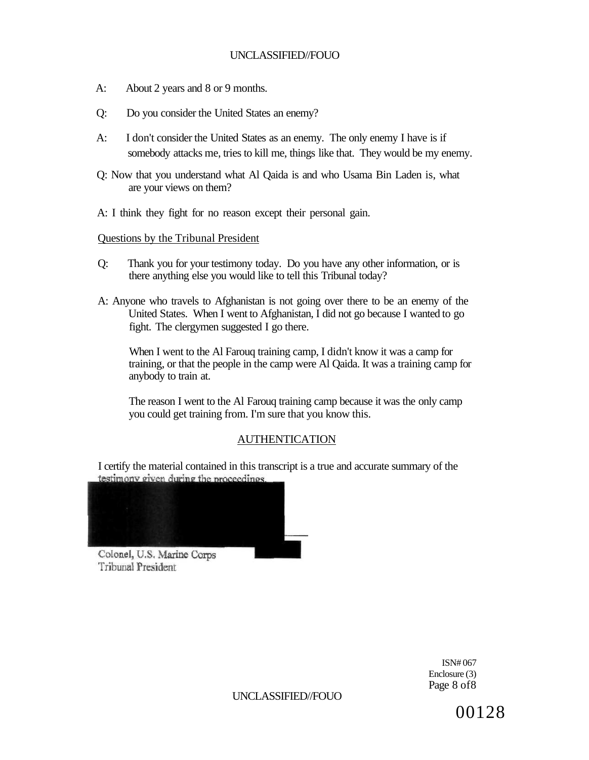A: About 2 years and 8 or 9 months.

Q: Do you consider the United States an enemy?

A: I don't consider the United States as an enemy. The only enemy I have is if somebody attacks me, tries to kill me, things like that. They would be my enemy.

Q: Now that you understand what Al Qaida is and who Usama Bin Laden is, what are your views on them?

A: I think they fight for no reason except their personal gain.

Questions by the Tribunal President

Q: Thank you for your testimony today. Do you have any other information, or is there anything else you would like to tell this Tribunal today?

A: Anyone who travels to Afghanistan is not going over there to be an enemy of the United States. When I went to Afghanistan, I did not go because I wanted to go fight. The clergymen suggested I go there.

When I went to the Al Farouq training camp, I didn't know it was a camp for training, or that the people in the camp were Al Qaida. It was a training camp for anybody to train at.

The reason I went to the Al Farouq training camp because it was the only camp you could get training from. I'm sure that you know this.

## AUTHENTICATION

I certify the material contained in this transcript is a true and accurate summary of the testimony given during the proceedings.

Colonel, U.S. Marine Corps
Tribunal President

ISN# 067
Enclosure (3)
Page 8 of 8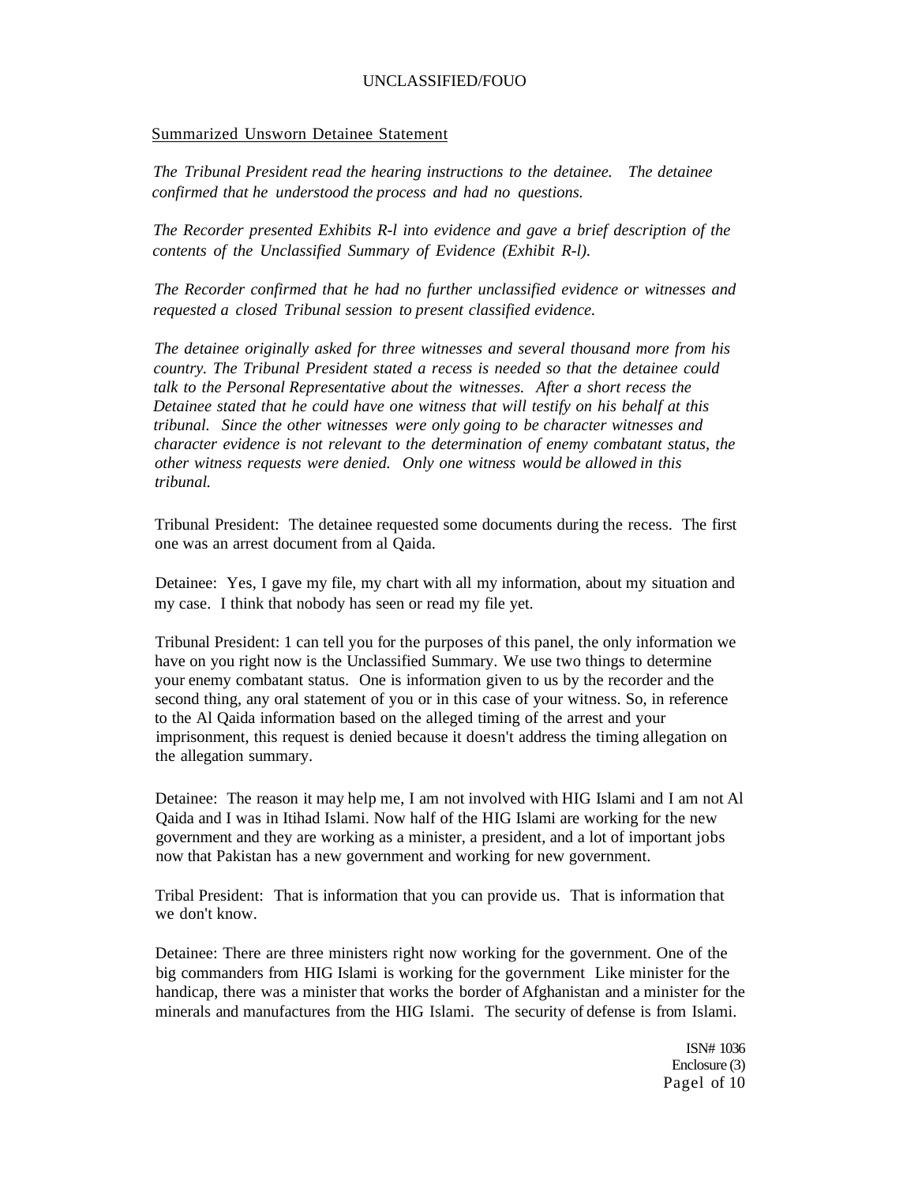Summarized Unsworn Detainee Statement

*The Tribunal President read the hearing instructions to the detainee. The detainee confirmed that he understood the process and had no questions.*

*The Recorder presented Exhibits R-l into evidence and gave a brief description of the contents of the Unclassified Summary of Evidence (Exhibit R-l).*

*The Recorder confirmed that he had no further unclassified evidence or witnesses and requested a closed Tribunal session to present classified evidence.*

*The detainee originally asked for three witnesses and several thousand more from his country. The Tribunal President stated a recess is needed so that the detainee could talk to the Personal Representative about the witnesses. After a short recess the Detainee stated that he could have one witness that will testify on his behalf at this tribunal. Since the other witnesses were only going to be character witnesses and character evidence is not relevant to the determination of enemy combatant status, the other witness requests were denied. Only one witness would be allowed in this tribunal.*

Tribunal President: The detainee requested some documents during the recess. The first one was an arrest document from al Qaida.

Detainee: Yes, I gave my file, my chart with all my information, about my situation and my case. I think that nobody has seen or read my file yet.

Tribunal President: 1 can tell you for the purposes of this panel, the only information we have on you right now is the Unclassified Summary. We use two things to determine your enemy combatant status. One is information given to us by the recorder and the second thing, any oral statement of you or in this case of your witness. So, in reference to the Al Qaida information based on the alleged timing of the arrest and your imprisonment, this request is denied because it doesn't address the timing allegation on the allegation summary.

Detainee: The reason it may help me, I am not involved with HIG Islami and I am not Al Qaida and I was in Itihad Islami. Now half of the HIG Islami are working for the new government and they are working as a minister, a president, and a lot of important jobs now that Pakistan has a new government and working for new government.

Tribal President: That is information that you can provide us. That is information that we don't know.

Detainee: There are three ministers right now working for the government. One of the big commanders from HIG Islami is working for the government Like minister for the handicap, there was a minister that works the border of Afghanistan and a minister for the minerals and manufactures from the HIG Islami. The security of defense is from Islami.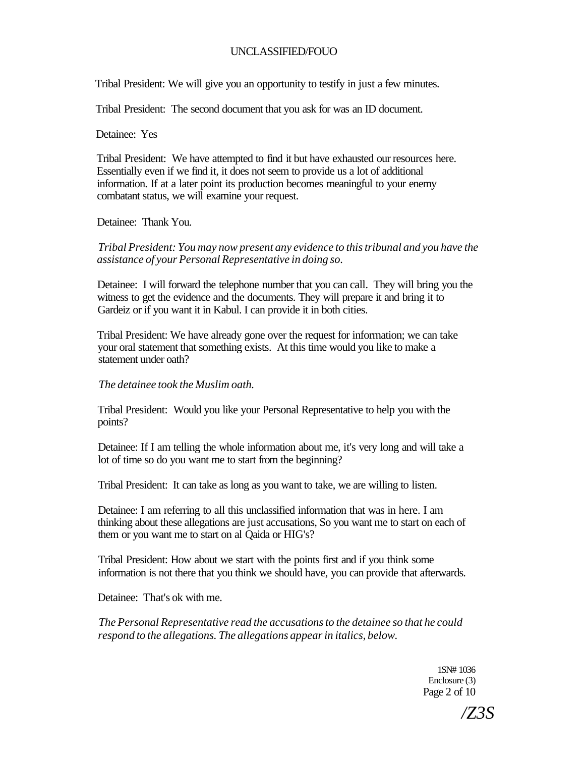Tribal President: We will give you an opportunity to testify in just a few minutes.

Tribal President: The second document that you ask for was an ID document.

Detainee: Yes

Tribal President: We have attempted to find it but have exhausted our resources here. Essentially even if we find it, it does not seem to provide us a lot of additional information. If at a later point its production becomes meaningful to your enemy combatant status, we will examine your request.

Detainee: Thank You.

*Tribal President: You may now present any evidence to this tribunal and you have the assistance of your Personal Representative in doing so.*

Detainee: I will forward the telephone number that you can call. They will bring you the witness to get the evidence and the documents. They will prepare it and bring it to Gardeiz or if you want it in Kabul. I can provide it in both cities.

Tribal President: We have already gone over the request for information; we can take your oral statement that something exists. At this time would you like to make a statement under oath?

*The detainee took the Muslim oath.*

Tribal President: Would you like your Personal Representative to help you with the points?

Detainee: If I am telling the whole information about me, it's very long and will take a lot of time so do you want me to start from the beginning?

Tribal President: It can take as long as you want to take, we are willing to listen.

Detainee: I am referring to all this unclassified information that was in here. I am thinking about these allegations are just accusations, So you want me to start on each of them or you want me to start on al Qaida or HIG's?

Tribal President: How about we start with the points first and if you think some information is not there that you think we should have, you can provide that afterwards.

Detainee: That's ok with me.

*The Personal Representative read the accusations to the detainee so that he could respond to the allegations. The allegations appear in italics, below.*

1SN# 1036
Enclosure (3)

/Z3S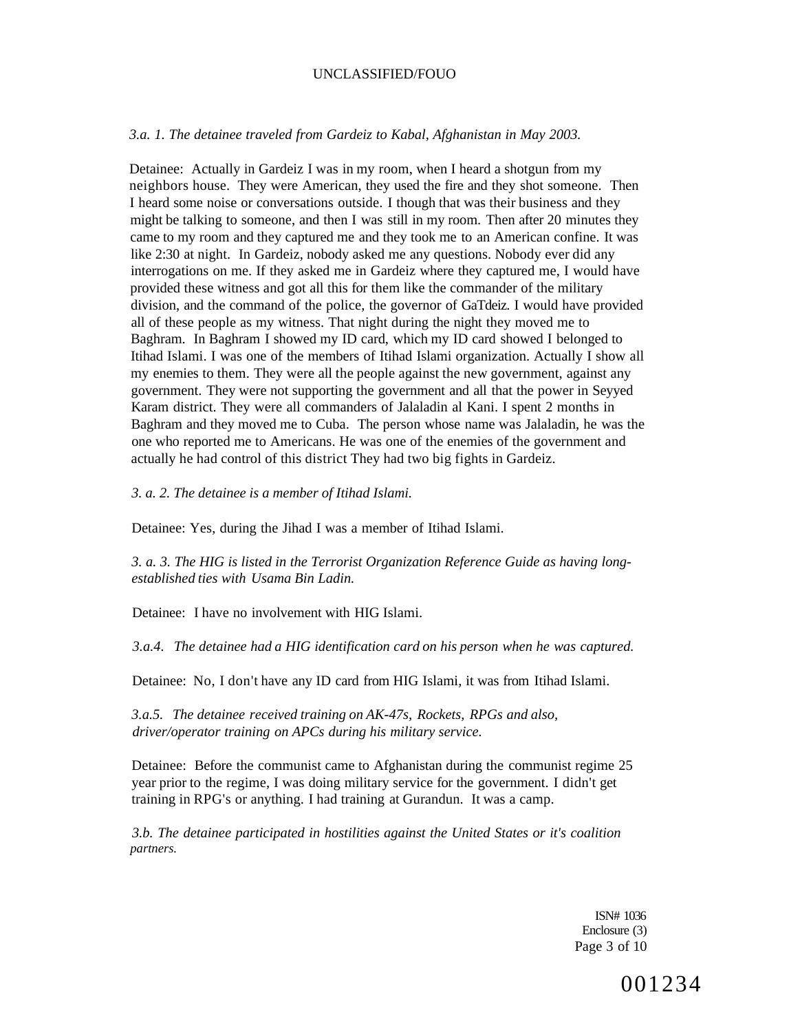*3.a. 1. The detainee traveled from Gardeiz to Kabal, Afghanistan in May 2003.*

Detainee: Actually in Gardeiz I was in my room, when I heard a shotgun from my neighbors house. They were American, they used the fire and they shot someone. Then I heard some noise or conversations outside. I though that was their business and they might be talking to someone, and then I was still in my room. Then after 20 minutes they came to my room and they captured me and they took me to an American confine. It was like 2:30 at night. In Gardeiz, nobody asked me any questions. Nobody ever did any interrogations on me. If they asked me in Gardeiz where they captured me, I would have provided these witness and got all this for them like the commander of the military division, and the command of the police, the governor of GaTdeiz. I would have provided all of these people as my witness. That night during the night they moved me to Baghram. In Baghram I showed my ID card, which my ID card showed I belonged to Itihad Islami. I was one of the members of Itihad Islami organization. Actually I show all my enemies to them. They were all the people against the new government, against any government. They were not supporting the government and all that the power in Seyyed Karam district. They were all commanders of Jalaladin al Kani. I spent 2 months in Baghram and they moved me to Cuba. The person whose name was Jalaladin, he was the one who reported me to Americans. He was one of the enemies of the government and actually he had control of this district They had two big fights in Gardeiz.

*3. a. 2. The detainee is a member of Itihad Islami.*

Detainee: Yes, during the Jihad I was a member of Itihad Islami.

*3. a. 3. The HIG is listed in the Terrorist Organization Reference Guide as having long-established ties with Usama Bin Ladin.*

Detainee: I have no involvement with HIG Islami.

*3.a.4. The detainee had a HIG identification card on his person when he was captured.*

Detainee: No, I don't have any ID card from HIG Islami, it was from Itihad Islami.

*3.a.5. The detainee received training on AK-47s, Rockets, RPGs and also, driver/operator training on APCs during his military service.*

Detainee: Before the communist came to Afghanistan during the communist regime 25 year prior to the regime, I was doing military service for the government. I didn't get training in RPG's or anything. I had training at Gurandun. It was a camp.

*3.b. The detainee participated in hostilities against the United States or it's coalition partners.*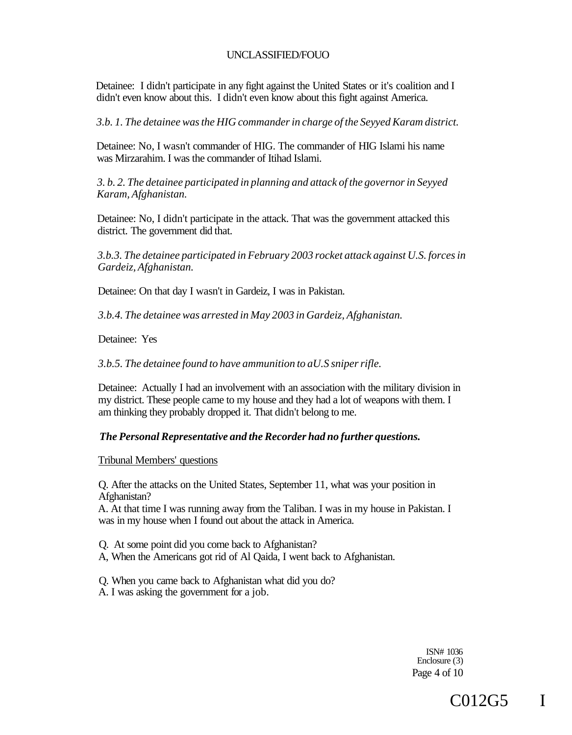Detainee: I didn't participate in any fight against the United States or it's coalition and I didn't even know about this. I didn't even know about this fight against America.

*3.b. 1. The detainee was the HIG commander in charge of the Seyyed Karam district.*

Detainee: No, I wasn't commander of HIG. The commander of HIG Islami his name was Mirzarahim. I was the commander of Itihad Islami.

*3. b. 2. The detainee participated in planning and attack of the governor in Seyyed Karam, Afghanistan.*

Detainee: No, I didn't participate in the attack. That was the government attacked this district. The government did that.

*3.b.3. The detainee participated in February 2003 rocket attack against U.S. forces in Gardeiz, Afghanistan.*

Detainee: On that day I wasn't in Gardeiz, I was in Pakistan.

*3.b.4. The detainee was arrested in May 2003 in Gardeiz, Afghanistan.*

Detainee: Yes

*3.b.5. The detainee found to have ammunition to aU.S sniper rifle.*

Detainee: Actually I had an involvement with an association with the military division in my district. These people came to my house and they had a lot of weapons with them. I am thinking they probably dropped it. That didn't belong to me.

***The Personal Representative and the Recorder had no further questions.***

Tribunal Members' questions

Q. After the attacks on the United States, September 11, what was your position in Afghanistan?
A. At that time I was running away from the Taliban. I was in my house in Pakistan. I was in my house when I found out about the attack in America.

Q. At some point did you come back to Afghanistan?
A, When the Americans got rid of Al Qaida, I went back to Afghanistan.

Q. When you came back to Afghanistan what did you do?
A. I was asking the government for a job.

ISN# 1036
Enclosure (3)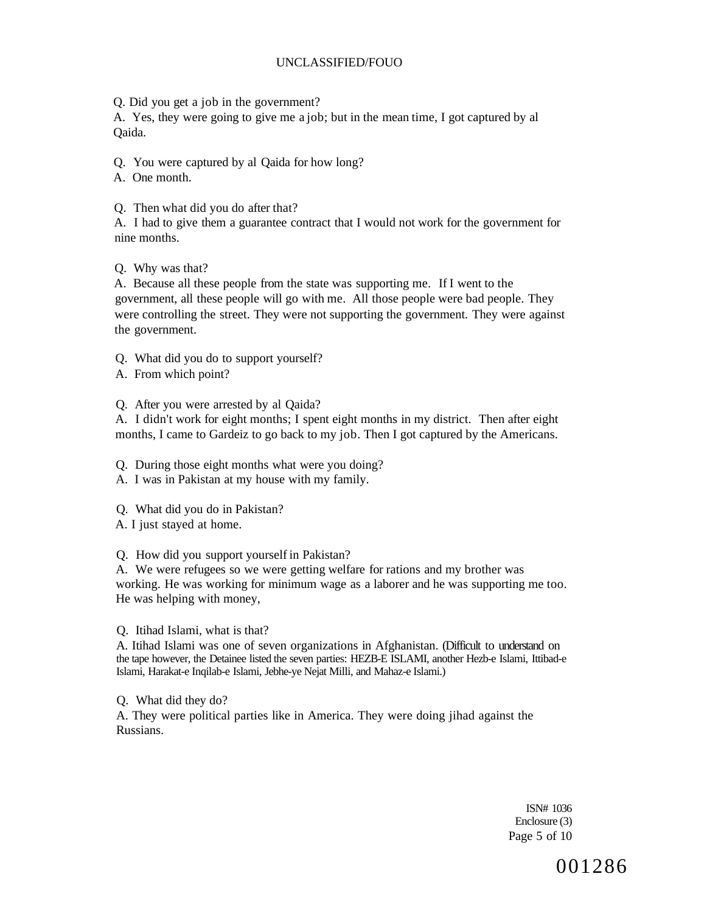Q. Did you get a job in the government?
A. Yes, they were going to give me a job; but in the mean time, I got captured by al Qaida.

Q. You were captured by al Qaida for how long?
A. One month.

Q. Then what did you do after that?
A. I had to give them a guarantee contract that I would not work for the government for nine months.

Q. Why was that?
A. Because all these people from the state was supporting me. If I went to the government, all these people will go with me. All those people were bad people. They were controlling the street. They were not supporting the government. They were against the government.

Q. What did you do to support yourself?
A. From which point?

Q. After you were arrested by al Qaida?
A. I didn't work for eight months; I spent eight months in my district. Then after eight months, I came to Gardeiz to go back to my job. Then I got captured by the Americans.

Q. During those eight months what were you doing?
A. I was in Pakistan at my house with my family.

Q. What did you do in Pakistan?
A. I just stayed at home.

Q. How did you support yourself in Pakistan?
A. We were refugees so we were getting welfare for rations and my brother was working. He was working for minimum wage as a laborer and he was supporting me too. He was helping with money,

Q. Itihad Islami, what is that?
A. Itihad Islami was one of seven organizations in Afghanistan. (Difficult to understand on the tape however, the Detainee listed the seven parties: HEZB-E ISLAMI, another Hezb-e Islami, Ittibad-e Islami, Harakat-e Inqilab-e Islami, Jebhe-ye Nejat Milli, and Mahaz-e Islami.)

Q. What did they do?
A. They were political parties like in America. They were doing jihad against the Russians.

ISN# 1036
Enclosure (3)

001286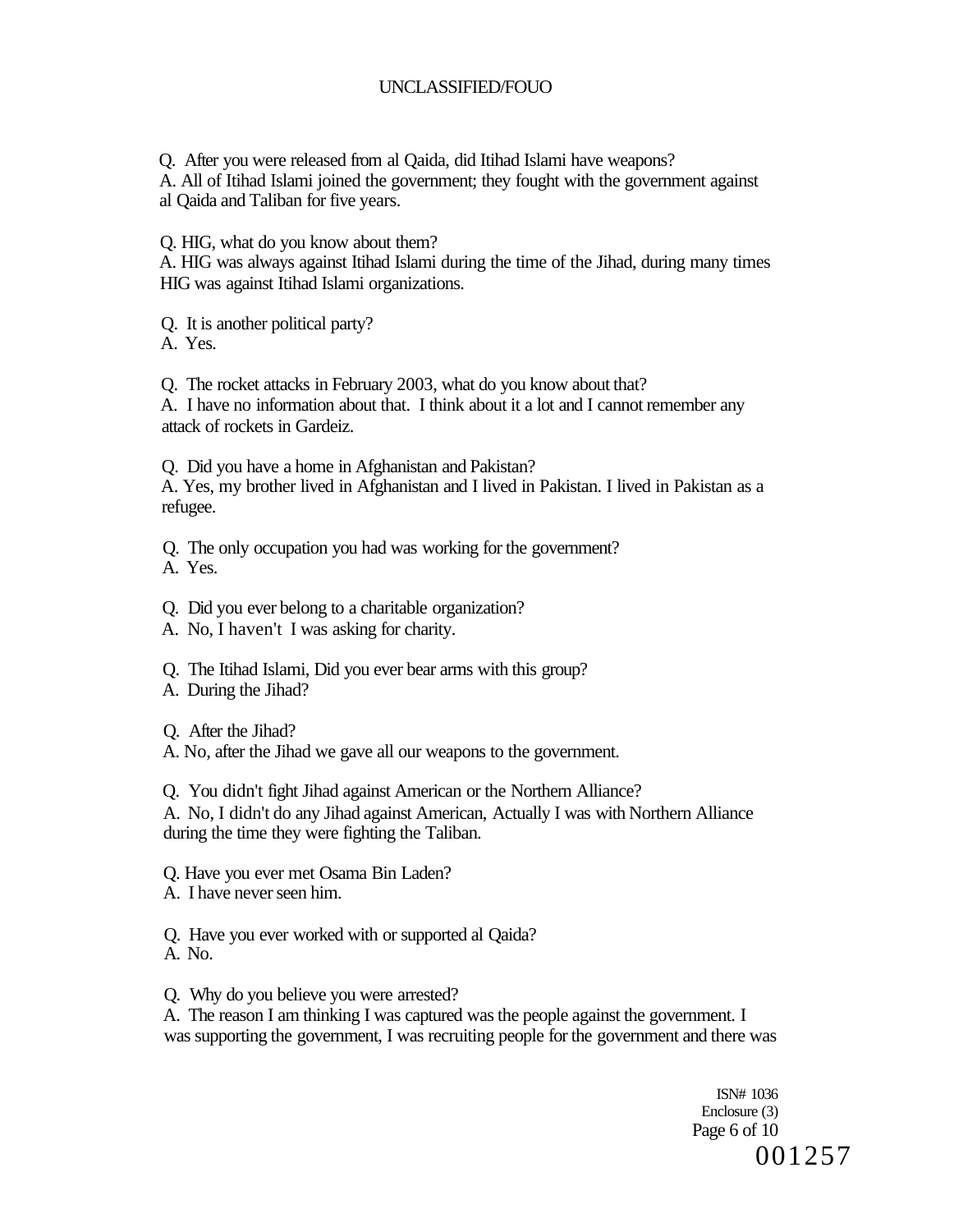Q. After you were released from al Qaida, did Itihad Islami have weapons?
A. All of Itihad Islami joined the government; they fought with the government against al Qaida and Taliban for five years.

Q. HIG, what do you know about them?
A. HIG was always against Itihad Islami during the time of the Jihad, during many times HIG was against Itihad Islami organizations.

Q. It is another political party?
A. Yes.

Q. The rocket attacks in February 2003, what do you know about that?
A. I have no information about that. I think about it a lot and I cannot remember any attack of rockets in Gardeiz.

Q. Did you have a home in Afghanistan and Pakistan?
A. Yes, my brother lived in Afghanistan and I lived in Pakistan. I lived in Pakistan as a refugee.

Q. The only occupation you had was working for the government?
A. Yes.

Q. Did you ever belong to a charitable organization?
A. No, I haven't I was asking for charity.

Q. The Itihad Islami, Did you ever bear arms with this group?
A. During the Jihad?

Q. After the Jihad?
A. No, after the Jihad we gave all our weapons to the government.

Q. You didn't fight Jihad against American or the Northern Alliance?
A. No, I didn't do any Jihad against American, Actually I was with Northern Alliance during the time they were fighting the Taliban.

Q. Have you ever met Osama Bin Laden?
A. I have never seen him.

Q. Have you ever worked with or supported al Qaida?
A. No.

Q. Why do you believe you were arrested?
A. The reason I am thinking I was captured was the people against the government. I was supporting the government, I was recruiting people for the government and there was

ISN# 1036
Enclosure (3)

001257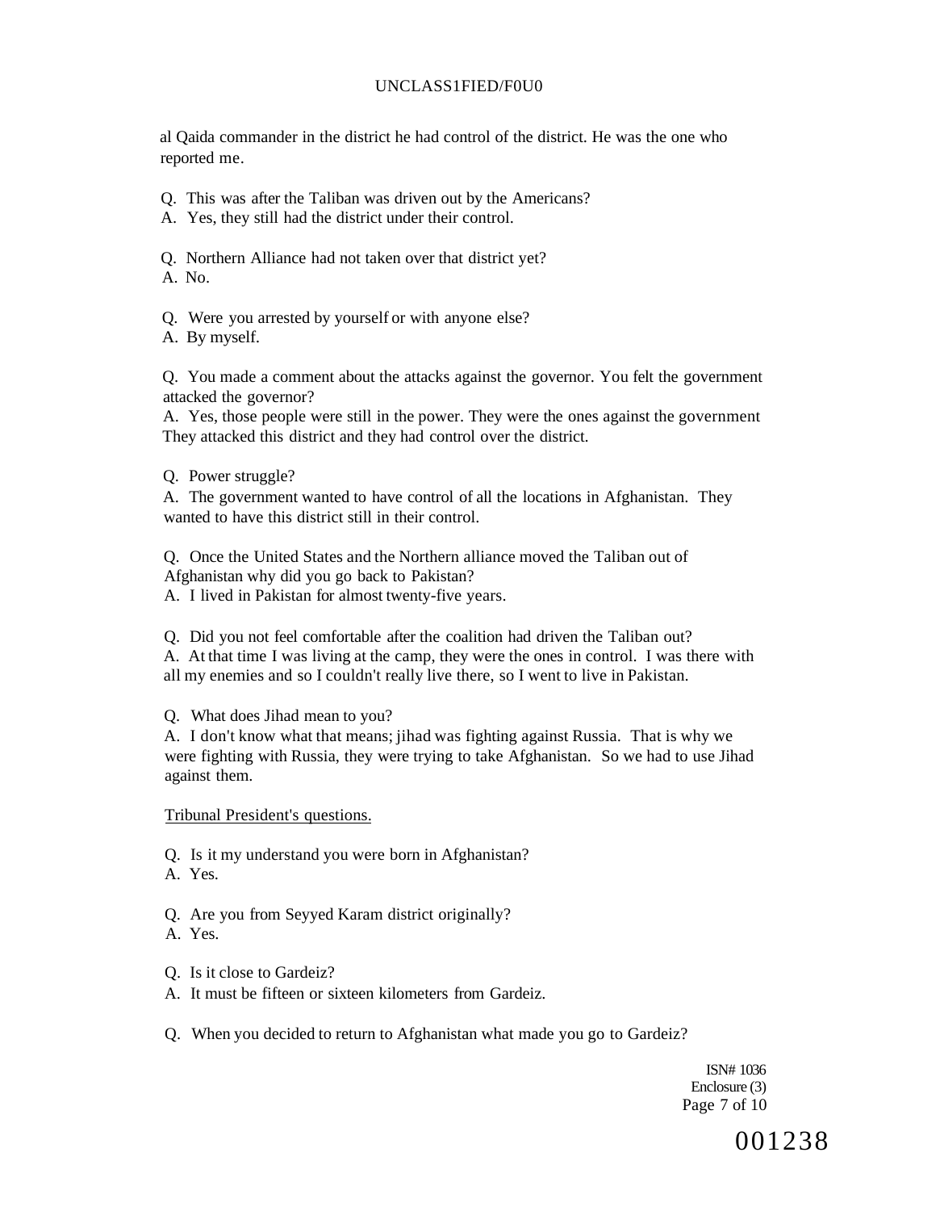al Qaida commander in the district he had control of the district. He was the one who reported me.

Q. This was after the Taliban was driven out by the Americans?
A. Yes, they still had the district under their control.

Q. Northern Alliance had not taken over that district yet?
A. No.

Q. Were you arrested by yourself or with anyone else?
A. By myself.

Q. You made a comment about the attacks against the governor. You felt the government attacked the governor?
A. Yes, those people were still in the power. They were the ones against the government They attacked this district and they had control over the district.

Q. Power struggle?
A. The government wanted to have control of all the locations in Afghanistan. They wanted to have this district still in their control.

Q. Once the United States and the Northern alliance moved the Taliban out of Afghanistan why did you go back to Pakistan?
A. I lived in Pakistan for almost twenty-five years.

Q. Did you not feel comfortable after the coalition had driven the Taliban out?
A. At that time I was living at the camp, they were the ones in control. I was there with all my enemies and so I couldn't really live there, so I went to live in Pakistan.

Q. What does Jihad mean to you?
A. I don't know what that means; jihad was fighting against Russia. That is why we were fighting with Russia, they were trying to take Afghanistan. So we had to use Jihad against them.

Tribunal President's questions.

Q. Is it my understand you were born in Afghanistan?
A. Yes.

Q. Are you from Seyyed Karam district originally?
A. Yes.

Q. Is it close to Gardeiz?
A. It must be fifteen or sixteen kilometers from Gardeiz.

Q. When you decided to return to Afghanistan what made you go to Gardeiz?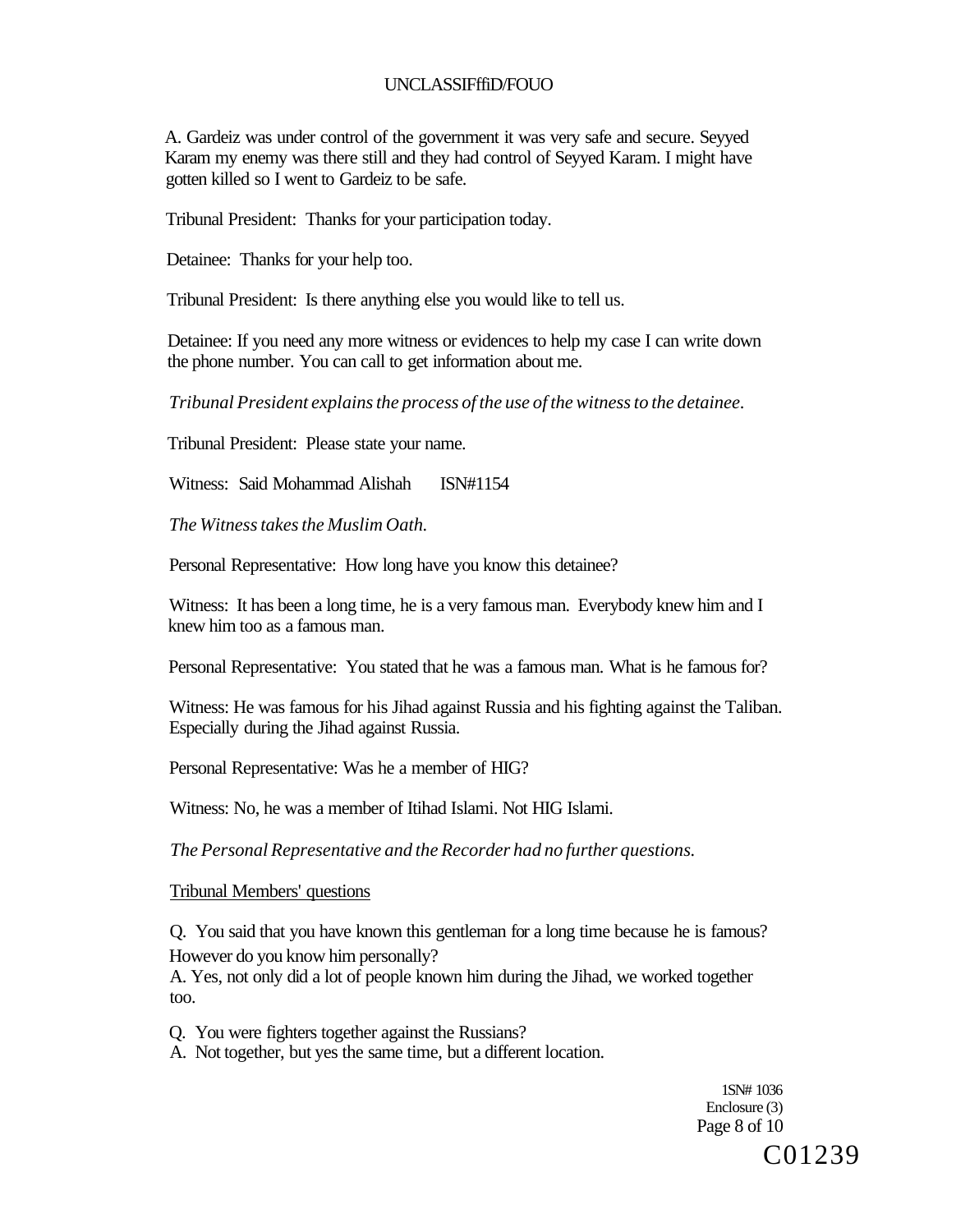A. Gardeiz was under control of the government it was very safe and secure. Seyyed Karam my enemy was there still and they had control of Seyyed Karam. I might have gotten killed so I went to Gardeiz to be safe.

Tribunal President: Thanks for your participation today.

Detainee: Thanks for your help too.

Tribunal President: Is there anything else you would like to tell us.

Detainee: If you need any more witness or evidences to help my case I can write down the phone number. You can call to get information about me.

*Tribunal President explains the process of the use of the witness to the detainee.*

Tribunal President: Please state your name.

Witness: Said Mohammad Alishah ISN#1154

*The Witness takes the Muslim Oath.*

Personal Representative: How long have you know this detainee?

Witness: It has been a long time, he is a very famous man. Everybody knew him and I knew him too as a famous man.

Personal Representative: You stated that he was a famous man. What is he famous for?

Witness: He was famous for his Jihad against Russia and his fighting against the Taliban. Especially during the Jihad against Russia.

Personal Representative: Was he a member of HIG?

Witness: No, he was a member of Itihad Islami. Not HIG Islami.

*The Personal Representative and the Recorder had no further questions.*

Tribunal Members' questions

Q. You said that you have known this gentleman for a long time because he is famous? However do you know him personally?
A. Yes, not only did a lot of people known him during the Jihad, we worked together too.

Q. You were fighters together against the Russians?
A. Not together, but yes the same time, but a different location.

1SN# 1036
Enclosure (3)

C01239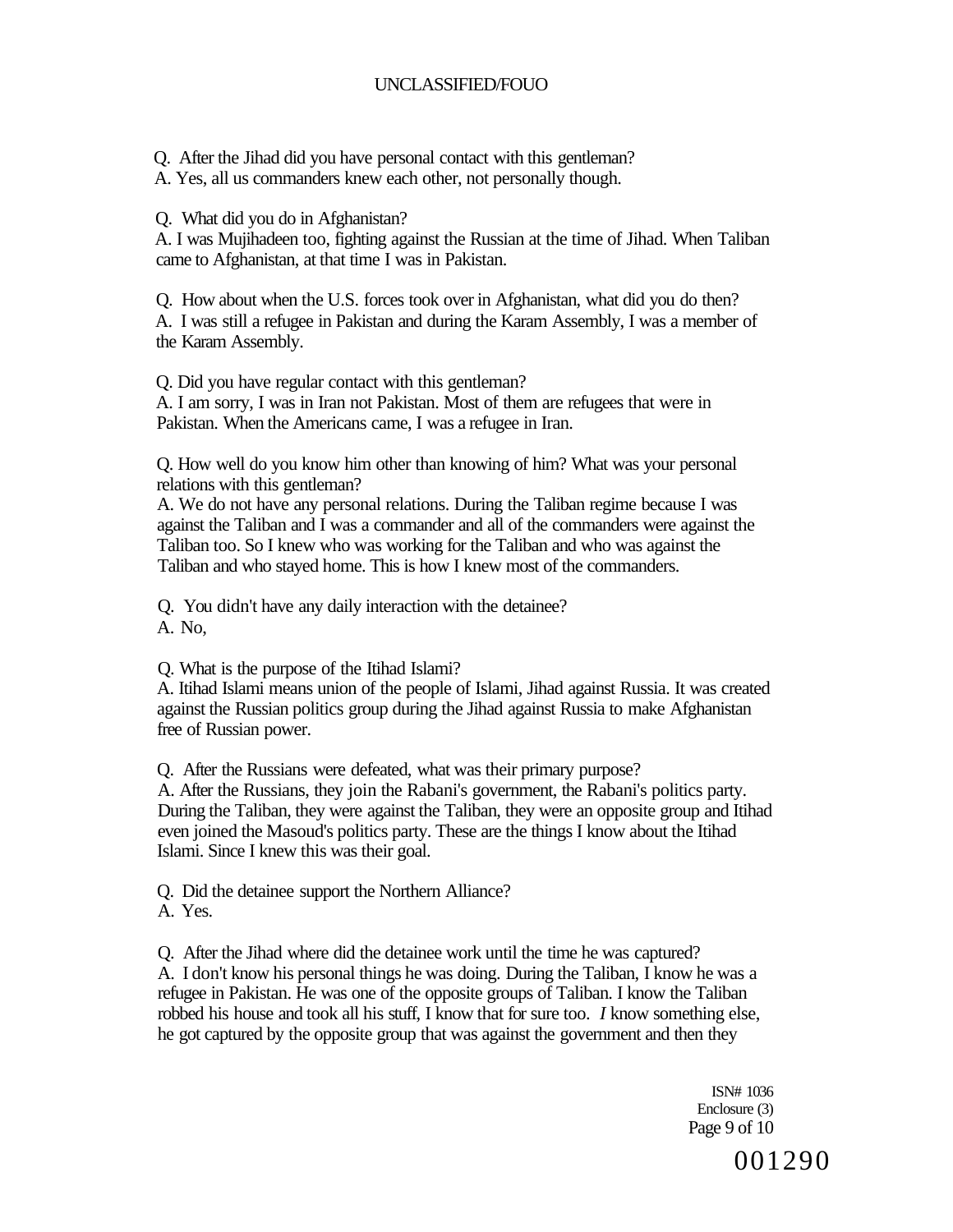Q. After the Jihad did you have personal contact with this gentleman?
A. Yes, all us commanders knew each other, not personally though.

Q. What did you do in Afghanistan?
A. I was Mujihadeen too, fighting against the Russian at the time of Jihad. When Taliban came to Afghanistan, at that time I was in Pakistan.

Q. How about when the U.S. forces took over in Afghanistan, what did you do then?
A. I was still a refugee in Pakistan and during the Karam Assembly, I was a member of the Karam Assembly.

Q. Did you have regular contact with this gentleman?
A. I am sorry, I was in Iran not Pakistan. Most of them are refugees that were in Pakistan. When the Americans came, I was a refugee in Iran.

Q. How well do you know him other than knowing of him? What was your personal relations with this gentleman?
A. We do not have any personal relations. During the Taliban regime because I was against the Taliban and I was a commander and all of the commanders were against the Taliban too. So I knew who was working for the Taliban and who was against the Taliban and who stayed home. This is how I knew most of the commanders.

Q. You didn't have any daily interaction with the detainee?
A. No,

Q. What is the purpose of the Itihad Islami?
A. Itihad Islami means union of the people of Islami, Jihad against Russia. It was created against the Russian politics group during the Jihad against Russia to make Afghanistan free of Russian power.

Q. After the Russians were defeated, what was their primary purpose?
A. After the Russians, they join the Rabani's government, the Rabani's politics party. During the Taliban, they were against the Taliban, they were an opposite group and Itihad even joined the Masoud's politics party. These are the things I know about the Itihad Islami. Since I knew this was their goal.

Q. Did the detainee support the Northern Alliance?
A. Yes.

Q. After the Jihad where did the detainee work until the time he was captured?
A. I don't know his personal things he was doing. During the Taliban, I know he was a refugee in Pakistan. He was one of the opposite groups of Taliban. I know the Taliban robbed his house and took all his stuff, I know that for sure too. *I* know something else, he got captured by the opposite group that was against the government and then they

ISN# 1036
Enclosure (3)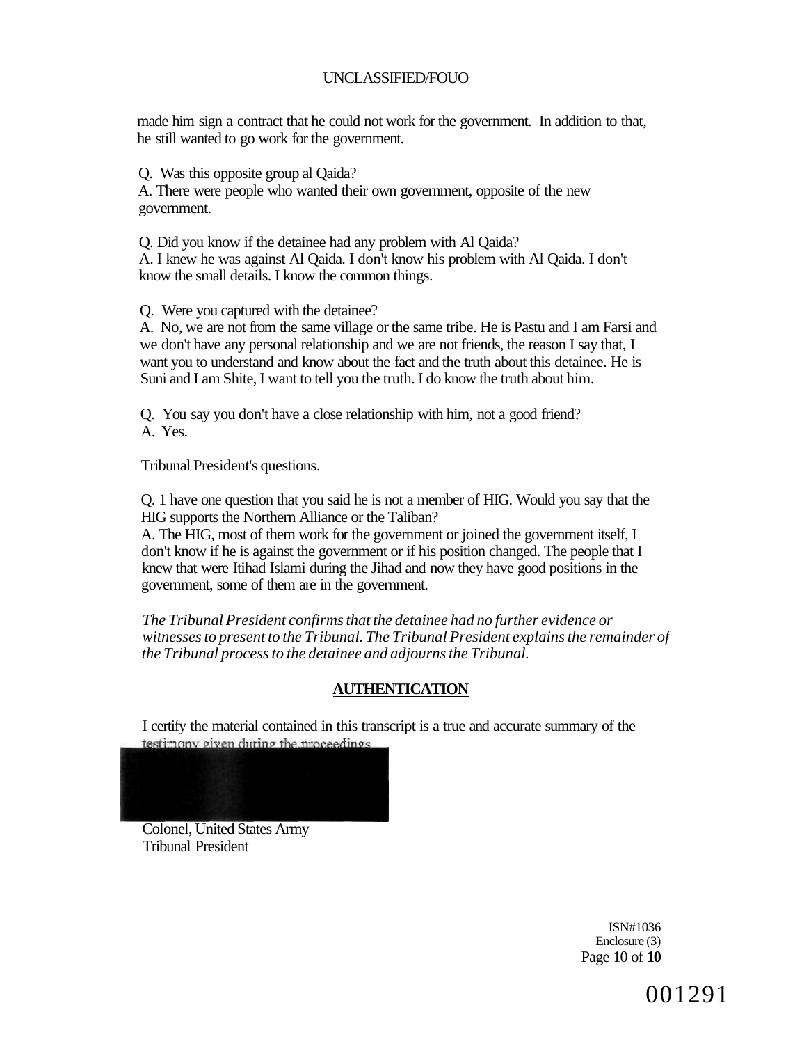made him sign a contract that he could not work for the government. In addition to that, he still wanted to go work for the government.

Q. Was this opposite group al Qaida?
A. There were people who wanted their own government, opposite of the new government.

Q. Did you know if the detainee had any problem with Al Qaida?
A. I knew he was against Al Qaida. I don't know his problem with Al Qaida. I don't know the small details. I know the common things.

Q. Were you captured with the detainee?
A. No, we are not from the same village or the same tribe. He is Pastu and I am Farsi and we don't have any personal relationship and we are not friends, the reason I say that, I want you to understand and know about the fact and the truth about this detainee. He is Suni and I am Shite, I want to tell you the truth. I do know the truth about him.

Q. You say you don't have a close relationship with him, not a good friend?
A. Yes.

Tribunal President's questions.

Q. 1 have one question that you said he is not a member of HIG. Would you say that the HIG supports the Northern Alliance or the Taliban?
A. The HIG, most of them work for the government or joined the government itself, I don't know if he is against the government or if his position changed. The people that I knew that were Itihad Islami during the Jihad and now they have good positions in the government, some of them are in the government.

*The Tribunal President confirms that the detainee had no further evidence or witnesses to present to the Tribunal. The Tribunal President explains the remainder of the Tribunal process to the detainee and adjourns the Tribunal.*

## AUTHENTICATION

I certify the material contained in this transcript is a true and accurate summary of the testimony given during the proceedings.

Colonel, United States Army
Tribunal President

ISN#1036
Enclosure (3)